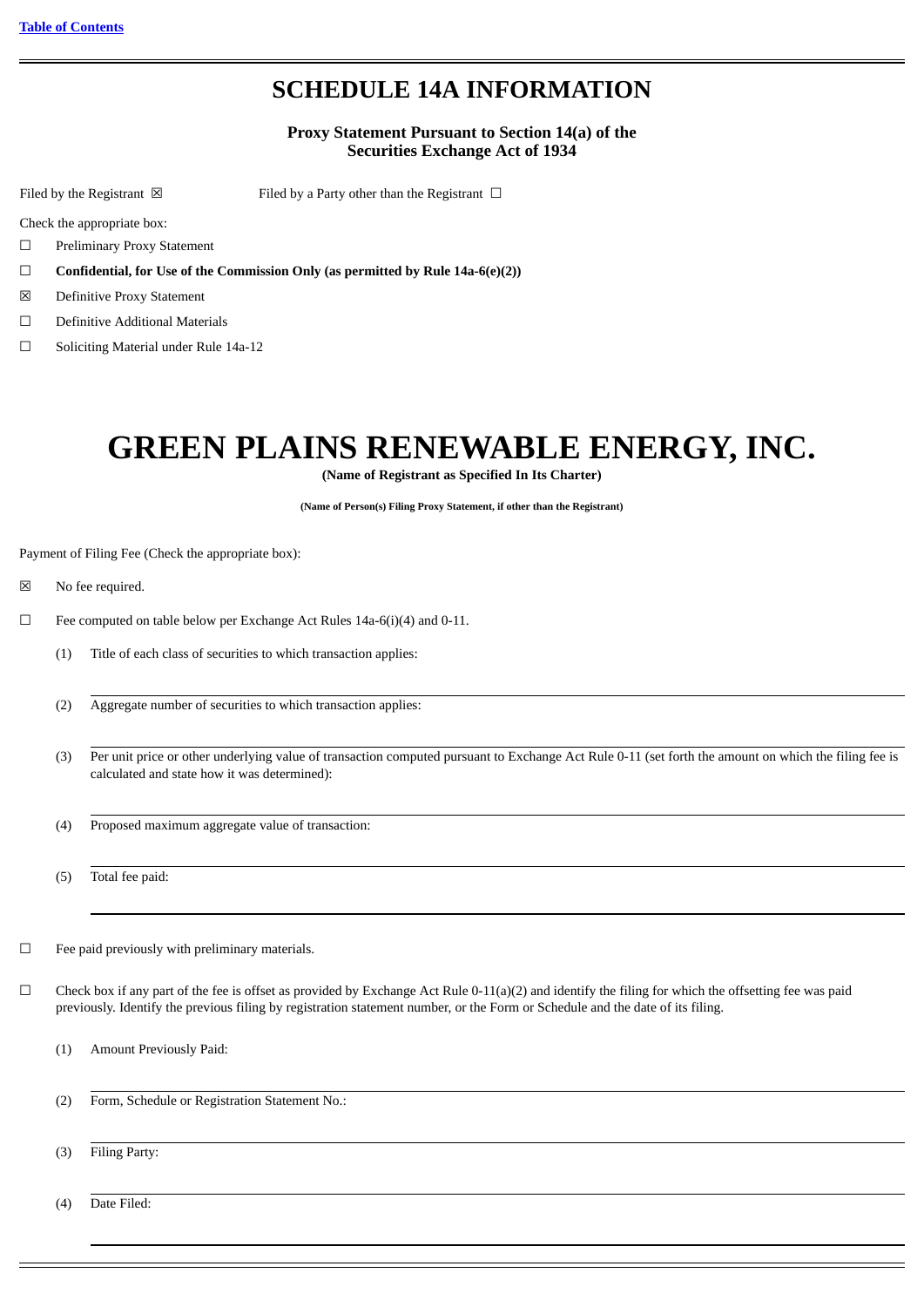[Table of Contents](#)

# SCHEDULE 14A INFORMATION

**Proxy Statement Pursuant to Section 14(a) of the Securities Exchange Act of 1934**

Filed by the Registrant ☒ Filed by a Party other than the Registrant ☐

Check the appropriate box:

☐ Preliminary Proxy Statement

☐ **Confidential, for Use of the Commission Only (as permitted by Rule 14a-6(e)(2))**

☒ Definitive Proxy Statement

☐ Definitive Additional Materials

☐ Soliciting Material under Rule 14a-12

# GREEN PLAINS RENEWABLE ENERGY, INC.

**(Name of Registrant as Specified In Its Charter)**

**(Name of Person(s) Filing Proxy Statement, if other than the Registrant)**

Payment of Filing Fee (Check the appropriate box):

☒ No fee required.

☐ Fee computed on table below per Exchange Act Rules 14a-6(i)(4) and 0-11.

(1) Title of each class of securities to which transaction applies:

(2) Aggregate number of securities to which transaction applies:

(3) Per unit price or other underlying value of transaction computed pursuant to Exchange Act Rule 0-11 (set forth the amount on which the filing fee is calculated and state how it was determined):

(4) Proposed maximum aggregate value of transaction:

(5) Total fee paid:

☐ Fee paid previously with preliminary materials.

☐ Check box if any part of the fee is offset as provided by Exchange Act Rule 0-11(a)(2) and identify the filing for which the offsetting fee was paid previously. Identify the previous filing by registration statement number, or the Form or Schedule and the date of its filing.

(1) Amount Previously Paid:

(2) Form, Schedule or Registration Statement No.:

(3) Filing Party:

(4) Date Filed: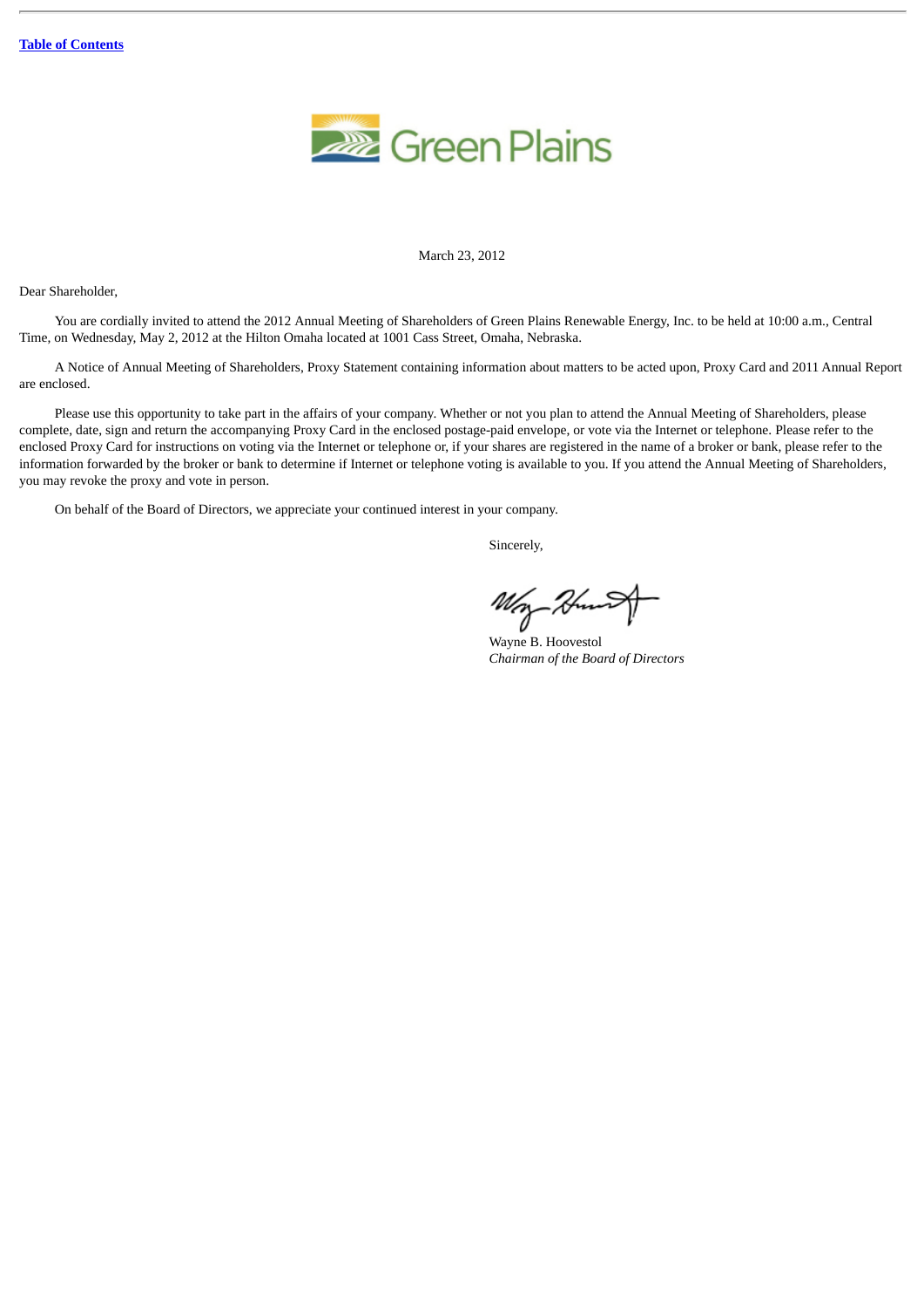[Table of Contents](#)

Green Plains

March 23, 2012

Dear Shareholder,

You are cordially invited to attend the 2012 Annual Meeting of Shareholders of Green Plains Renewable Energy, Inc. to be held at 10:00 a.m., Central Time, on Wednesday, May 2, 2012 at the Hilton Omaha located at 1001 Cass Street, Omaha, Nebraska.

A Notice of Annual Meeting of Shareholders, Proxy Statement containing information about matters to be acted upon, Proxy Card and 2011 Annual Report are enclosed.

Please use this opportunity to take part in the affairs of your company. Whether or not you plan to attend the Annual Meeting of Shareholders, please complete, date, sign and return the accompanying Proxy Card in the enclosed postage-paid envelope, or vote via the Internet or telephone. Please refer to the enclosed Proxy Card for instructions on voting via the Internet or telephone or, if your shares are registered in the name of a broker or bank, please refer to the information forwarded by the broker or bank to determine if Internet or telephone voting is available to you. If you attend the Annual Meeting of Shareholders, you may revoke the proxy and vote in person.

On behalf of the Board of Directors, we appreciate your continued interest in your company.

Sincerely,

Wayne B. Hoovestol
*Chairman of the Board of Directors*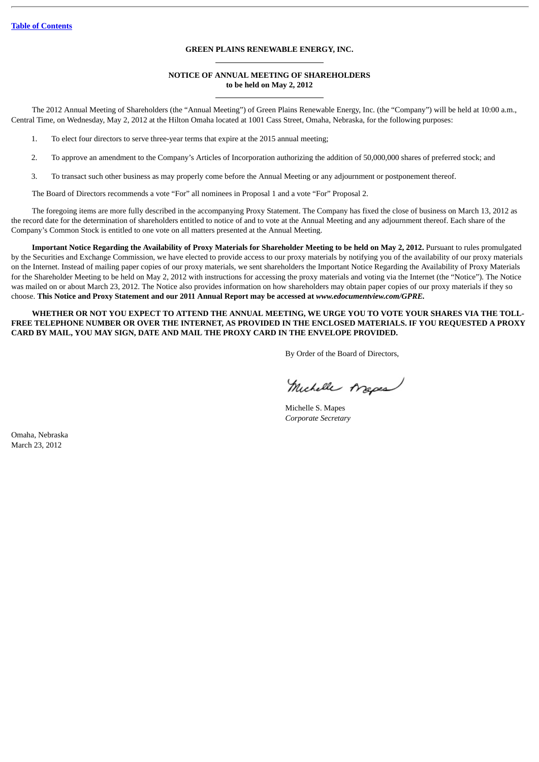**GREEN PLAINS RENEWABLE ENERGY, INC.**

**NOTICE OF ANNUAL MEETING OF SHAREHOLDERS**
**to be held on May 2, 2012**

The 2012 Annual Meeting of Shareholders (the "Annual Meeting") of Green Plains Renewable Energy, Inc. (the "Company") will be held at 10:00 a.m., Central Time, on Wednesday, May 2, 2012 at the Hilton Omaha located at 1001 Cass Street, Omaha, Nebraska, for the following purposes:

1. To elect four directors to serve three-year terms that expire at the 2015 annual meeting;

2. To approve an amendment to the Company's Articles of Incorporation authorizing the addition of 50,000,000 shares of preferred stock; and

3. To transact such other business as may properly come before the Annual Meeting or any adjournment or postponement thereof.

The Board of Directors recommends a vote "For" all nominees in Proposal 1 and a vote "For" Proposal 2.

The foregoing items are more fully described in the accompanying Proxy Statement. The Company has fixed the close of business on March 13, 2012 as the record date for the determination of shareholders entitled to notice of and to vote at the Annual Meeting and any adjournment thereof. Each share of the Company's Common Stock is entitled to one vote on all matters presented at the Annual Meeting.

**Important Notice Regarding the Availability of Proxy Materials for Shareholder Meeting to be held on May 2, 2012.** Pursuant to rules promulgated by the Securities and Exchange Commission, we have elected to provide access to our proxy materials by notifying you of the availability of our proxy materials on the Internet. Instead of mailing paper copies of our proxy materials, we sent shareholders the Important Notice Regarding the Availability of Proxy Materials for the Shareholder Meeting to be held on May 2, 2012 with instructions for accessing the proxy materials and voting via the Internet (the "Notice"). The Notice was mailed on or about March 23, 2012. The Notice also provides information on how shareholders may obtain paper copies of our proxy materials if they so choose. **This Notice and Proxy Statement and our 2011 Annual Report may be accessed at *www.edocumentview.com/GPRE*.**

**WHETHER OR NOT YOU EXPECT TO ATTEND THE ANNUAL MEETING, WE URGE YOU TO VOTE YOUR SHARES VIA THE TOLL-FREE TELEPHONE NUMBER OR OVER THE INTERNET, AS PROVIDED IN THE ENCLOSED MATERIALS. IF YOU REQUESTED A PROXY CARD BY MAIL, YOU MAY SIGN, DATE AND MAIL THE PROXY CARD IN THE ENVELOPE PROVIDED.**

By Order of the Board of Directors,

Michelle S. Mapes
*Corporate Secretary*

Omaha, Nebraska
March 23, 2012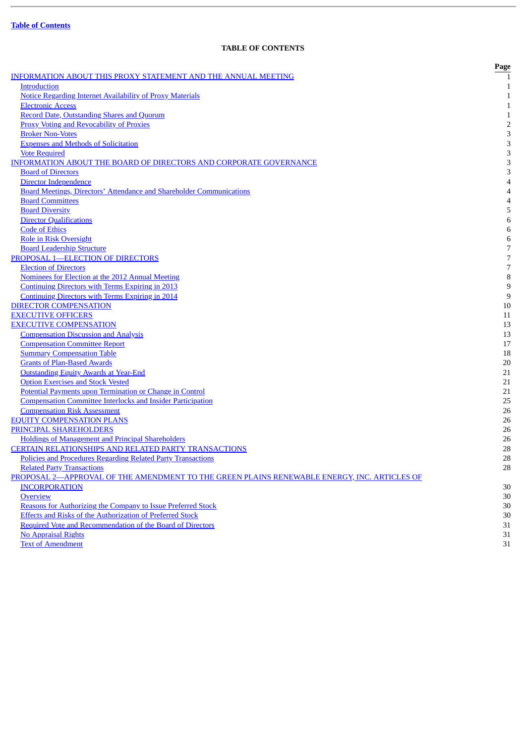Table of Contents

# TABLE OF CONTENTS

| | Page |
|---|---|
| INFORMATION ABOUT THIS PROXY STATEMENT AND THE ANNUAL MEETING | 1 |
| Introduction | 1 |
| Notice Regarding Internet Availability of Proxy Materials | 1 |
| Electronic Access | 1 |
| Record Date, Outstanding Shares and Quorum | 1 |
| Proxy Voting and Revocability of Proxies | 2 |
| Broker Non-Votes | 3 |
| Expenses and Methods of Solicitation | 3 |
| Vote Required | 3 |
| INFORMATION ABOUT THE BOARD OF DIRECTORS AND CORPORATE GOVERNANCE | 3 |
| Board of Directors | 3 |
| Director Independence | 4 |
| Board Meetings, Directors' Attendance and Shareholder Communications | 4 |
| Board Committees | 4 |
| Board Diversity | 5 |
| Director Qualifications | 6 |
| Code of Ethics | 6 |
| Role in Risk Oversight | 6 |
| Board Leadership Structure | 7 |
| PROPOSAL 1—ELECTION OF DIRECTORS | 7 |
| Election of Directors | 7 |
| Nominees for Election at the 2012 Annual Meeting | 8 |
| Continuing Directors with Terms Expiring in 2013 | 9 |
| Continuing Directors with Terms Expiring in 2014 | 9 |
| DIRECTOR COMPENSATION | 10 |
| EXECUTIVE OFFICERS | 11 |
| EXECUTIVE COMPENSATION | 13 |
| Compensation Discussion and Analysis | 13 |
| Compensation Committee Report | 17 |
| Summary Compensation Table | 18 |
| Grants of Plan-Based Awards | 20 |
| Outstanding Equity Awards at Year-End | 21 |
| Option Exercises and Stock Vested | 21 |
| Potential Payments upon Termination or Change in Control | 21 |
| Compensation Committee Interlocks and Insider Participation | 25 |
| Compensation Risk Assessment | 26 |
| EQUITY COMPENSATION PLANS | 26 |
| PRINCIPAL SHAREHOLDERS | 26 |
| Holdings of Management and Principal Shareholders | 26 |
| CERTAIN RELATIONSHIPS AND RELATED PARTY TRANSACTIONS | 28 |
| Policies and Procedures Regarding Related Party Transactions | 28 |
| Related Party Transactions | 28 |
| PROPOSAL 2—APPROVAL OF THE AMENDMENT TO THE GREEN PLAINS RENEWABLE ENERGY, INC. ARTICLES OF INCORPORATION | 30 |
| Overview | 30 |
| Reasons for Authorizing the Company to Issue Preferred Stock | 30 |
| Effects and Risks of the Authorization of Preferred Stock | 30 |
| Required Vote and Recommendation of the Board of Directors | 31 |
| No Appraisal Rights | 31 |
| Text of Amendment | 31 |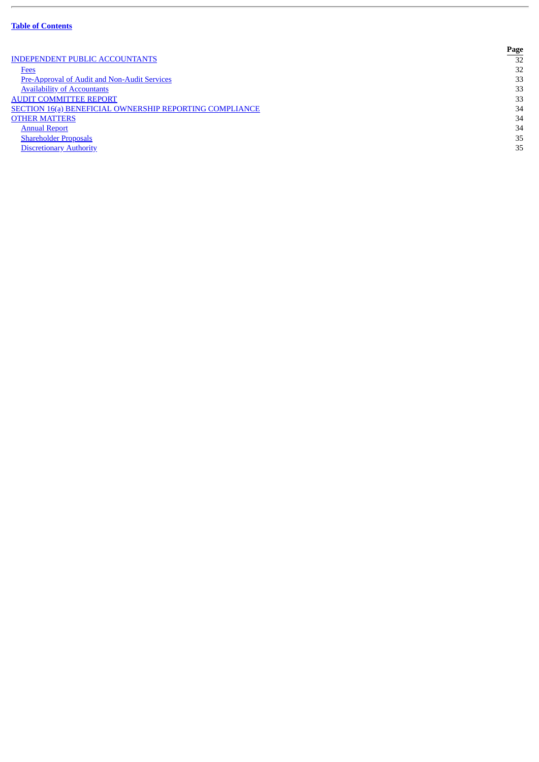**Table of Contents**

| | Page |
|---|---|
| INDEPENDENT PUBLIC ACCOUNTANTS | 32 |
| Fees | 32 |
| Pre-Approval of Audit and Non-Audit Services | 33 |
| Availability of Accountants | 33 |
| AUDIT COMMITTEE REPORT | 33 |
| SECTION 16(a) BENEFICIAL OWNERSHIP REPORTING COMPLIANCE | 34 |
| OTHER MATTERS | 34 |
| Annual Report | 34 |
| Shareholder Proposals | 35 |
| Discretionary Authority | 35 |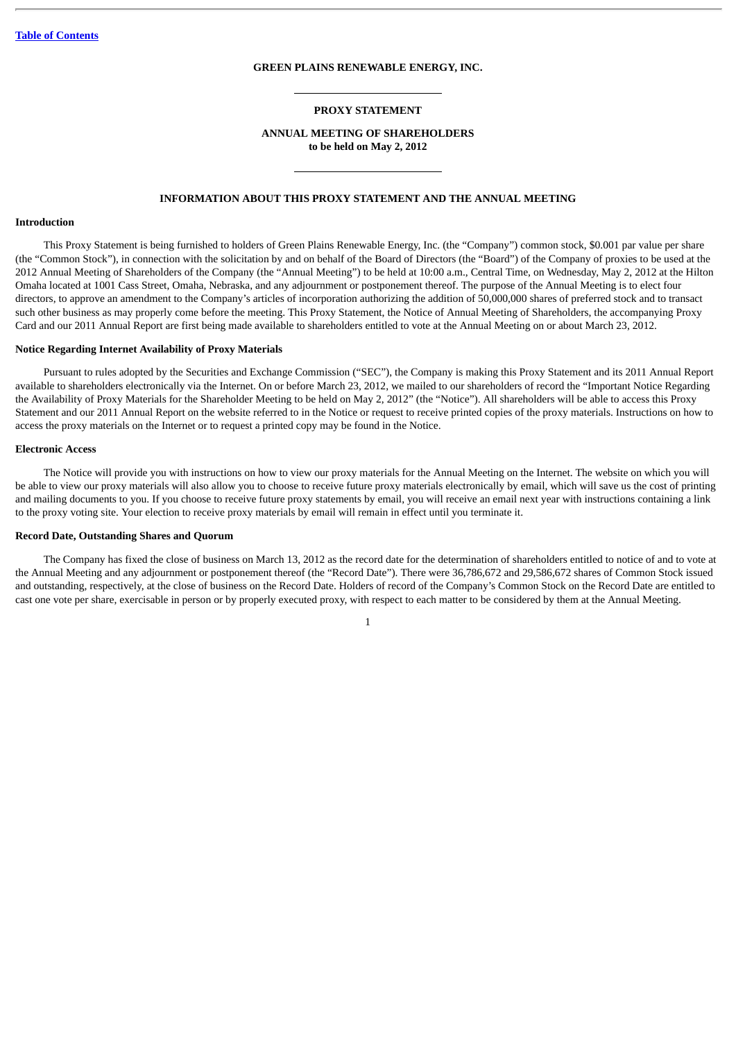GREEN PLAINS RENEWABLE ENERGY, INC.

---

# PROXY STATEMENT

## ANNUAL MEETING OF SHAREHOLDERS
**to be held on May 2, 2012**

---

## INFORMATION ABOUT THIS PROXY STATEMENT AND THE ANNUAL MEETING

### Introduction

This Proxy Statement is being furnished to holders of Green Plains Renewable Energy, Inc. (the "Company") common stock, $0.001 par value per share (the "Common Stock"), in connection with the solicitation by and on behalf of the Board of Directors (the "Board") of the Company of proxies to be used at the 2012 Annual Meeting of Shareholders of the Company (the "Annual Meeting") to be held at 10:00 a.m., Central Time, on Wednesday, May 2, 2012 at the Hilton Omaha located at 1001 Cass Street, Omaha, Nebraska, and any adjournment or postponement thereof. The purpose of the Annual Meeting is to elect four directors, to approve an amendment to the Company's articles of incorporation authorizing the addition of 50,000,000 shares of preferred stock and to transact such other business as may properly come before the meeting. This Proxy Statement, the Notice of Annual Meeting of Shareholders, the accompanying Proxy Card and our 2011 Annual Report are first being made available to shareholders entitled to vote at the Annual Meeting on or about March 23, 2012.

### Notice Regarding Internet Availability of Proxy Materials

Pursuant to rules adopted by the Securities and Exchange Commission ("SEC"), the Company is making this Proxy Statement and its 2011 Annual Report available to shareholders electronically via the Internet. On or before March 23, 2012, we mailed to our shareholders of record the "Important Notice Regarding the Availability of Proxy Materials for the Shareholder Meeting to be held on May 2, 2012" (the "Notice"). All shareholders will be able to access this Proxy Statement and our 2011 Annual Report on the website referred to in the Notice or request to receive printed copies of the proxy materials. Instructions on how to access the proxy materials on the Internet or to request a printed copy may be found in the Notice.

### Electronic Access

The Notice will provide you with instructions on how to view our proxy materials for the Annual Meeting on the Internet. The website on which you will be able to view our proxy materials will also allow you to choose to receive future proxy materials electronically by email, which will save us the cost of printing and mailing documents to you. If you choose to receive future proxy statements by email, you will receive an email next year with instructions containing a link to the proxy voting site. Your election to receive proxy materials by email will remain in effect until you terminate it.

### Record Date, Outstanding Shares and Quorum

The Company has fixed the close of business on March 13, 2012 as the record date for the determination of shareholders entitled to notice of and to vote at the Annual Meeting and any adjournment or postponement thereof (the "Record Date"). There were 36,786,672 and 29,586,672 shares of Common Stock issued and outstanding, respectively, at the close of business on the Record Date. Holders of record of the Company's Common Stock on the Record Date are entitled to cast one vote per share, exercisable in person or by properly executed proxy, with respect to each matter to be considered by them at the Annual Meeting.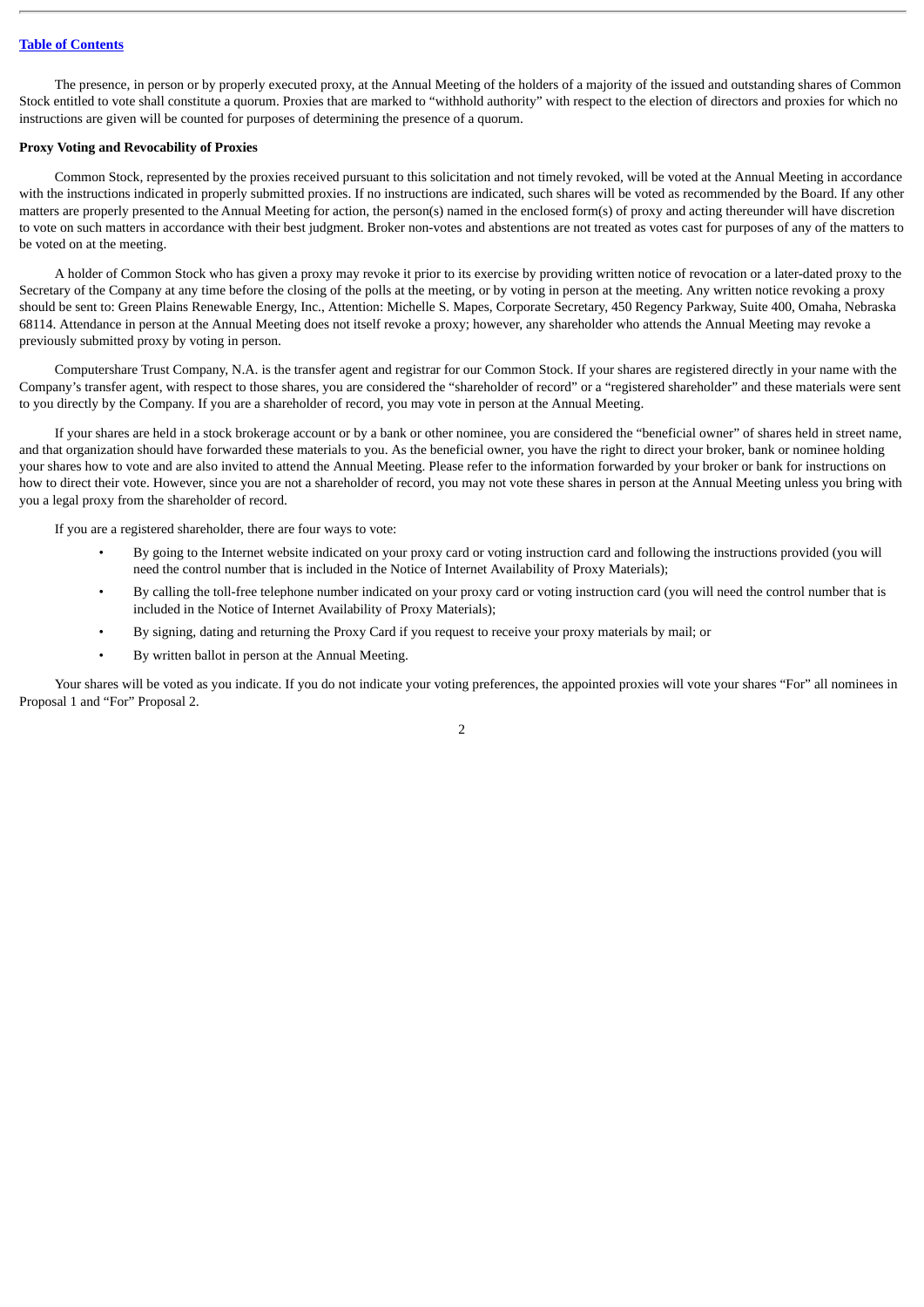The presence, in person or by properly executed proxy, at the Annual Meeting of the holders of a majority of the issued and outstanding shares of Common Stock entitled to vote shall constitute a quorum. Proxies that are marked to "withhold authority" with respect to the election of directors and proxies for which no instructions are given will be counted for purposes of determining the presence of a quorum.

**Proxy Voting and Revocability of Proxies**

Common Stock, represented by the proxies received pursuant to this solicitation and not timely revoked, will be voted at the Annual Meeting in accordance with the instructions indicated in properly submitted proxies. If no instructions are indicated, such shares will be voted as recommended by the Board. If any other matters are properly presented to the Annual Meeting for action, the person(s) named in the enclosed form(s) of proxy and acting thereunder will have discretion to vote on such matters in accordance with their best judgment. Broker non-votes and abstentions are not treated as votes cast for purposes of any of the matters to be voted on at the meeting.

A holder of Common Stock who has given a proxy may revoke it prior to its exercise by providing written notice of revocation or a later-dated proxy to the Secretary of the Company at any time before the closing of the polls at the meeting, or by voting in person at the meeting. Any written notice revoking a proxy should be sent to: Green Plains Renewable Energy, Inc., Attention: Michelle S. Mapes, Corporate Secretary, 450 Regency Parkway, Suite 400, Omaha, Nebraska 68114. Attendance in person at the Annual Meeting does not itself revoke a proxy; however, any shareholder who attends the Annual Meeting may revoke a previously submitted proxy by voting in person.

Computershare Trust Company, N.A. is the transfer agent and registrar for our Common Stock. If your shares are registered directly in your name with the Company's transfer agent, with respect to those shares, you are considered the "shareholder of record" or a "registered shareholder" and these materials were sent to you directly by the Company. If you are a shareholder of record, you may vote in person at the Annual Meeting.

If your shares are held in a stock brokerage account or by a bank or other nominee, you are considered the "beneficial owner" of shares held in street name, and that organization should have forwarded these materials to you. As the beneficial owner, you have the right to direct your broker, bank or nominee holding your shares how to vote and are also invited to attend the Annual Meeting. Please refer to the information forwarded by your broker or bank for instructions on how to direct their vote. However, since you are not a shareholder of record, you may not vote these shares in person at the Annual Meeting unless you bring with you a legal proxy from the shareholder of record.

If you are a registered shareholder, there are four ways to vote:

- By going to the Internet website indicated on your proxy card or voting instruction card and following the instructions provided (you will need the control number that is included in the Notice of Internet Availability of Proxy Materials);
- By calling the toll-free telephone number indicated on your proxy card or voting instruction card (you will need the control number that is included in the Notice of Internet Availability of Proxy Materials);
- By signing, dating and returning the Proxy Card if you request to receive your proxy materials by mail; or
- By written ballot in person at the Annual Meeting.

Your shares will be voted as you indicate. If you do not indicate your voting preferences, the appointed proxies will vote your shares "For" all nominees in Proposal 1 and "For" Proposal 2.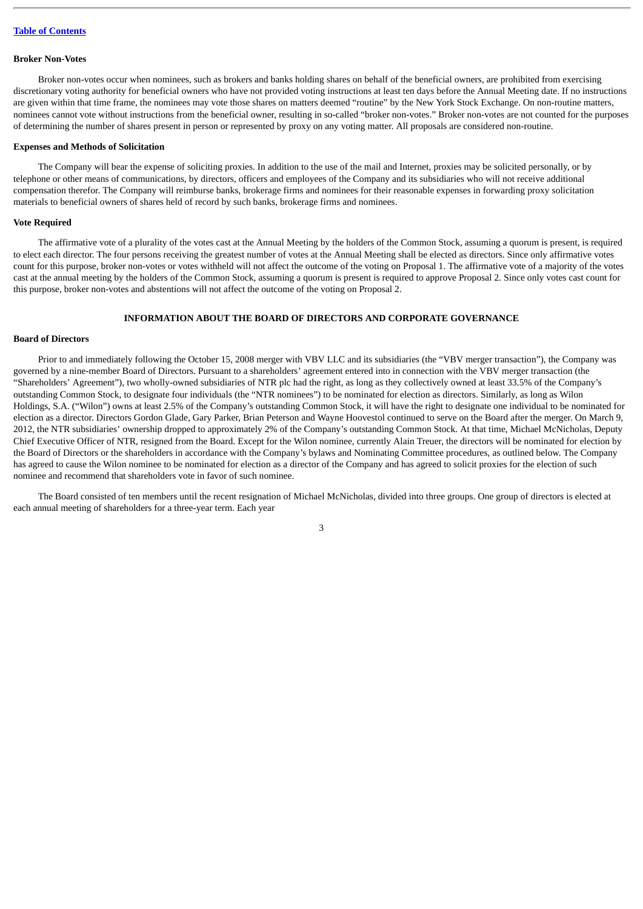#### Broker Non-Votes

Broker non-votes occur when nominees, such as brokers and banks holding shares on behalf of the beneficial owners, are prohibited from exercising discretionary voting authority for beneficial owners who have not provided voting instructions at least ten days before the Annual Meeting date. If no instructions are given within that time frame, the nominees may vote those shares on matters deemed "routine" by the New York Stock Exchange. On non-routine matters, nominees cannot vote without instructions from the beneficial owner, resulting in so-called "broker non-votes." Broker non-votes are not counted for the purposes of determining the number of shares present in person or represented by proxy on any voting matter. All proposals are considered non-routine.

#### Expenses and Methods of Solicitation

The Company will bear the expense of soliciting proxies. In addition to the use of the mail and Internet, proxies may be solicited personally, or by telephone or other means of communications, by directors, officers and employees of the Company and its subsidiaries who will not receive additional compensation therefor. The Company will reimburse banks, brokerage firms and nominees for their reasonable expenses in forwarding proxy solicitation materials to beneficial owners of shares held of record by such banks, brokerage firms and nominees.

#### Vote Required

The affirmative vote of a plurality of the votes cast at the Annual Meeting by the holders of the Common Stock, assuming a quorum is present, is required to elect each director. The four persons receiving the greatest number of votes at the Annual Meeting shall be elected as directors. Since only affirmative votes count for this purpose, broker non-votes or votes withheld will not affect the outcome of the voting on Proposal 1. The affirmative vote of a majority of the votes cast at the annual meeting by the holders of the Common Stock, assuming a quorum is present is required to approve Proposal 2. Since only votes cast count for this purpose, broker non-votes and abstentions will not affect the outcome of the voting on Proposal 2.

## INFORMATION ABOUT THE BOARD OF DIRECTORS AND CORPORATE GOVERNANCE

#### Board of Directors

Prior to and immediately following the October 15, 2008 merger with VBV LLC and its subsidiaries (the "VBV merger transaction"), the Company was governed by a nine-member Board of Directors. Pursuant to a shareholders' agreement entered into in connection with the VBV merger transaction (the "Shareholders' Agreement"), two wholly-owned subsidiaries of NTR plc had the right, as long as they collectively owned at least 33.5% of the Company's outstanding Common Stock, to designate four individuals (the "NTR nominees") to be nominated for election as directors. Similarly, as long as Wilon Holdings, S.A. ("Wilon") owns at least 2.5% of the Company's outstanding Common Stock, it will have the right to designate one individual to be nominated for election as a director. Directors Gordon Glade, Gary Parker, Brian Peterson and Wayne Hoovestol continued to serve on the Board after the merger. On March 9, 2012, the NTR subsidiaries' ownership dropped to approximately 2% of the Company's outstanding Common Stock. At that time, Michael McNicholas, Deputy Chief Executive Officer of NTR, resigned from the Board. Except for the Wilon nominee, currently Alain Treuer, the directors will be nominated for election by the Board of Directors or the shareholders in accordance with the Company's bylaws and Nominating Committee procedures, as outlined below. The Company has agreed to cause the Wilon nominee to be nominated for election as a director of the Company and has agreed to solicit proxies for the election of such nominee and recommend that shareholders vote in favor of such nominee.

The Board consisted of ten members until the recent resignation of Michael McNicholas, divided into three groups. One group of directors is elected at each annual meeting of shareholders for a three-year term. Each year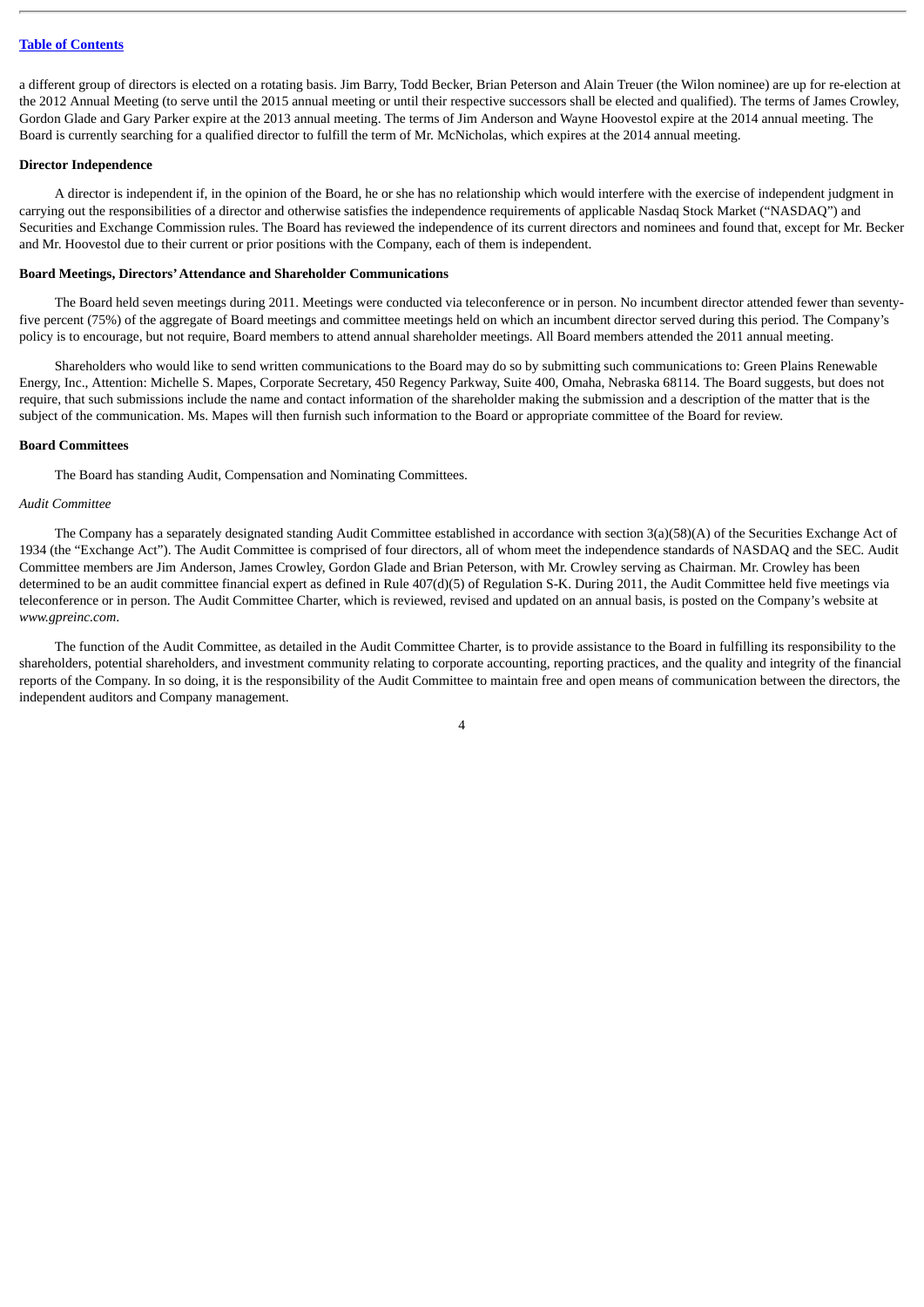a different group of directors is elected on a rotating basis. Jim Barry, Todd Becker, Brian Peterson and Alain Treuer (the Wilon nominee) are up for re-election at the 2012 Annual Meeting (to serve until the 2015 annual meeting or until their respective successors shall be elected and qualified). The terms of James Crowley, Gordon Glade and Gary Parker expire at the 2013 annual meeting. The terms of Jim Anderson and Wayne Hoovestol expire at the 2014 annual meeting. The Board is currently searching for a qualified director to fulfill the term of Mr. McNicholas, which expires at the 2014 annual meeting.

**Director Independence**

A director is independent if, in the opinion of the Board, he or she has no relationship which would interfere with the exercise of independent judgment in carrying out the responsibilities of a director and otherwise satisfies the independence requirements of applicable Nasdaq Stock Market ("NASDAQ") and Securities and Exchange Commission rules. The Board has reviewed the independence of its current directors and nominees and found that, except for Mr. Becker and Mr. Hoovestol due to their current or prior positions with the Company, each of them is independent.

**Board Meetings, Directors' Attendance and Shareholder Communications**

The Board held seven meetings during 2011. Meetings were conducted via teleconference or in person. No incumbent director attended fewer than seventy-five percent (75%) of the aggregate of Board meetings and committee meetings held on which an incumbent director served during this period. The Company's policy is to encourage, but not require, Board members to attend annual shareholder meetings. All Board members attended the 2011 annual meeting.

Shareholders who would like to send written communications to the Board may do so by submitting such communications to: Green Plains Renewable Energy, Inc., Attention: Michelle S. Mapes, Corporate Secretary, 450 Regency Parkway, Suite 400, Omaha, Nebraska 68114. The Board suggests, but does not require, that such submissions include the name and contact information of the shareholder making the submission and a description of the matter that is the subject of the communication. Ms. Mapes will then furnish such information to the Board or appropriate committee of the Board for review.

**Board Committees**

The Board has standing Audit, Compensation and Nominating Committees.

*Audit Committee*

The Company has a separately designated standing Audit Committee established in accordance with section 3(a)(58)(A) of the Securities Exchange Act of 1934 (the "Exchange Act"). The Audit Committee is comprised of four directors, all of whom meet the independence standards of NASDAQ and the SEC. Audit Committee members are Jim Anderson, James Crowley, Gordon Glade and Brian Peterson, with Mr. Crowley serving as Chairman. Mr. Crowley has been determined to be an audit committee financial expert as defined in Rule 407(d)(5) of Regulation S-K. During 2011, the Audit Committee held five meetings via teleconference or in person. The Audit Committee Charter, which is reviewed, revised and updated on an annual basis, is posted on the Company's website at *www.gpreinc.com*.

The function of the Audit Committee, as detailed in the Audit Committee Charter, is to provide assistance to the Board in fulfilling its responsibility to the shareholders, potential shareholders, and investment community relating to corporate accounting, reporting practices, and the quality and integrity of the financial reports of the Company. In so doing, it is the responsibility of the Audit Committee to maintain free and open means of communication between the directors, the independent auditors and Company management.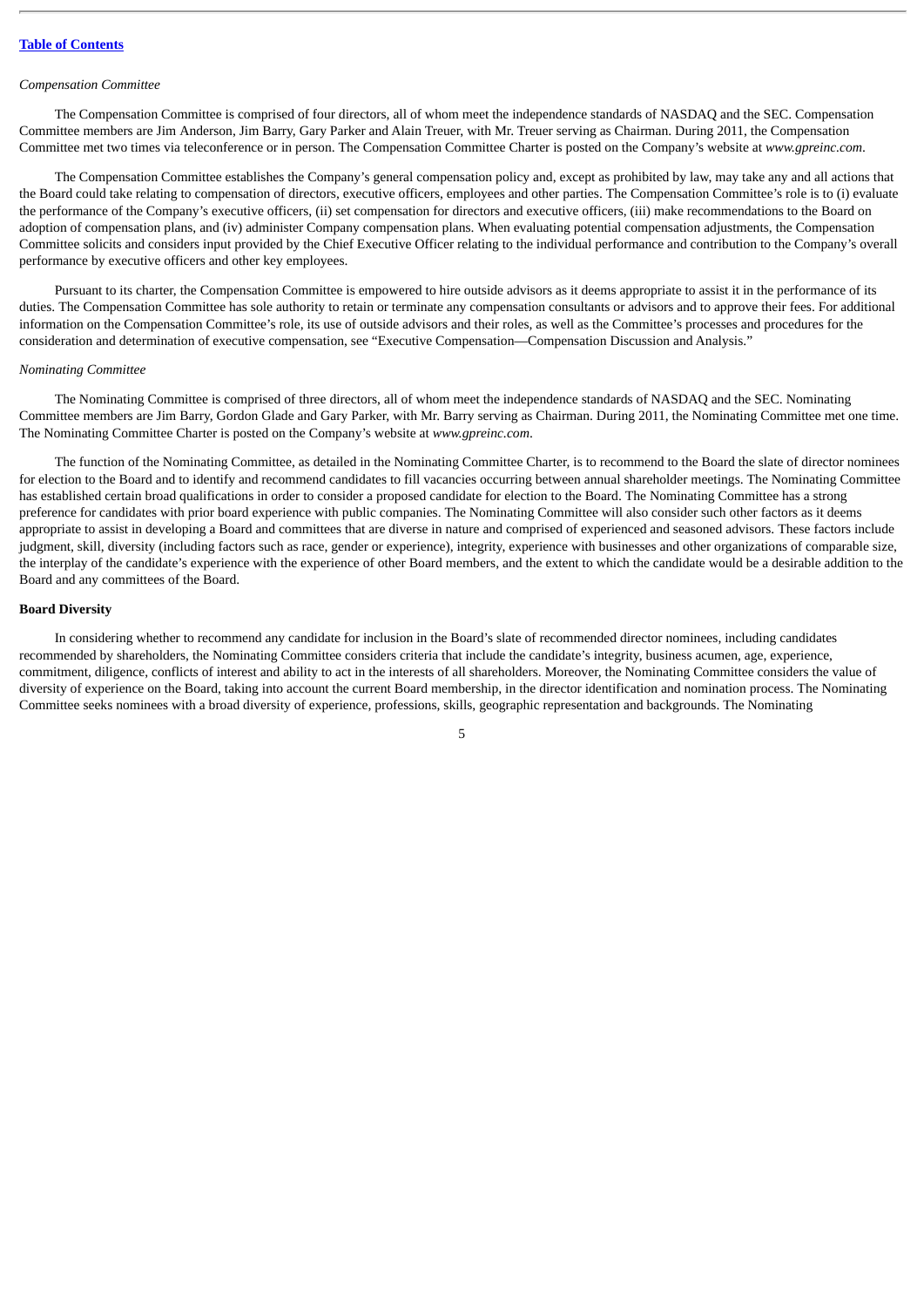*Compensation Committee*

The Compensation Committee is comprised of four directors, all of whom meet the independence standards of NASDAQ and the SEC. Compensation Committee members are Jim Anderson, Jim Barry, Gary Parker and Alain Treuer, with Mr. Treuer serving as Chairman. During 2011, the Compensation Committee met two times via teleconference or in person. The Compensation Committee Charter is posted on the Company's website at *www.gpreinc.com*.

The Compensation Committee establishes the Company's general compensation policy and, except as prohibited by law, may take any and all actions that the Board could take relating to compensation of directors, executive officers, employees and other parties. The Compensation Committee's role is to (i) evaluate the performance of the Company's executive officers, (ii) set compensation for directors and executive officers, (iii) make recommendations to the Board on adoption of compensation plans, and (iv) administer Company compensation plans. When evaluating potential compensation adjustments, the Compensation Committee solicits and considers input provided by the Chief Executive Officer relating to the individual performance and contribution to the Company's overall performance by executive officers and other key employees.

Pursuant to its charter, the Compensation Committee is empowered to hire outside advisors as it deems appropriate to assist it in the performance of its duties. The Compensation Committee has sole authority to retain or terminate any compensation consultants or advisors and to approve their fees. For additional information on the Compensation Committee's role, its use of outside advisors and their roles, as well as the Committee's processes and procedures for the consideration and determination of executive compensation, see "Executive Compensation—Compensation Discussion and Analysis."

*Nominating Committee*

The Nominating Committee is comprised of three directors, all of whom meet the independence standards of NASDAQ and the SEC. Nominating Committee members are Jim Barry, Gordon Glade and Gary Parker, with Mr. Barry serving as Chairman. During 2011, the Nominating Committee met one time. The Nominating Committee Charter is posted on the Company's website at *www.gpreinc.com*.

The function of the Nominating Committee, as detailed in the Nominating Committee Charter, is to recommend to the Board the slate of director nominees for election to the Board and to identify and recommend candidates to fill vacancies occurring between annual shareholder meetings. The Nominating Committee has established certain broad qualifications in order to consider a proposed candidate for election to the Board. The Nominating Committee has a strong preference for candidates with prior board experience with public companies. The Nominating Committee will also consider such other factors as it deems appropriate to assist in developing a Board and committees that are diverse in nature and comprised of experienced and seasoned advisors. These factors include judgment, skill, diversity (including factors such as race, gender or experience), integrity, experience with businesses and other organizations of comparable size, the interplay of the candidate's experience with the experience of other Board members, and the extent to which the candidate would be a desirable addition to the Board and any committees of the Board.

**Board Diversity**

In considering whether to recommend any candidate for inclusion in the Board's slate of recommended director nominees, including candidates recommended by shareholders, the Nominating Committee considers criteria that include the candidate's integrity, business acumen, age, experience, commitment, diligence, conflicts of interest and ability to act in the interests of all shareholders. Moreover, the Nominating Committee considers the value of diversity of experience on the Board, taking into account the current Board membership, in the director identification and nomination process. The Nominating Committee seeks nominees with a broad diversity of experience, professions, skills, geographic representation and backgrounds. The Nominating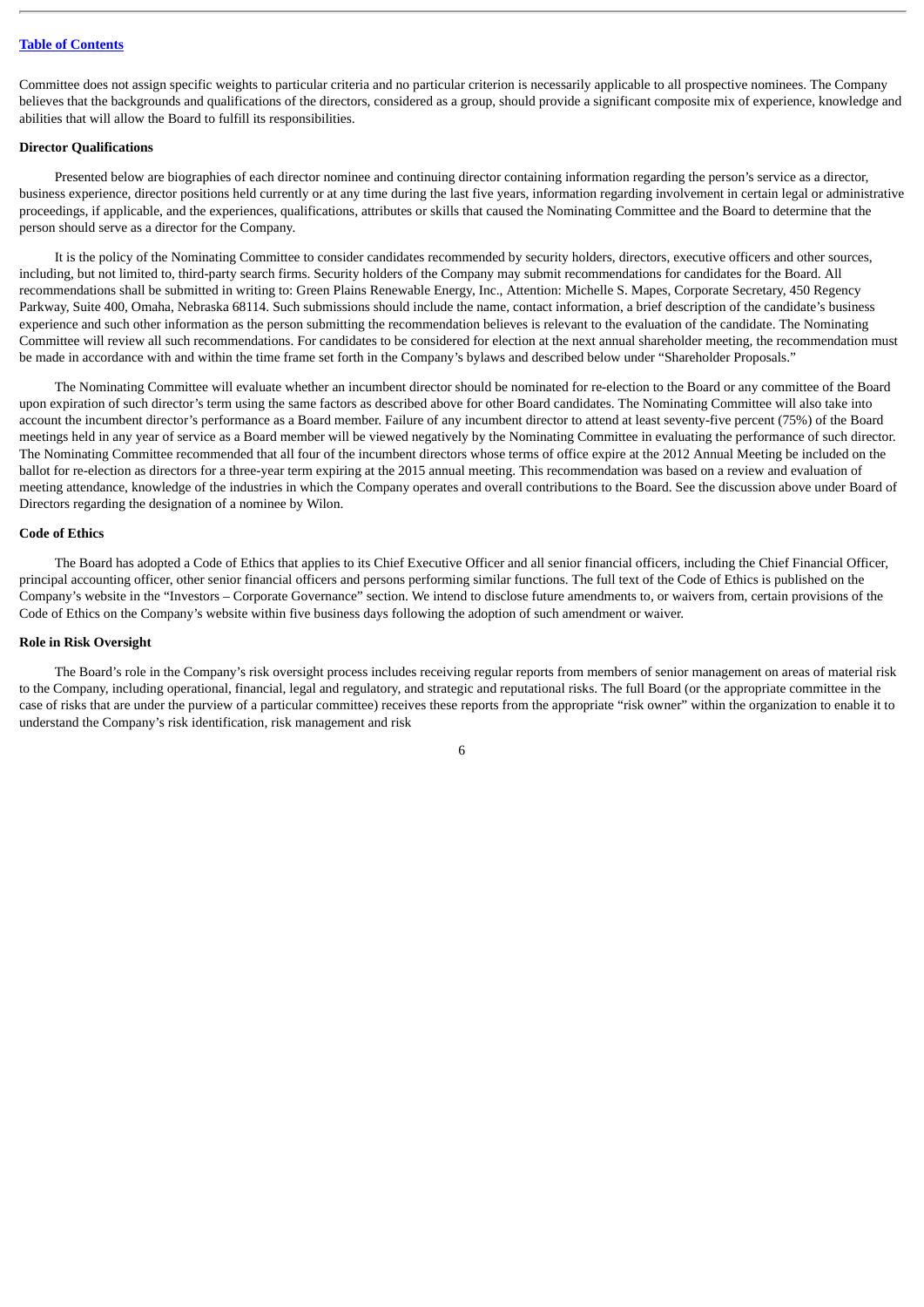Committee does not assign specific weights to particular criteria and no particular criterion is necessarily applicable to all prospective nominees. The Company believes that the backgrounds and qualifications of the directors, considered as a group, should provide a significant composite mix of experience, knowledge and abilities that will allow the Board to fulfill its responsibilities.

**Director Qualifications**

Presented below are biographies of each director nominee and continuing director containing information regarding the person's service as a director, business experience, director positions held currently or at any time during the last five years, information regarding involvement in certain legal or administrative proceedings, if applicable, and the experiences, qualifications, attributes or skills that caused the Nominating Committee and the Board to determine that the person should serve as a director for the Company.

It is the policy of the Nominating Committee to consider candidates recommended by security holders, directors, executive officers and other sources, including, but not limited to, third-party search firms. Security holders of the Company may submit recommendations for candidates for the Board. All recommendations shall be submitted in writing to: Green Plains Renewable Energy, Inc., Attention: Michelle S. Mapes, Corporate Secretary, 450 Regency Parkway, Suite 400, Omaha, Nebraska 68114. Such submissions should include the name, contact information, a brief description of the candidate's business experience and such other information as the person submitting the recommendation believes is relevant to the evaluation of the candidate. The Nominating Committee will review all such recommendations. For candidates to be considered for election at the next annual shareholder meeting, the recommendation must be made in accordance with and within the time frame set forth in the Company's bylaws and described below under "Shareholder Proposals."

The Nominating Committee will evaluate whether an incumbent director should be nominated for re-election to the Board or any committee of the Board upon expiration of such director's term using the same factors as described above for other Board candidates. The Nominating Committee will also take into account the incumbent director's performance as a Board member. Failure of any incumbent director to attend at least seventy-five percent (75%) of the Board meetings held in any year of service as a Board member will be viewed negatively by the Nominating Committee in evaluating the performance of such director. The Nominating Committee recommended that all four of the incumbent directors whose terms of office expire at the 2012 Annual Meeting be included on the ballot for re-election as directors for a three-year term expiring at the 2015 annual meeting. This recommendation was based on a review and evaluation of meeting attendance, knowledge of the industries in which the Company operates and overall contributions to the Board. See the discussion above under Board of Directors regarding the designation of a nominee by Wilon.

**Code of Ethics**

The Board has adopted a Code of Ethics that applies to its Chief Executive Officer and all senior financial officers, including the Chief Financial Officer, principal accounting officer, other senior financial officers and persons performing similar functions. The full text of the Code of Ethics is published on the Company's website in the "Investors – Corporate Governance" section. We intend to disclose future amendments to, or waivers from, certain provisions of the Code of Ethics on the Company's website within five business days following the adoption of such amendment or waiver.

**Role in Risk Oversight**

The Board's role in the Company's risk oversight process includes receiving regular reports from members of senior management on areas of material risk to the Company, including operational, financial, legal and regulatory, and strategic and reputational risks. The full Board (or the appropriate committee in the case of risks that are under the purview of a particular committee) receives these reports from the appropriate "risk owner" within the organization to enable it to understand the Company's risk identification, risk management and risk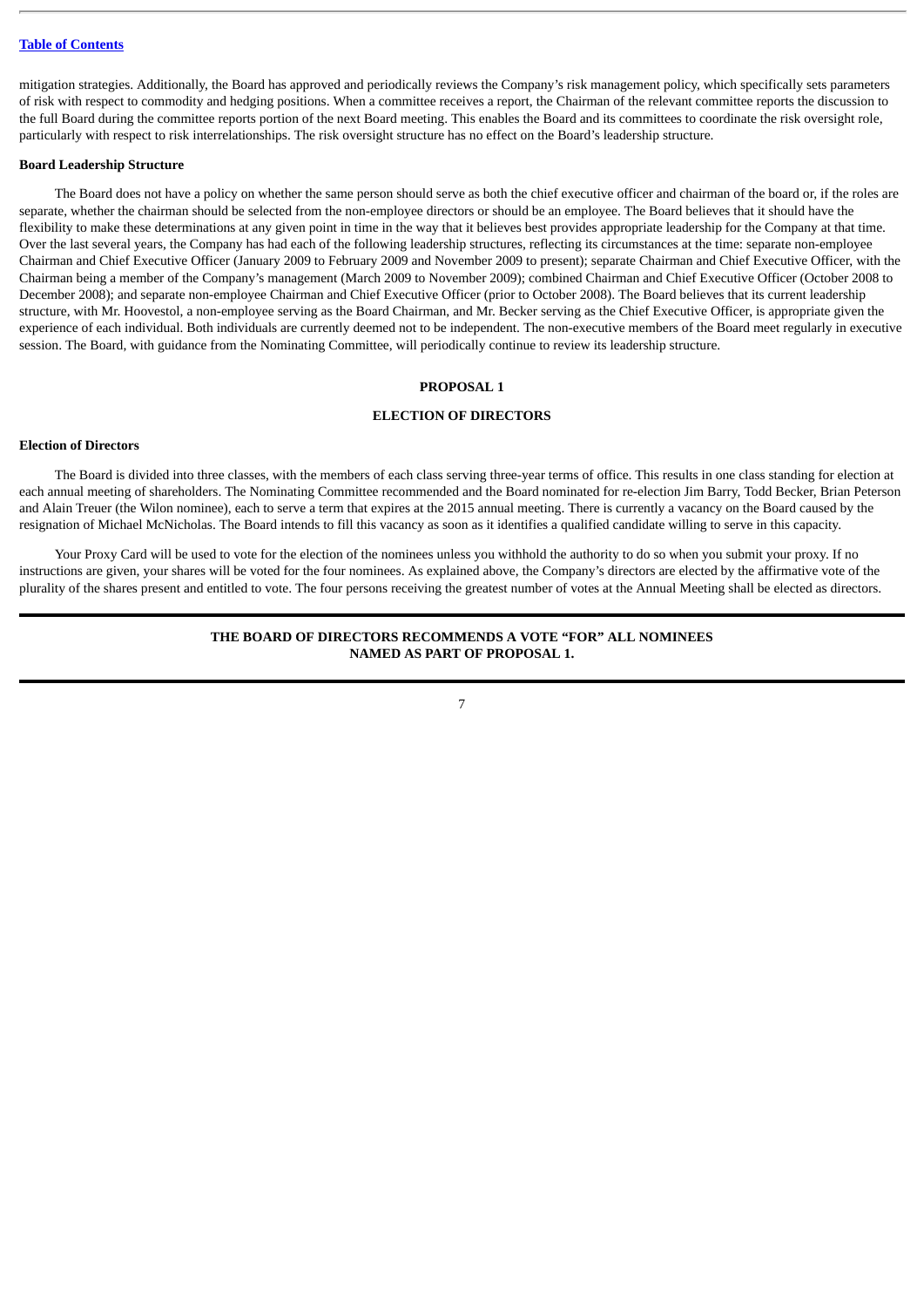mitigation strategies. Additionally, the Board has approved and periodically reviews the Company's risk management policy, which specifically sets parameters of risk with respect to commodity and hedging positions. When a committee receives a report, the Chairman of the relevant committee reports the discussion to the full Board during the committee reports portion of the next Board meeting. This enables the Board and its committees to coordinate the risk oversight role, particularly with respect to risk interrelationships. The risk oversight structure has no effect on the Board's leadership structure.

**Board Leadership Structure**

The Board does not have a policy on whether the same person should serve as both the chief executive officer and chairman of the board or, if the roles are separate, whether the chairman should be selected from the non-employee directors or should be an employee. The Board believes that it should have the flexibility to make these determinations at any given point in time in the way that it believes best provides appropriate leadership for the Company at that time. Over the last several years, the Company has had each of the following leadership structures, reflecting its circumstances at the time: separate non-employee Chairman and Chief Executive Officer (January 2009 to February 2009 and November 2009 to present); separate Chairman and Chief Executive Officer, with the Chairman being a member of the Company's management (March 2009 to November 2009); combined Chairman and Chief Executive Officer (October 2008 to December 2008); and separate non-employee Chairman and Chief Executive Officer (prior to October 2008). The Board believes that its current leadership structure, with Mr. Hoovestol, a non-employee serving as the Board Chairman, and Mr. Becker serving as the Chief Executive Officer, is appropriate given the experience of each individual. Both individuals are currently deemed not to be independent. The non-executive members of the Board meet regularly in executive session. The Board, with guidance from the Nominating Committee, will periodically continue to review its leadership structure.

## PROPOSAL 1

## ELECTION OF DIRECTORS

**Election of Directors**

The Board is divided into three classes, with the members of each class serving three-year terms of office. This results in one class standing for election at each annual meeting of shareholders. The Nominating Committee recommended and the Board nominated for re-election Jim Barry, Todd Becker, Brian Peterson and Alain Treuer (the Wilon nominee), each to serve a term that expires at the 2015 annual meeting. There is currently a vacancy on the Board caused by the resignation of Michael McNicholas. The Board intends to fill this vacancy as soon as it identifies a qualified candidate willing to serve in this capacity.

Your Proxy Card will be used to vote for the election of the nominees unless you withhold the authority to do so when you submit your proxy. If no instructions are given, your shares will be voted for the four nominees. As explained above, the Company's directors are elected by the affirmative vote of the plurality of the shares present and entitled to vote. The four persons receiving the greatest number of votes at the Annual Meeting shall be elected as directors.

**THE BOARD OF DIRECTORS RECOMMENDS A VOTE "FOR" ALL NOMINEES NAMED AS PART OF PROPOSAL 1.**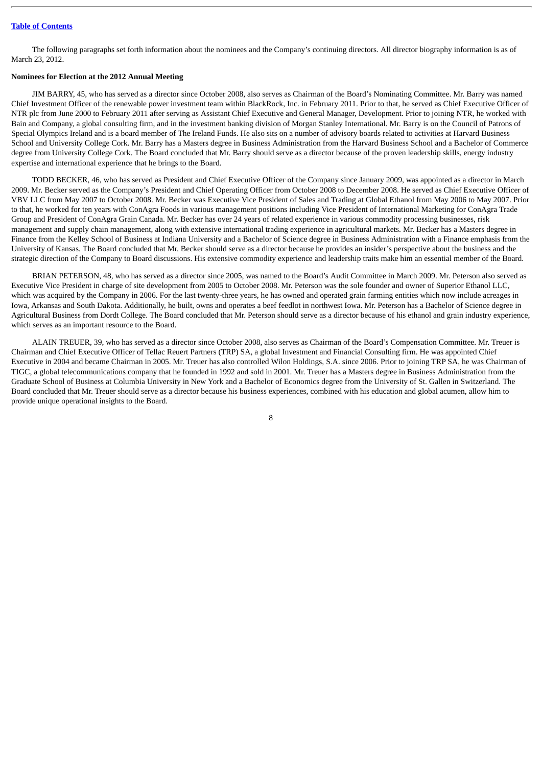The following paragraphs set forth information about the nominees and the Company's continuing directors. All director biography information is as of March 23, 2012.

**Nominees for Election at the 2012 Annual Meeting**

JIM BARRY, 45, who has served as a director since October 2008, also serves as Chairman of the Board's Nominating Committee. Mr. Barry was named Chief Investment Officer of the renewable power investment team within BlackRock, Inc. in February 2011. Prior to that, he served as Chief Executive Officer of NTR plc from June 2000 to February 2011 after serving as Assistant Chief Executive and General Manager, Development. Prior to joining NTR, he worked with Bain and Company, a global consulting firm, and in the investment banking division of Morgan Stanley International. Mr. Barry is on the Council of Patrons of Special Olympics Ireland and is a board member of The Ireland Funds. He also sits on a number of advisory boards related to activities at Harvard Business School and University College Cork. Mr. Barry has a Masters degree in Business Administration from the Harvard Business School and a Bachelor of Commerce degree from University College Cork. The Board concluded that Mr. Barry should serve as a director because of the proven leadership skills, energy industry expertise and international experience that he brings to the Board.

TODD BECKER, 46, who has served as President and Chief Executive Officer of the Company since January 2009, was appointed as a director in March 2009. Mr. Becker served as the Company's President and Chief Operating Officer from October 2008 to December 2008. He served as Chief Executive Officer of VBV LLC from May 2007 to October 2008. Mr. Becker was Executive Vice President of Sales and Trading at Global Ethanol from May 2006 to May 2007. Prior to that, he worked for ten years with ConAgra Foods in various management positions including Vice President of International Marketing for ConAgra Trade Group and President of ConAgra Grain Canada. Mr. Becker has over 24 years of related experience in various commodity processing businesses, risk management and supply chain management, along with extensive international trading experience in agricultural markets. Mr. Becker has a Masters degree in Finance from the Kelley School of Business at Indiana University and a Bachelor of Science degree in Business Administration with a Finance emphasis from the University of Kansas. The Board concluded that Mr. Becker should serve as a director because he provides an insider's perspective about the business and the strategic direction of the Company to Board discussions. His extensive commodity experience and leadership traits make him an essential member of the Board.

BRIAN PETERSON, 48, who has served as a director since 2005, was named to the Board's Audit Committee in March 2009. Mr. Peterson also served as Executive Vice President in charge of site development from 2005 to October 2008. Mr. Peterson was the sole founder and owner of Superior Ethanol LLC, which was acquired by the Company in 2006. For the last twenty-three years, he has owned and operated grain farming entities which now include acreages in Iowa, Arkansas and South Dakota. Additionally, he built, owns and operates a beef feedlot in northwest Iowa. Mr. Peterson has a Bachelor of Science degree in Agricultural Business from Dordt College. The Board concluded that Mr. Peterson should serve as a director because of his ethanol and grain industry experience, which serves as an important resource to the Board.

ALAIN TREUER, 39, who has served as a director since October 2008, also serves as Chairman of the Board's Compensation Committee. Mr. Treuer is Chairman and Chief Executive Officer of Tellac Reuert Partners (TRP) SA, a global Investment and Financial Consulting firm. He was appointed Chief Executive in 2004 and became Chairman in 2005. Mr. Treuer has also controlled Wilon Holdings, S.A. since 2006. Prior to joining TRP SA, he was Chairman of TIGC, a global telecommunications company that he founded in 1992 and sold in 2001. Mr. Treuer has a Masters degree in Business Administration from the Graduate School of Business at Columbia University in New York and a Bachelor of Economics degree from the University of St. Gallen in Switzerland. The Board concluded that Mr. Treuer should serve as a director because his business experiences, combined with his education and global acumen, allow him to provide unique operational insights to the Board.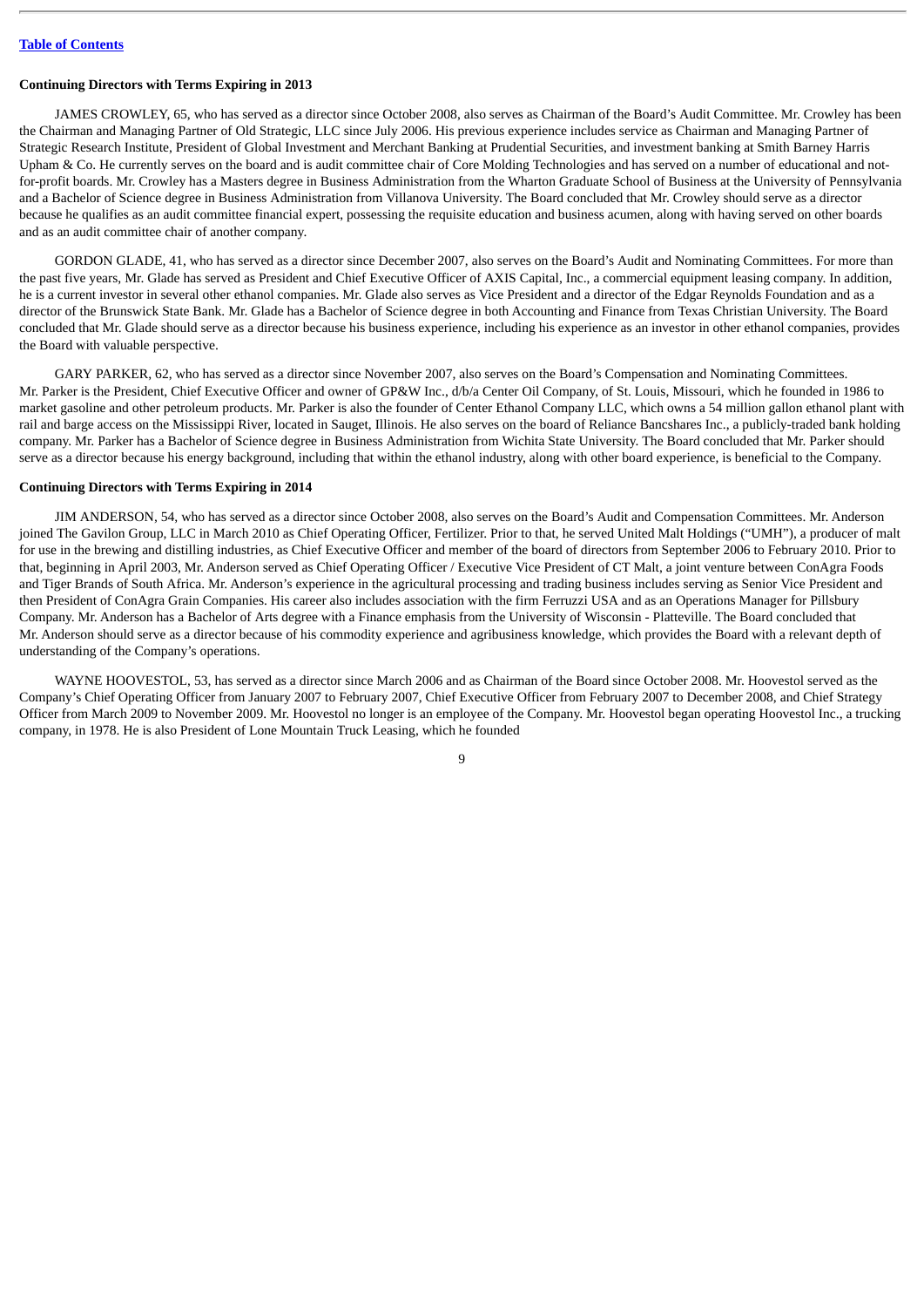**Continuing Directors with Terms Expiring in 2013**

JAMES CROWLEY, 65, who has served as a director since October 2008, also serves as Chairman of the Board's Audit Committee. Mr. Crowley has been the Chairman and Managing Partner of Old Strategic, LLC since July 2006. His previous experience includes service as Chairman and Managing Partner of Strategic Research Institute, President of Global Investment and Merchant Banking at Prudential Securities, and investment banking at Smith Barney Harris Upham & Co. He currently serves on the board and is audit committee chair of Core Molding Technologies and has served on a number of educational and not-for-profit boards. Mr. Crowley has a Masters degree in Business Administration from the Wharton Graduate School of Business at the University of Pennsylvania and a Bachelor of Science degree in Business Administration from Villanova University. The Board concluded that Mr. Crowley should serve as a director because he qualifies as an audit committee financial expert, possessing the requisite education and business acumen, along with having served on other boards and as an audit committee chair of another company.

GORDON GLADE, 41, who has served as a director since December 2007, also serves on the Board's Audit and Nominating Committees. For more than the past five years, Mr. Glade has served as President and Chief Executive Officer of AXIS Capital, Inc., a commercial equipment leasing company. In addition, he is a current investor in several other ethanol companies. Mr. Glade also serves as Vice President and a director of the Edgar Reynolds Foundation and as a director of the Brunswick State Bank. Mr. Glade has a Bachelor of Science degree in both Accounting and Finance from Texas Christian University. The Board concluded that Mr. Glade should serve as a director because his business experience, including his experience as an investor in other ethanol companies, provides the Board with valuable perspective.

GARY PARKER, 62, who has served as a director since November 2007, also serves on the Board's Compensation and Nominating Committees. Mr. Parker is the President, Chief Executive Officer and owner of GP&W Inc., d/b/a Center Oil Company, of St. Louis, Missouri, which he founded in 1986 to market gasoline and other petroleum products. Mr. Parker is also the founder of Center Ethanol Company LLC, which owns a 54 million gallon ethanol plant with rail and barge access on the Mississippi River, located in Sauget, Illinois. He also serves on the board of Reliance Bancshares Inc., a publicly-traded bank holding company. Mr. Parker has a Bachelor of Science degree in Business Administration from Wichita State University. The Board concluded that Mr. Parker should serve as a director because his energy background, including that within the ethanol industry, along with other board experience, is beneficial to the Company.

**Continuing Directors with Terms Expiring in 2014**

JIM ANDERSON, 54, who has served as a director since October 2008, also serves on the Board's Audit and Compensation Committees. Mr. Anderson joined The Gavilon Group, LLC in March 2010 as Chief Operating Officer, Fertilizer. Prior to that, he served United Malt Holdings ("UMH"), a producer of malt for use in the brewing and distilling industries, as Chief Executive Officer and member of the board of directors from September 2006 to February 2010. Prior to that, beginning in April 2003, Mr. Anderson served as Chief Operating Officer / Executive Vice President of CT Malt, a joint venture between ConAgra Foods and Tiger Brands of South Africa. Mr. Anderson's experience in the agricultural processing and trading business includes serving as Senior Vice President and then President of ConAgra Grain Companies. His career also includes association with the firm Ferruzzi USA and as an Operations Manager for Pillsbury Company. Mr. Anderson has a Bachelor of Arts degree with a Finance emphasis from the University of Wisconsin - Platteville. The Board concluded that Mr. Anderson should serve as a director because of his commodity experience and agribusiness knowledge, which provides the Board with a relevant depth of understanding of the Company's operations.

WAYNE HOOVESTOL, 53, has served as a director since March 2006 and as Chairman of the Board since October 2008. Mr. Hoovestol served as the Company's Chief Operating Officer from January 2007 to February 2007, Chief Executive Officer from February 2007 to December 2008, and Chief Strategy Officer from March 2009 to November 2009. Mr. Hoovestol no longer is an employee of the Company. Mr. Hoovestol began operating Hoovestol Inc., a trucking company, in 1978. He is also President of Lone Mountain Truck Leasing, which he founded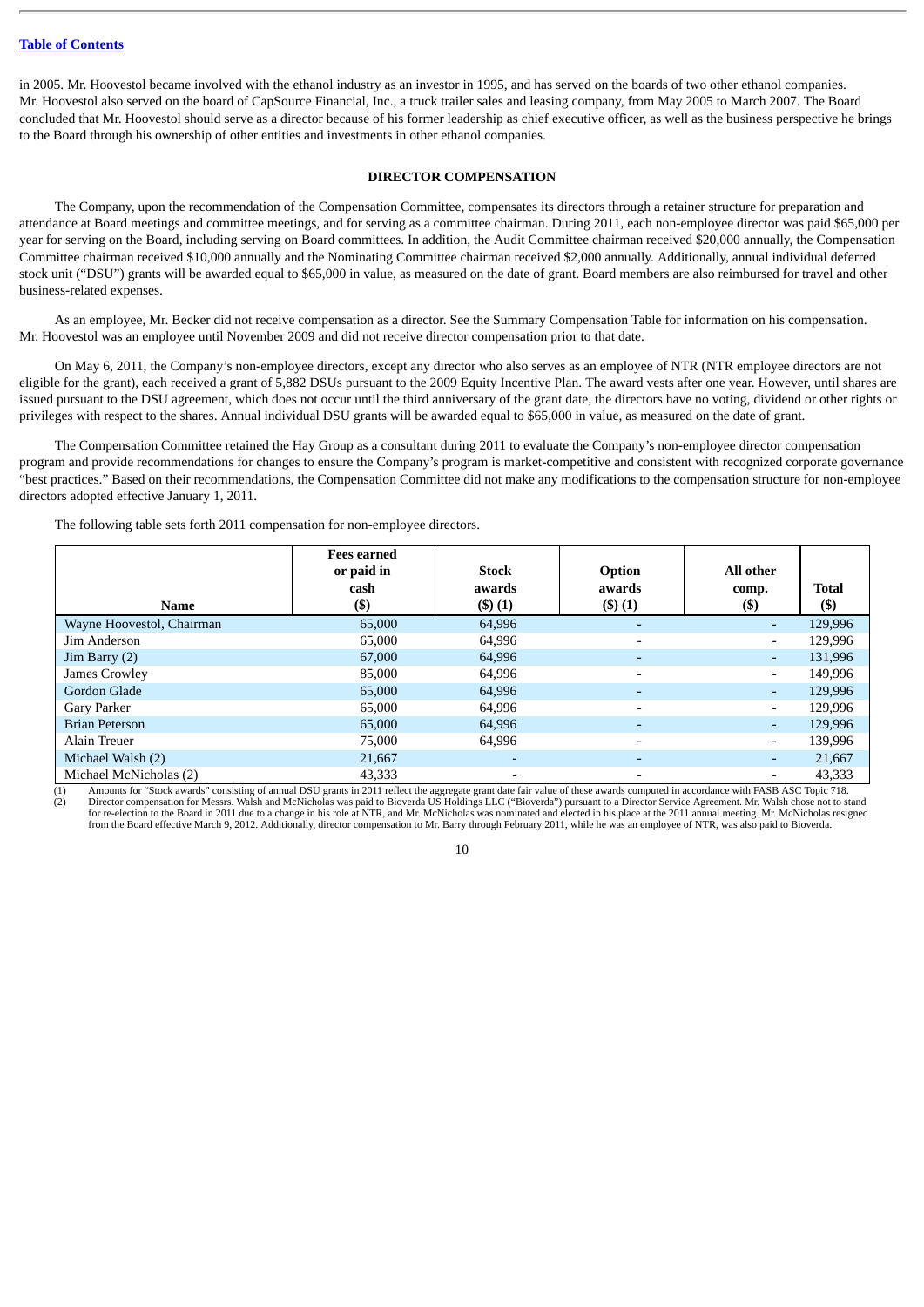in 2005. Mr. Hoovestol became involved with the ethanol industry as an investor in 1995, and has served on the boards of two other ethanol companies. Mr. Hoovestol also served on the board of CapSource Financial, Inc., a truck trailer sales and leasing company, from May 2005 to March 2007. The Board concluded that Mr. Hoovestol should serve as a director because of his former leadership as chief executive officer, as well as the business perspective he brings to the Board through his ownership of other entities and investments in other ethanol companies.

## DIRECTOR COMPENSATION

The Company, upon the recommendation of the Compensation Committee, compensates its directors through a retainer structure for preparation and attendance at Board meetings and committee meetings, and for serving as a committee chairman. During 2011, each non-employee director was paid $65,000 per year for serving on the Board, including serving on Board committees. In addition, the Audit Committee chairman received $20,000 annually, the Compensation Committee chairman received $10,000 annually and the Nominating Committee chairman received $2,000 annually. Additionally, annual individual deferred stock unit ("DSU") grants will be awarded equal to $65,000 in value, as measured on the date of grant. Board members are also reimbursed for travel and other business-related expenses.

As an employee, Mr. Becker did not receive compensation as a director. See the Summary Compensation Table for information on his compensation. Mr. Hoovestol was an employee until November 2009 and did not receive director compensation prior to that date.

On May 6, 2011, the Company's non-employee directors, except any director who also serves as an employee of NTR (NTR employee directors are not eligible for the grant), each received a grant of 5,882 DSUs pursuant to the 2009 Equity Incentive Plan. The award vests after one year. However, until shares are issued pursuant to the DSU agreement, which does not occur until the third anniversary of the grant date, the directors have no voting, dividend or other rights or privileges with respect to the shares. Annual individual DSU grants will be awarded equal to $65,000 in value, as measured on the date of grant.

The Compensation Committee retained the Hay Group as a consultant during 2011 to evaluate the Company's non-employee director compensation program and provide recommendations for changes to ensure the Company's program is market-competitive and consistent with recognized corporate governance "best practices." Based on their recommendations, the Compensation Committee did not make any modifications to the compensation structure for non-employee directors adopted effective January 1, 2011.

The following table sets forth 2011 compensation for non-employee directors.

| Name | Fees earned or paid in cash ($) | Stock awards ($) (1) | Option awards ($) (1) | All other comp. ($) | Total ($) |
|---|---|---|---|---|---|
| Wayne Hoovestol, Chairman | 65,000 | 64,996 | - | - | 129,996 |
| Jim Anderson | 65,000 | 64,996 | - | - | 129,996 |
| Jim Barry (2) | 67,000 | 64,996 | - | - | 131,996 |
| James Crowley | 85,000 | 64,996 | - | - | 149,996 |
| Gordon Glade | 65,000 | 64,996 | - | - | 129,996 |
| Gary Parker | 65,000 | 64,996 | - | - | 129,996 |
| Brian Peterson | 65,000 | 64,996 | - | - | 129,996 |
| Alain Treuer | 75,000 | 64,996 | - | - | 139,996 |
| Michael Walsh (2) | 21,667 | - | - | - | 21,667 |
| Michael McNicholas (2) | 43,333 | - | - | - | 43,333 |

(1) Amounts for "Stock awards" consisting of annual DSU grants in 2011 reflect the aggregate grant date fair value of these awards computed in accordance with FASB ASC Topic 718.

(2) Director compensation for Messrs. Walsh and McNicholas was paid to Bioverda US Holdings LLC ("Bioverda") pursuant to a Director Service Agreement. Mr. Walsh chose not to stand for re-election to the Board in 2011 due to a change in his role at NTR, and Mr. McNicholas was nominated and elected in his place at the 2011 annual meeting. Mr. McNicholas resigned from the Board effective March 9, 2012. Additionally, director compensation to Mr. Barry through February 2011, while he was an employee of NTR, was also paid to Bioverda.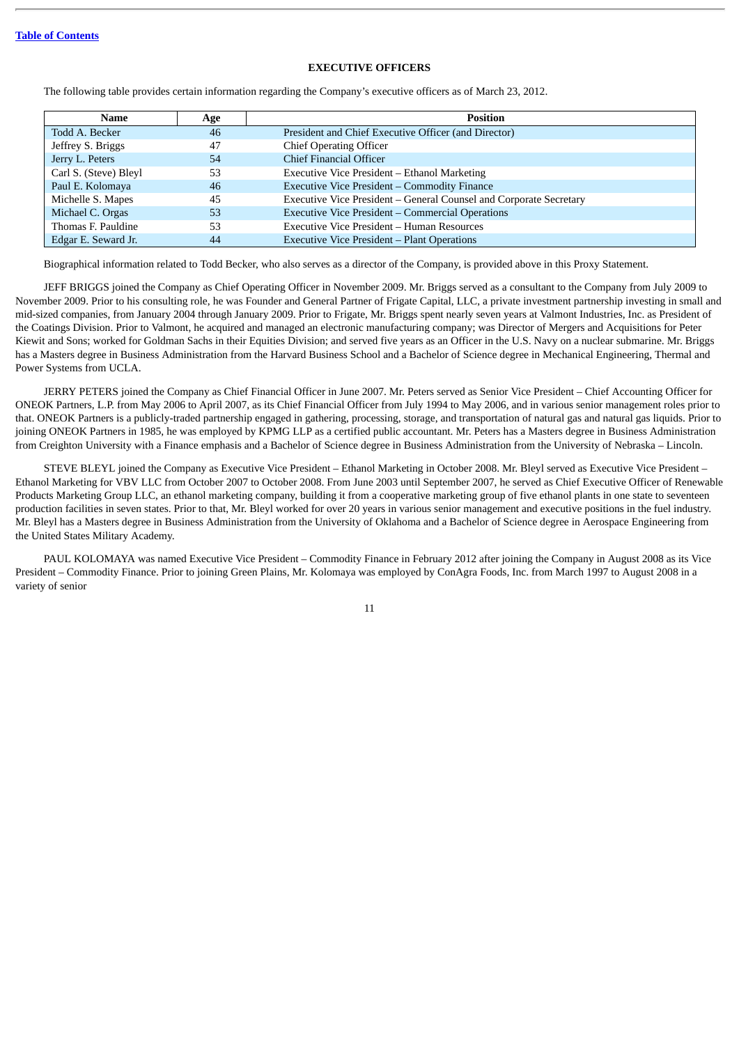Table of Contents

## EXECUTIVE OFFICERS

The following table provides certain information regarding the Company's executive officers as of March 23, 2012.

| Name | Age | Position |
|---|---|---|
| Todd A. Becker | 46 | President and Chief Executive Officer (and Director) |
| Jeffrey S. Briggs | 47 | Chief Operating Officer |
| Jerry L. Peters | 54 | Chief Financial Officer |
| Carl S. (Steve) Bleyl | 53 | Executive Vice President – Ethanol Marketing |
| Paul E. Kolomaya | 46 | Executive Vice President – Commodity Finance |
| Michelle S. Mapes | 45 | Executive Vice President – General Counsel and Corporate Secretary |
| Michael C. Orgas | 53 | Executive Vice President – Commercial Operations |
| Thomas F. Pauldine | 53 | Executive Vice President – Human Resources |
| Edgar E. Seward Jr. | 44 | Executive Vice President – Plant Operations |

Biographical information related to Todd Becker, who also serves as a director of the Company, is provided above in this Proxy Statement.

JEFF BRIGGS joined the Company as Chief Operating Officer in November 2009. Mr. Briggs served as a consultant to the Company from July 2009 to November 2009. Prior to his consulting role, he was Founder and General Partner of Frigate Capital, LLC, a private investment partnership investing in small and mid-sized companies, from January 2004 through January 2009. Prior to Frigate, Mr. Briggs spent nearly seven years at Valmont Industries, Inc. as President of the Coatings Division. Prior to Valmont, he acquired and managed an electronic manufacturing company; was Director of Mergers and Acquisitions for Peter Kiewit and Sons; worked for Goldman Sachs in their Equities Division; and served five years as an Officer in the U.S. Navy on a nuclear submarine. Mr. Briggs has a Masters degree in Business Administration from the Harvard Business School and a Bachelor of Science degree in Mechanical Engineering, Thermal and Power Systems from UCLA.

JERRY PETERS joined the Company as Chief Financial Officer in June 2007. Mr. Peters served as Senior Vice President – Chief Accounting Officer for ONEOK Partners, L.P. from May 2006 to April 2007, as its Chief Financial Officer from July 1994 to May 2006, and in various senior management roles prior to that. ONEOK Partners is a publicly-traded partnership engaged in gathering, processing, storage, and transportation of natural gas and natural gas liquids. Prior to joining ONEOK Partners in 1985, he was employed by KPMG LLP as a certified public accountant. Mr. Peters has a Masters degree in Business Administration from Creighton University with a Finance emphasis and a Bachelor of Science degree in Business Administration from the University of Nebraska – Lincoln.

STEVE BLEYL joined the Company as Executive Vice President – Ethanol Marketing in October 2008. Mr. Bleyl served as Executive Vice President – Ethanol Marketing for VBV LLC from October 2007 to October 2008. From June 2003 until September 2007, he served as Chief Executive Officer of Renewable Products Marketing Group LLC, an ethanol marketing company, building it from a cooperative marketing group of five ethanol plants in one state to seventeen production facilities in seven states. Prior to that, Mr. Bleyl worked for over 20 years in various senior management and executive positions in the fuel industry. Mr. Bleyl has a Masters degree in Business Administration from the University of Oklahoma and a Bachelor of Science degree in Aerospace Engineering from the United States Military Academy.

PAUL KOLOMAYA was named Executive Vice President – Commodity Finance in February 2012 after joining the Company in August 2008 as its Vice President – Commodity Finance. Prior to joining Green Plains, Mr. Kolomaya was employed by ConAgra Foods, Inc. from March 1997 to August 2008 in a variety of senior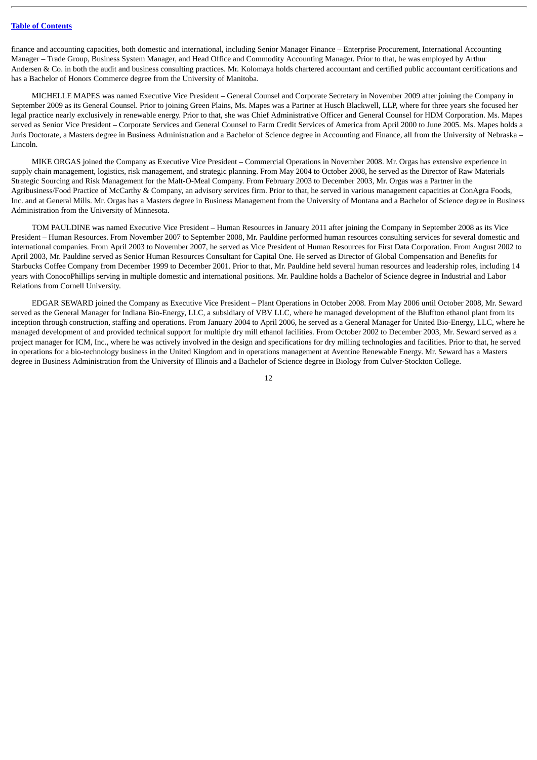finance and accounting capacities, both domestic and international, including Senior Manager Finance – Enterprise Procurement, International Accounting Manager – Trade Group, Business System Manager, and Head Office and Commodity Accounting Manager. Prior to that, he was employed by Arthur Andersen & Co. in both the audit and business consulting practices. Mr. Kolomaya holds chartered accountant and certified public accountant certifications and has a Bachelor of Honors Commerce degree from the University of Manitoba.

MICHELLE MAPES was named Executive Vice President – General Counsel and Corporate Secretary in November 2009 after joining the Company in September 2009 as its General Counsel. Prior to joining Green Plains, Ms. Mapes was a Partner at Husch Blackwell, LLP, where for three years she focused her legal practice nearly exclusively in renewable energy. Prior to that, she was Chief Administrative Officer and General Counsel for HDM Corporation. Ms. Mapes served as Senior Vice President – Corporate Services and General Counsel to Farm Credit Services of America from April 2000 to June 2005. Ms. Mapes holds a Juris Doctorate, a Masters degree in Business Administration and a Bachelor of Science degree in Accounting and Finance, all from the University of Nebraska – Lincoln.

MIKE ORGAS joined the Company as Executive Vice President – Commercial Operations in November 2008. Mr. Orgas has extensive experience in supply chain management, logistics, risk management, and strategic planning. From May 2004 to October 2008, he served as the Director of Raw Materials Strategic Sourcing and Risk Management for the Malt-O-Meal Company. From February 2003 to December 2003, Mr. Orgas was a Partner in the Agribusiness/Food Practice of McCarthy & Company, an advisory services firm. Prior to that, he served in various management capacities at ConAgra Foods, Inc. and at General Mills. Mr. Orgas has a Masters degree in Business Management from the University of Montana and a Bachelor of Science degree in Business Administration from the University of Minnesota.

TOM PAULDINE was named Executive Vice President – Human Resources in January 2011 after joining the Company in September 2008 as its Vice President – Human Resources. From November 2007 to September 2008, Mr. Pauldine performed human resources consulting services for several domestic and international companies. From April 2003 to November 2007, he served as Vice President of Human Resources for First Data Corporation. From August 2002 to April 2003, Mr. Pauldine served as Senior Human Resources Consultant for Capital One. He served as Director of Global Compensation and Benefits for Starbucks Coffee Company from December 1999 to December 2001. Prior to that, Mr. Pauldine held several human resources and leadership roles, including 14 years with ConocoPhillips serving in multiple domestic and international positions. Mr. Pauldine holds a Bachelor of Science degree in Industrial and Labor Relations from Cornell University.

EDGAR SEWARD joined the Company as Executive Vice President – Plant Operations in October 2008. From May 2006 until October 2008, Mr. Seward served as the General Manager for Indiana Bio-Energy, LLC, a subsidiary of VBV LLC, where he managed development of the Bluffton ethanol plant from its inception through construction, staffing and operations. From January 2004 to April 2006, he served as a General Manager for United Bio-Energy, LLC, where he managed development of and provided technical support for multiple dry mill ethanol facilities. From October 2002 to December 2003, Mr. Seward served as a project manager for ICM, Inc., where he was actively involved in the design and specifications for dry milling technologies and facilities. Prior to that, he served in operations for a bio-technology business in the United Kingdom and in operations management at Aventine Renewable Energy. Mr. Seward has a Masters degree in Business Administration from the University of Illinois and a Bachelor of Science degree in Biology from Culver-Stockton College.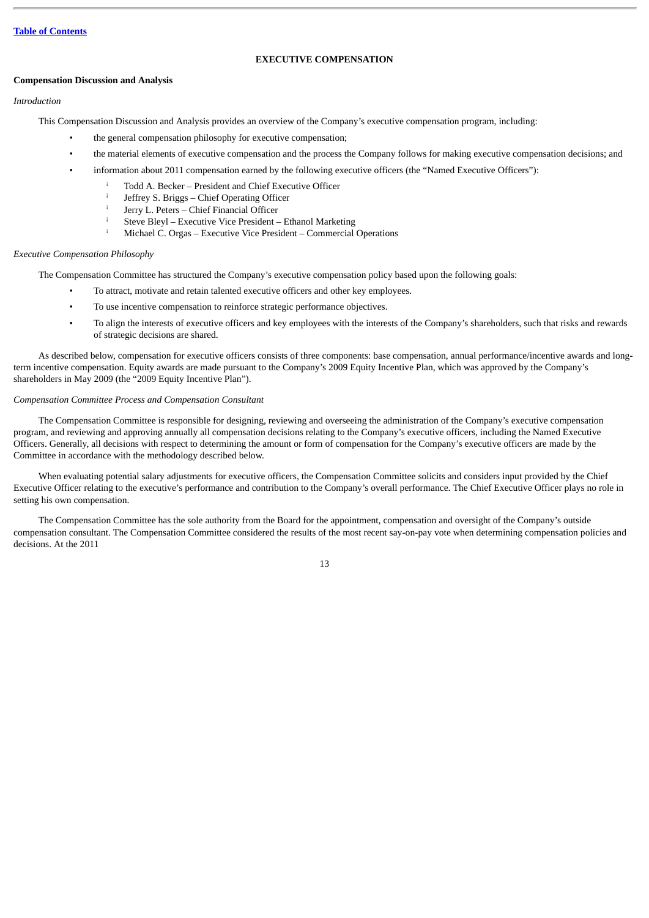[Table of Contents](#)

## EXECUTIVE COMPENSATION

### Compensation Discussion and Analysis

*Introduction*

This Compensation Discussion and Analysis provides an overview of the Company's executive compensation program, including:

- the general compensation philosophy for executive compensation;
- the material elements of executive compensation and the process the Company follows for making executive compensation decisions; and
- information about 2011 compensation earned by the following executive officers (the "Named Executive Officers"):
  - Todd A. Becker – President and Chief Executive Officer
  - Jeffrey S. Briggs – Chief Operating Officer
  - Jerry L. Peters – Chief Financial Officer
  - Steve Bleyl – Executive Vice President – Ethanol Marketing
  - Michael C. Orgas – Executive Vice President – Commercial Operations

*Executive Compensation Philosophy*

The Compensation Committee has structured the Company's executive compensation policy based upon the following goals:

- To attract, motivate and retain talented executive officers and other key employees.
- To use incentive compensation to reinforce strategic performance objectives.
- To align the interests of executive officers and key employees with the interests of the Company's shareholders, such that risks and rewards of strategic decisions are shared.

As described below, compensation for executive officers consists of three components: base compensation, annual performance/incentive awards and long-term incentive compensation. Equity awards are made pursuant to the Company's 2009 Equity Incentive Plan, which was approved by the Company's shareholders in May 2009 (the "2009 Equity Incentive Plan").

*Compensation Committee Process and Compensation Consultant*

The Compensation Committee is responsible for designing, reviewing and overseeing the administration of the Company's executive compensation program, and reviewing and approving annually all compensation decisions relating to the Company's executive officers, including the Named Executive Officers. Generally, all decisions with respect to determining the amount or form of compensation for the Company's executive officers are made by the Committee in accordance with the methodology described below.

When evaluating potential salary adjustments for executive officers, the Compensation Committee solicits and considers input provided by the Chief Executive Officer relating to the executive's performance and contribution to the Company's overall performance. The Chief Executive Officer plays no role in setting his own compensation.

The Compensation Committee has the sole authority from the Board for the appointment, compensation and oversight of the Company's outside compensation consultant. The Compensation Committee considered the results of the most recent say-on-pay vote when determining compensation policies and decisions. At the 2011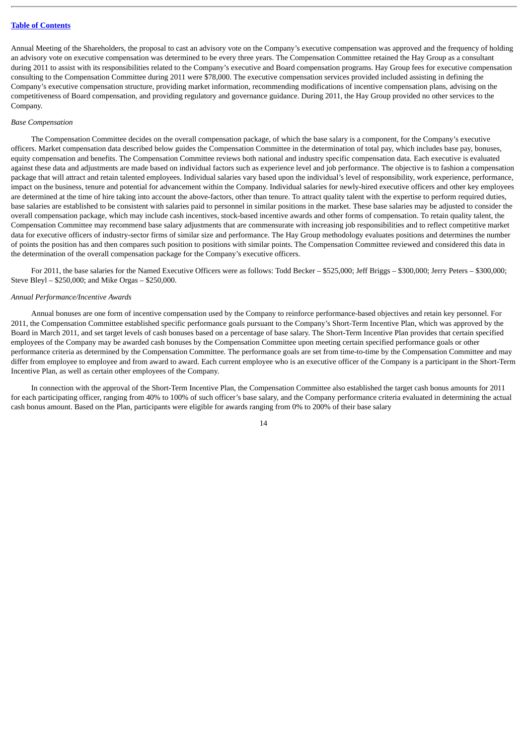Annual Meeting of the Shareholders, the proposal to cast an advisory vote on the Company's executive compensation was approved and the frequency of holding an advisory vote on executive compensation was determined to be every three years. The Compensation Committee retained the Hay Group as a consultant during 2011 to assist with its responsibilities related to the Company's executive and Board compensation programs. Hay Group fees for executive compensation consulting to the Compensation Committee during 2011 were $78,000. The executive compensation services provided included assisting in defining the Company's executive compensation structure, providing market information, recommending modifications of incentive compensation plans, advising on the competitiveness of Board compensation, and providing regulatory and governance guidance. During 2011, the Hay Group provided no other services to the Company.

*Base Compensation*

The Compensation Committee decides on the overall compensation package, of which the base salary is a component, for the Company's executive officers. Market compensation data described below guides the Compensation Committee in the determination of total pay, which includes base pay, bonuses, equity compensation and benefits. The Compensation Committee reviews both national and industry specific compensation data. Each executive is evaluated against these data and adjustments are made based on individual factors such as experience level and job performance. The objective is to fashion a compensation package that will attract and retain talented employees. Individual salaries vary based upon the individual's level of responsibility, work experience, performance, impact on the business, tenure and potential for advancement within the Company. Individual salaries for newly-hired executive officers and other key employees are determined at the time of hire taking into account the above-factors, other than tenure. To attract quality talent with the expertise to perform required duties, base salaries are established to be consistent with salaries paid to personnel in similar positions in the market. These base salaries may be adjusted to consider the overall compensation package, which may include cash incentives, stock-based incentive awards and other forms of compensation. To retain quality talent, the Compensation Committee may recommend base salary adjustments that are commensurate with increasing job responsibilities and to reflect competitive market data for executive officers of industry-sector firms of similar size and performance. The Hay Group methodology evaluates positions and determines the number of points the position has and then compares such position to positions with similar points. The Compensation Committee reviewed and considered this data in the determination of the overall compensation package for the Company's executive officers.

For 2011, the base salaries for the Named Executive Officers were as follows: Todd Becker – $525,000; Jeff Briggs – $300,000; Jerry Peters – $300,000; Steve Bleyl – $250,000; and Mike Orgas – $250,000.

*Annual Performance/Incentive Awards*

Annual bonuses are one form of incentive compensation used by the Company to reinforce performance-based objectives and retain key personnel. For 2011, the Compensation Committee established specific performance goals pursuant to the Company's Short-Term Incentive Plan, which was approved by the Board in March 2011, and set target levels of cash bonuses based on a percentage of base salary. The Short-Term Incentive Plan provides that certain specified employees of the Company may be awarded cash bonuses by the Compensation Committee upon meeting certain specified performance goals or other performance criteria as determined by the Compensation Committee. The performance goals are set from time-to-time by the Compensation Committee and may differ from employee to employee and from award to award. Each current employee who is an executive officer of the Company is a participant in the Short-Term Incentive Plan, as well as certain other employees of the Company.

In connection with the approval of the Short-Term Incentive Plan, the Compensation Committee also established the target cash bonus amounts for 2011 for each participating officer, ranging from 40% to 100% of such officer's base salary, and the Company performance criteria evaluated in determining the actual cash bonus amount. Based on the Plan, participants were eligible for awards ranging from 0% to 200% of their base salary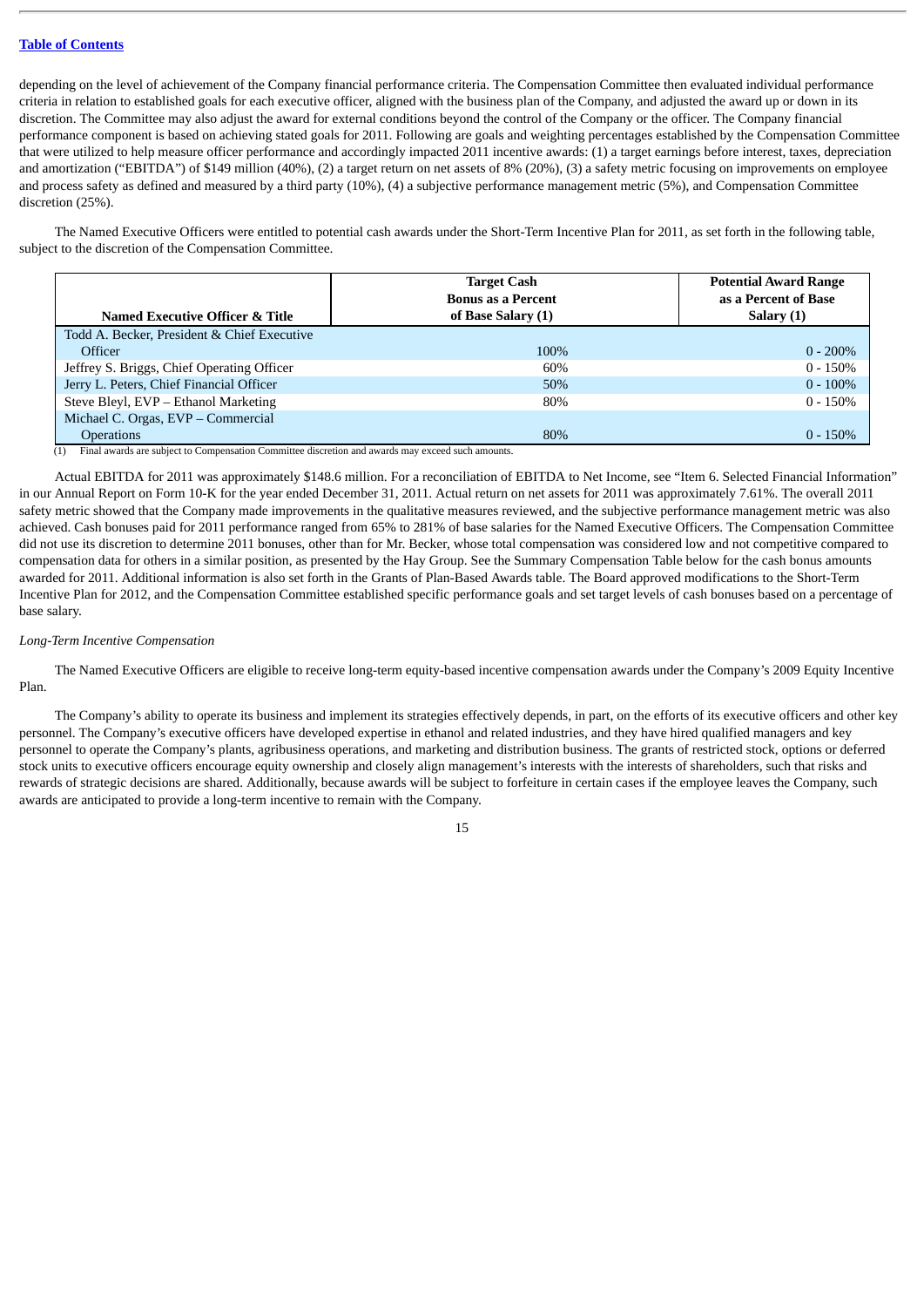depending on the level of achievement of the Company financial performance criteria. The Compensation Committee then evaluated individual performance criteria in relation to established goals for each executive officer, aligned with the business plan of the Company, and adjusted the award up or down in its discretion. The Committee may also adjust the award for external conditions beyond the control of the Company or the officer. The Company financial performance component is based on achieving stated goals for 2011. Following are goals and weighting percentages established by the Compensation Committee that were utilized to help measure officer performance and accordingly impacted 2011 incentive awards: (1) a target earnings before interest, taxes, depreciation and amortization ("EBITDA") of $149 million (40%), (2) a target return on net assets of 8% (20%), (3) a safety metric focusing on improvements on employee and process safety as defined and measured by a third party (10%), (4) a subjective performance management metric (5%), and Compensation Committee discretion (25%).

The Named Executive Officers were entitled to potential cash awards under the Short-Term Incentive Plan for 2011, as set forth in the following table, subject to the discretion of the Compensation Committee.

| Named Executive Officer & Title | Target Cash Bonus as a Percent of Base Salary (1) | Potential Award Range as a Percent of Base Salary (1) |
|---|---|---|
| Todd A. Becker, President & Chief Executive Officer | 100% | 0 - 200% |
| Jeffrey S. Briggs, Chief Operating Officer | 60% | 0 - 150% |
| Jerry L. Peters, Chief Financial Officer | 50% | 0 - 100% |
| Steve Bleyl, EVP – Ethanol Marketing | 80% | 0 - 150% |
| Michael C. Orgas, EVP – Commercial Operations | 80% | 0 - 150% |

(1) Final awards are subject to Compensation Committee discretion and awards may exceed such amounts.

Actual EBITDA for 2011 was approximately $148.6 million. For a reconciliation of EBITDA to Net Income, see "Item 6. Selected Financial Information" in our Annual Report on Form 10-K for the year ended December 31, 2011. Actual return on net assets for 2011 was approximately 7.61%. The overall 2011 safety metric showed that the Company made improvements in the qualitative measures reviewed, and the subjective performance management metric was also achieved. Cash bonuses paid for 2011 performance ranged from 65% to 281% of base salaries for the Named Executive Officers. The Compensation Committee did not use its discretion to determine 2011 bonuses, other than for Mr. Becker, whose total compensation was considered low and not competitive compared to compensation data for others in a similar position, as presented by the Hay Group. See the Summary Compensation Table below for the cash bonus amounts awarded for 2011. Additional information is also set forth in the Grants of Plan-Based Awards table. The Board approved modifications to the Short-Term Incentive Plan for 2012, and the Compensation Committee established specific performance goals and set target levels of cash bonuses based on a percentage of base salary.

*Long-Term Incentive Compensation*

The Named Executive Officers are eligible to receive long-term equity-based incentive compensation awards under the Company's 2009 Equity Incentive Plan.

The Company's ability to operate its business and implement its strategies effectively depends, in part, on the efforts of its executive officers and other key personnel. The Company's executive officers have developed expertise in ethanol and related industries, and they have hired qualified managers and key personnel to operate the Company's plants, agribusiness operations, and marketing and distribution business. The grants of restricted stock, options or deferred stock units to executive officers encourage equity ownership and closely align management's interests with the interests of shareholders, such that risks and rewards of strategic decisions are shared. Additionally, because awards will be subject to forfeiture in certain cases if the employee leaves the Company, such awards are anticipated to provide a long-term incentive to remain with the Company.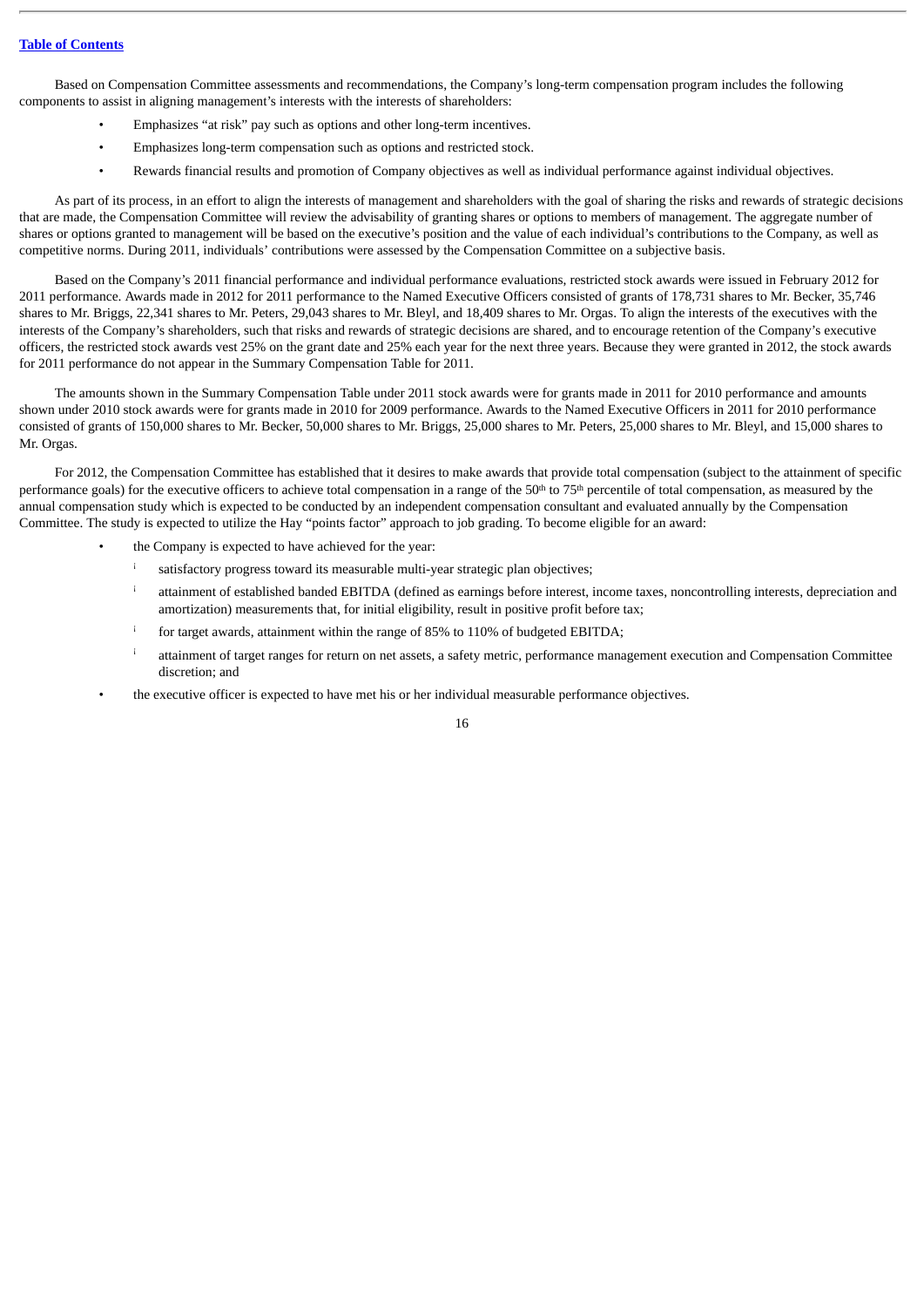Based on Compensation Committee assessments and recommendations, the Company's long-term compensation program includes the following components to assist in aligning management's interests with the interests of shareholders:

- Emphasizes "at risk" pay such as options and other long-term incentives.
- Emphasizes long-term compensation such as options and restricted stock.
- Rewards financial results and promotion of Company objectives as well as individual performance against individual objectives.

As part of its process, in an effort to align the interests of management and shareholders with the goal of sharing the risks and rewards of strategic decisions that are made, the Compensation Committee will review the advisability of granting shares or options to members of management. The aggregate number of shares or options granted to management will be based on the executive's position and the value of each individual's contributions to the Company, as well as competitive norms. During 2011, individuals' contributions were assessed by the Compensation Committee on a subjective basis.

Based on the Company's 2011 financial performance and individual performance evaluations, restricted stock awards were issued in February 2012 for 2011 performance. Awards made in 2012 for 2011 performance to the Named Executive Officers consisted of grants of 178,731 shares to Mr. Becker, 35,746 shares to Mr. Briggs, 22,341 shares to Mr. Peters, 29,043 shares to Mr. Bleyl, and 18,409 shares to Mr. Orgas. To align the interests of the executives with the interests of the Company's shareholders, such that risks and rewards of strategic decisions are shared, and to encourage retention of the Company's executive officers, the restricted stock awards vest 25% on the grant date and 25% each year for the next three years. Because they were granted in 2012, the stock awards for 2011 performance do not appear in the Summary Compensation Table for 2011.

The amounts shown in the Summary Compensation Table under 2011 stock awards were for grants made in 2011 for 2010 performance and amounts shown under 2010 stock awards were for grants made in 2010 for 2009 performance. Awards to the Named Executive Officers in 2011 for 2010 performance consisted of grants of 150,000 shares to Mr. Becker, 50,000 shares to Mr. Briggs, 25,000 shares to Mr. Peters, 25,000 shares to Mr. Bleyl, and 15,000 shares to Mr. Orgas.

For 2012, the Compensation Committee has established that it desires to make awards that provide total compensation (subject to the attainment of specific performance goals) for the executive officers to achieve total compensation in a range of the 50th to 75th percentile of total compensation, as measured by the annual compensation study which is expected to be conducted by an independent compensation consultant and evaluated annually by the Compensation Committee. The study is expected to utilize the Hay "points factor" approach to job grading. To become eligible for an award:

- the Company is expected to have achieved for the year:
  - satisfactory progress toward its measurable multi-year strategic plan objectives;
  - attainment of established banded EBITDA (defined as earnings before interest, income taxes, noncontrolling interests, depreciation and amortization) measurements that, for initial eligibility, result in positive profit before tax;
  - for target awards, attainment within the range of 85% to 110% of budgeted EBITDA;
  - attainment of target ranges for return on net assets, a safety metric, performance management execution and Compensation Committee discretion; and
- the executive officer is expected to have met his or her individual measurable performance objectives.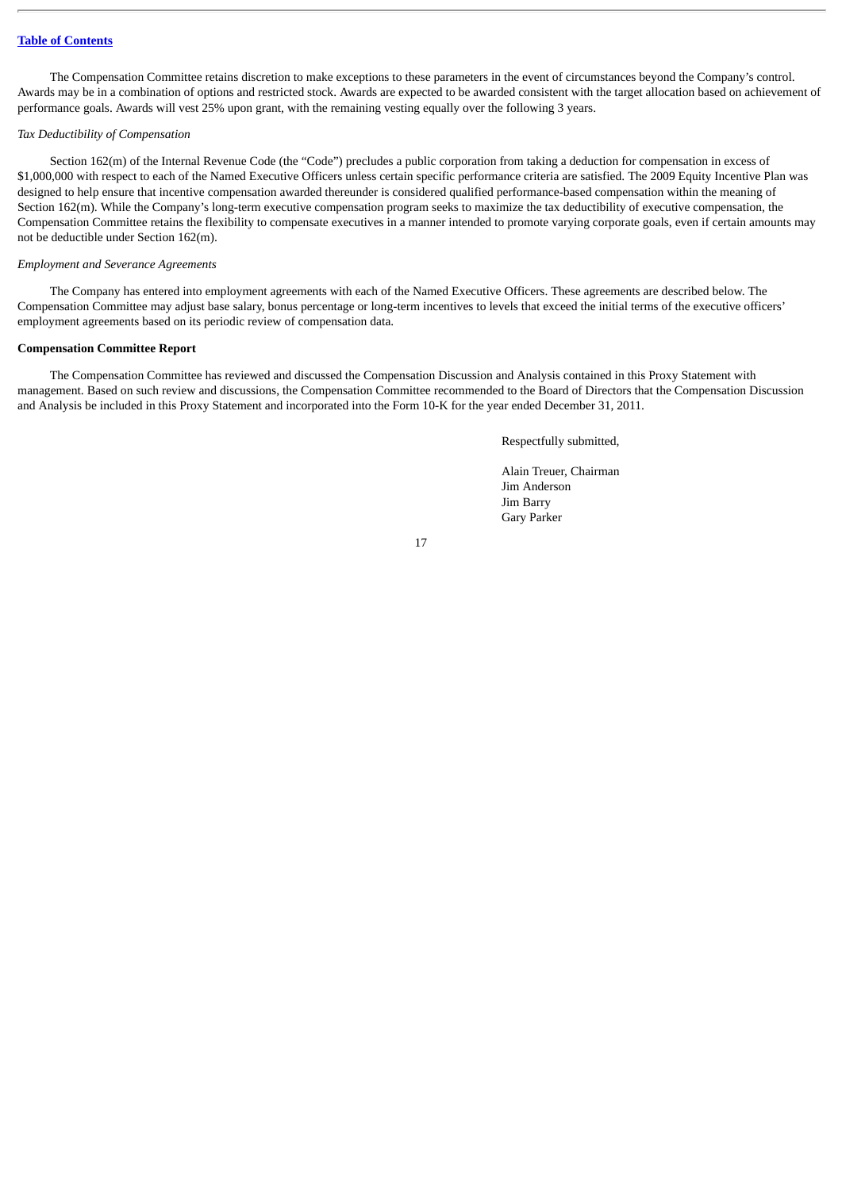The Compensation Committee retains discretion to make exceptions to these parameters in the event of circumstances beyond the Company's control. Awards may be in a combination of options and restricted stock. Awards are expected to be awarded consistent with the target allocation based on achievement of performance goals. Awards will vest 25% upon grant, with the remaining vesting equally over the following 3 years.

*Tax Deductibility of Compensation*

Section 162(m) of the Internal Revenue Code (the "Code") precludes a public corporation from taking a deduction for compensation in excess of $1,000,000 with respect to each of the Named Executive Officers unless certain specific performance criteria are satisfied. The 2009 Equity Incentive Plan was designed to help ensure that incentive compensation awarded thereunder is considered qualified performance-based compensation within the meaning of Section 162(m). While the Company's long-term executive compensation program seeks to maximize the tax deductibility of executive compensation, the Compensation Committee retains the flexibility to compensate executives in a manner intended to promote varying corporate goals, even if certain amounts may not be deductible under Section 162(m).

*Employment and Severance Agreements*

The Company has entered into employment agreements with each of the Named Executive Officers. These agreements are described below. The Compensation Committee may adjust base salary, bonus percentage or long-term incentives to levels that exceed the initial terms of the executive officers' employment agreements based on its periodic review of compensation data.

**Compensation Committee Report**

The Compensation Committee has reviewed and discussed the Compensation Discussion and Analysis contained in this Proxy Statement with management. Based on such review and discussions, the Compensation Committee recommended to the Board of Directors that the Compensation Discussion and Analysis be included in this Proxy Statement and incorporated into the Form 10-K for the year ended December 31, 2011.

Respectfully submitted,

Alain Treuer, Chairman
Jim Anderson
Jim Barry
Gary Parker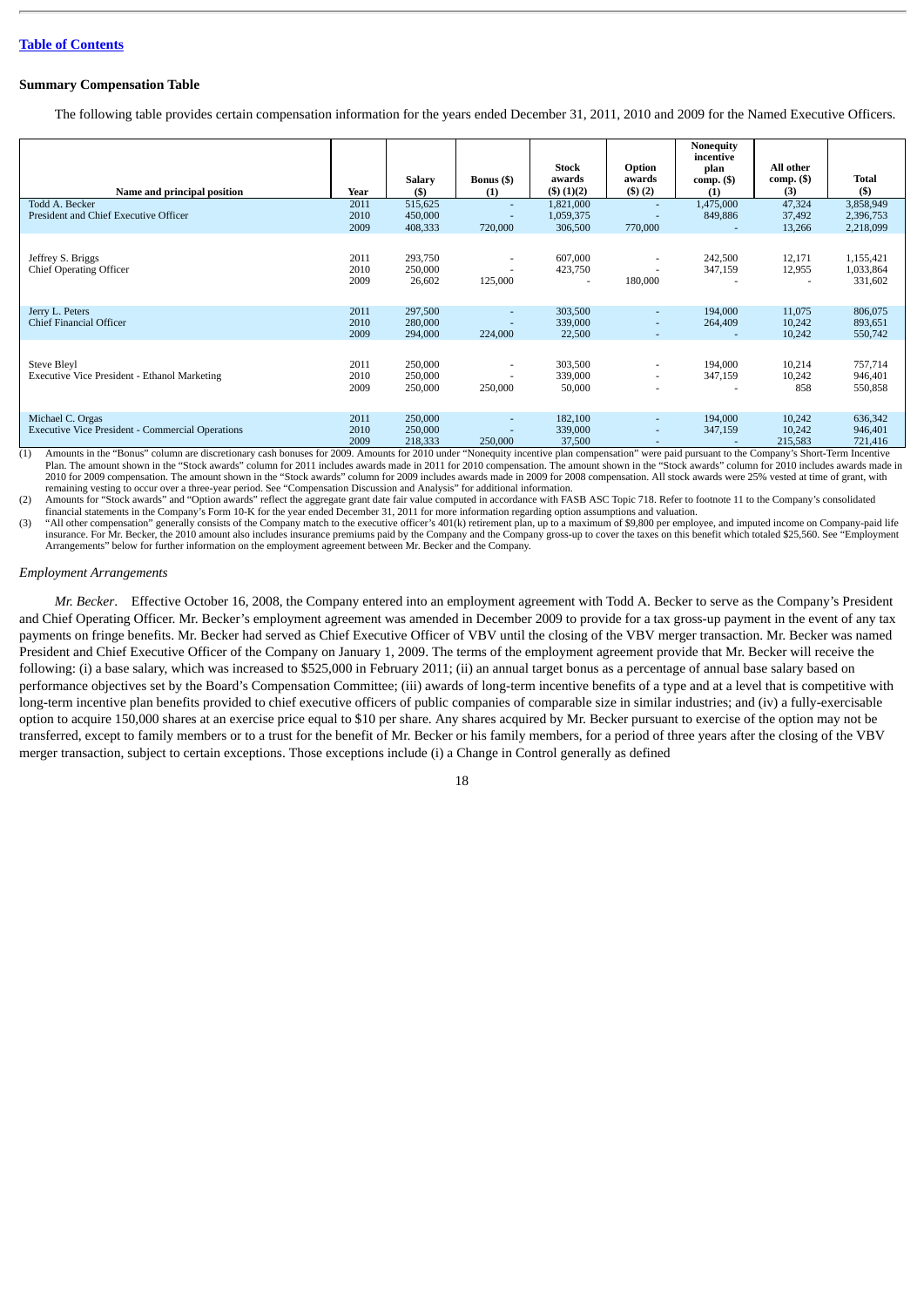[Table of Contents](#)

### Summary Compensation Table

The following table provides certain compensation information for the years ended December 31, 2011, 2010 and 2009 for the Named Executive Officers.

| Name and principal position | Year | Salary ($) | Bonus ($) (1) | Stock awards ($) (1)(2) | Option awards ($) (2) | Nonequity incentive plan comp. ($) (1) | All other comp. ($) (3) | Total ($) |
|---|---|---|---|---|---|---|---|---|
| Todd A. Becker | 2011 | 515,625 | - | 1,821,000 | - | 1,475,000 | 47,324 | 3,858,949 |
| President and Chief Executive Officer | 2010 | 450,000 | - | 1,059,375 | - | 849,886 | 37,492 | 2,396,753 |
| | 2009 | 408,333 | 720,000 | 306,500 | 770,000 | - | 13,266 | 2,218,099 |
| Jeffrey S. Briggs | 2011 | 293,750 | - | 607,000 | - | 242,500 | 12,171 | 1,155,421 |
| Chief Operating Officer | 2010 | 250,000 | - | 423,750 | - | 347,159 | 12,955 | 1,033,864 |
| | 2009 | 26,602 | 125,000 | - | 180,000 | - | - | 331,602 |
| Jerry L. Peters | 2011 | 297,500 | - | 303,500 | - | 194,000 | 11,075 | 806,075 |
| Chief Financial Officer | 2010 | 280,000 | - | 339,000 | - | 264,409 | 10,242 | 893,651 |
| | 2009 | 294,000 | 224,000 | 22,500 | - | - | 10,242 | 550,742 |
| Steve Bleyl | 2011 | 250,000 | - | 303,500 | - | 194,000 | 10,214 | 757,714 |
| Executive Vice President - Ethanol Marketing | 2010 | 250,000 | - | 339,000 | - | 347,159 | 10,242 | 946,401 |
| | 2009 | 250,000 | 250,000 | 50,000 | - | - | 858 | 550,858 |
| Michael C. Orgas | 2011 | 250,000 | - | 182,100 | - | 194,000 | 10,242 | 636,342 |
| Executive Vice President - Commercial Operations | 2010 | 250,000 | - | 339,000 | - | 347,159 | 10,242 | 946,401 |
| | 2009 | 218,333 | 250,000 | 37,500 | - | - | 215,583 | 721,416 |

(1) Amounts in the "Bonus" column are discretionary cash bonuses for 2009. Amounts for 2010 under "Nonequity incentive plan compensation" were paid pursuant to the Company's Short-Term Incentive Plan. The amount shown in the "Stock awards" column for 2011 includes awards made in 2011 for 2010 compensation. The amount shown in the "Stock awards" column for 2010 includes awards made in 2010 for 2009 compensation. The amount shown in the "Stock awards" column for 2009 includes awards made in 2009 for 2008 compensation. All stock awards were 25% vested at time of grant, with remaining vesting to occur over a three-year period. See "Compensation Discussion and Analysis" for additional information.

(2) Amounts for "Stock awards" and "Option awards" reflect the aggregate grant date fair value computed in accordance with FASB ASC Topic 718. Refer to footnote 11 to the Company's consolidated financial statements in the Company's Form 10-K for the year ended December 31, 2011 for more information regarding option assumptions and valuation.

(3) "All other compensation" generally consists of the Company match to the executive officer's 401(k) retirement plan, up to a maximum of $9,800 per employee, and imputed income on Company-paid life insurance. For Mr. Becker, the 2010 amount also includes insurance premiums paid by the Company and the Company gross-up to cover the taxes on this benefit which totaled $25,560. See "Employment Arrangements" below for further information on the employment agreement between Mr. Becker and the Company.

*Employment Arrangements*

*Mr. Becker*. Effective October 16, 2008, the Company entered into an employment agreement with Todd A. Becker to serve as the Company's President and Chief Operating Officer. Mr. Becker's employment agreement was amended in December 2009 to provide for a tax gross-up payment in the event of any tax payments on fringe benefits. Mr. Becker had served as Chief Executive Officer of VBV until the closing of the VBV merger transaction. Mr. Becker was named President and Chief Executive Officer of the Company on January 1, 2009. The terms of the employment agreement provide that Mr. Becker will receive the following: (i) a base salary, which was increased to $525,000 in February 2011; (ii) an annual target bonus as a percentage of annual base salary based on performance objectives set by the Board's Compensation Committee; (iii) awards of long-term incentive benefits of a type and at a level that is competitive with long-term incentive plan benefits provided to chief executive officers of public companies of comparable size in similar industries; and (iv) a fully-exercisable option to acquire 150,000 shares at an exercise price equal to $10 per share. Any shares acquired by Mr. Becker pursuant to exercise of the option may not be transferred, except to family members or to a trust for the benefit of Mr. Becker or his family members, for a period of three years after the closing of the VBV merger transaction, subject to certain exceptions. Those exceptions include (i) a Change in Control generally as defined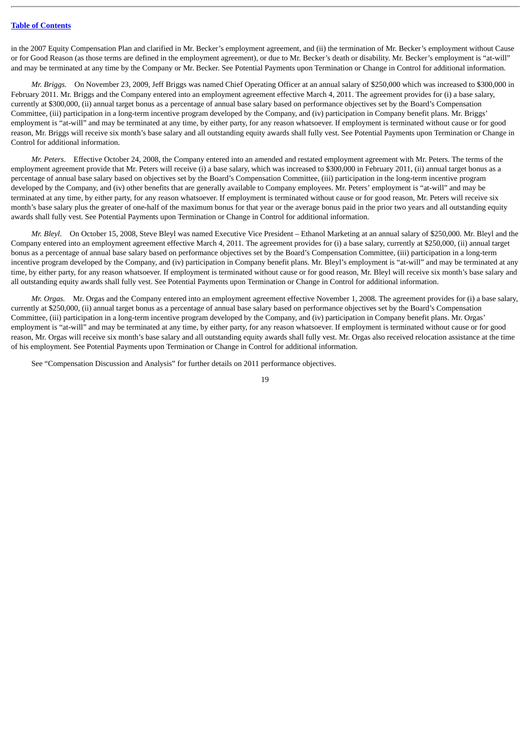in the 2007 Equity Compensation Plan and clarified in Mr. Becker's employment agreement, and (ii) the termination of Mr. Becker's employment without Cause or for Good Reason (as those terms are defined in the employment agreement), or due to Mr. Becker's death or disability. Mr. Becker's employment is "at-will" and may be terminated at any time by the Company or Mr. Becker. See Potential Payments upon Termination or Change in Control for additional information.

*Mr. Briggs.* On November 23, 2009, Jeff Briggs was named Chief Operating Officer at an annual salary of $250,000 which was increased to $300,000 in February 2011. Mr. Briggs and the Company entered into an employment agreement effective March 4, 2011. The agreement provides for (i) a base salary, currently at $300,000, (ii) annual target bonus as a percentage of annual base salary based on performance objectives set by the Board's Compensation Committee, (iii) participation in a long-term incentive program developed by the Company, and (iv) participation in Company benefit plans. Mr. Briggs' employment is "at-will" and may be terminated at any time, by either party, for any reason whatsoever. If employment is terminated without cause or for good reason, Mr. Briggs will receive six month's base salary and all outstanding equity awards shall fully vest. See Potential Payments upon Termination or Change in Control for additional information.

*Mr. Peters*. Effective October 24, 2008, the Company entered into an amended and restated employment agreement with Mr. Peters. The terms of the employment agreement provide that Mr. Peters will receive (i) a base salary, which was increased to $300,000 in February 2011, (ii) annual target bonus as a percentage of annual base salary based on objectives set by the Board's Compensation Committee, (iii) participation in the long-term incentive program developed by the Company, and (iv) other benefits that are generally available to Company employees. Mr. Peters' employment is "at-will" and may be terminated at any time, by either party, for any reason whatsoever. If employment is terminated without cause or for good reason, Mr. Peters will receive six month's base salary plus the greater of one-half of the maximum bonus for that year or the average bonus paid in the prior two years and all outstanding equity awards shall fully vest. See Potential Payments upon Termination or Change in Control for additional information.

*Mr. Bleyl.* On October 15, 2008, Steve Bleyl was named Executive Vice President – Ethanol Marketing at an annual salary of $250,000. Mr. Bleyl and the Company entered into an employment agreement effective March 4, 2011. The agreement provides for (i) a base salary, currently at $250,000, (ii) annual target bonus as a percentage of annual base salary based on performance objectives set by the Board's Compensation Committee, (iii) participation in a long-term incentive program developed by the Company, and (iv) participation in Company benefit plans. Mr. Bleyl's employment is "at-will" and may be terminated at any time, by either party, for any reason whatsoever. If employment is terminated without cause or for good reason, Mr. Bleyl will receive six month's base salary and all outstanding equity awards shall fully vest. See Potential Payments upon Termination or Change in Control for additional information.

*Mr. Orgas.* Mr. Orgas and the Company entered into an employment agreement effective November 1, 2008. The agreement provides for (i) a base salary, currently at $250,000, (ii) annual target bonus as a percentage of annual base salary based on performance objectives set by the Board's Compensation Committee, (iii) participation in a long-term incentive program developed by the Company, and (iv) participation in Company benefit plans. Mr. Orgas' employment is "at-will" and may be terminated at any time, by either party, for any reason whatsoever. If employment is terminated without cause or for good reason, Mr. Orgas will receive six month's base salary and all outstanding equity awards shall fully vest. Mr. Orgas also received relocation assistance at the time of his employment. See Potential Payments upon Termination or Change in Control for additional information.

See "Compensation Discussion and Analysis" for further details on 2011 performance objectives.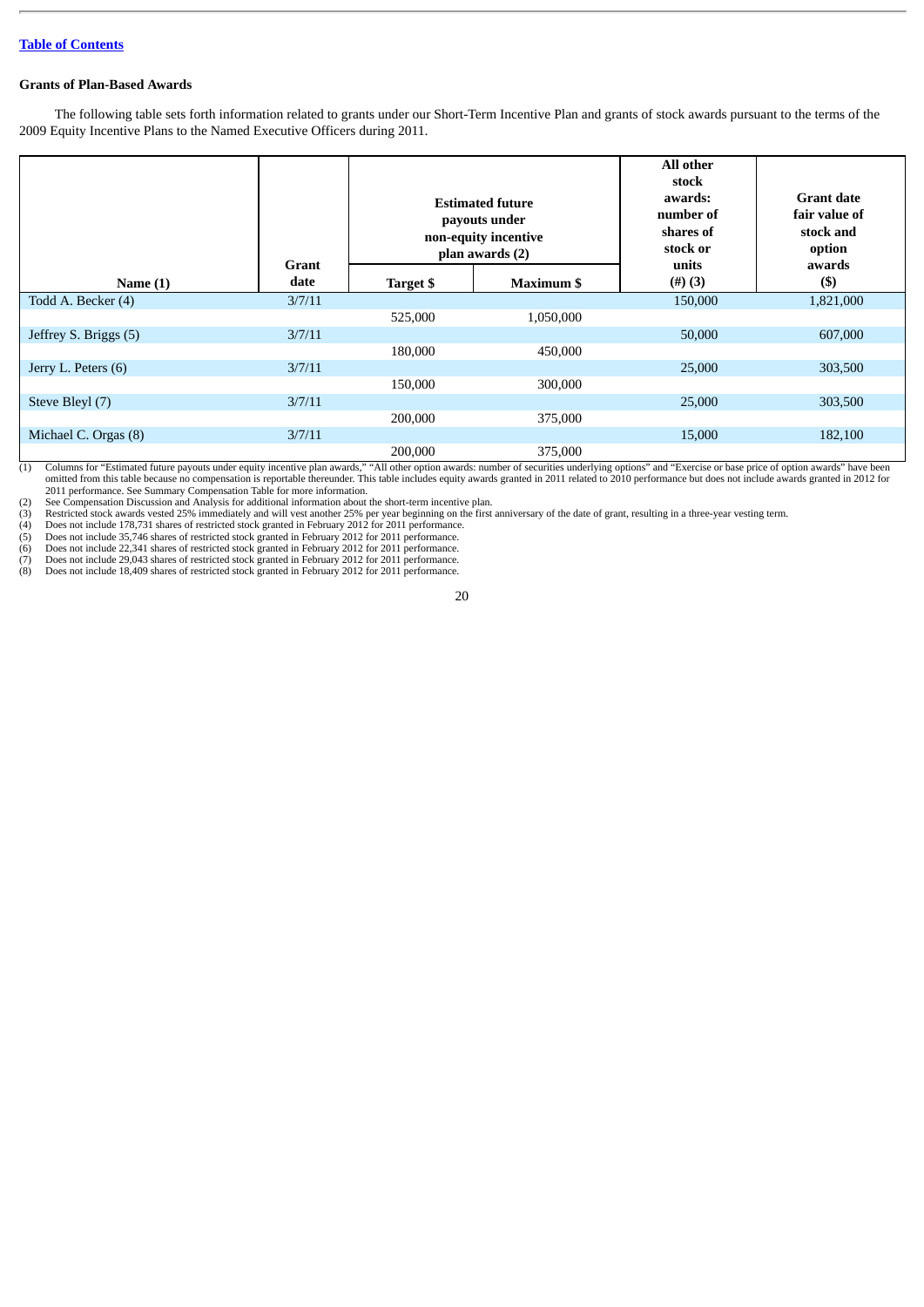[Table of Contents](#)

### Grants of Plan-Based Awards

The following table sets forth information related to grants under our Short-Term Incentive Plan and grants of stock awards pursuant to the terms of the 2009 Equity Incentive Plans to the Named Executive Officers during 2011.

| Name (1) | Grant date | Estimated future payouts under non-equity incentive plan awards (2) | | All other stock awards: number of shares of stock or units | Grant date fair value of stock and option awards |
|---|---|---|---|---|---|
| | | Target $ | Maximum $ | (#) (3) | ($) |
| Todd A. Becker (4) | 3/7/11 | | | 150,000 | 1,821,000 |
| | | 525,000 | 1,050,000 | | |
| Jeffrey S. Briggs (5) | 3/7/11 | | | 50,000 | 607,000 |
| | | 180,000 | 450,000 | | |
| Jerry L. Peters (6) | 3/7/11 | | | 25,000 | 303,500 |
| | | 150,000 | 300,000 | | |
| Steve Bleyl (7) | 3/7/11 | | | 25,000 | 303,500 |
| | | 200,000 | 375,000 | | |
| Michael C. Orgas (8) | 3/7/11 | | | 15,000 | 182,100 |
| | | 200,000 | 375,000 | | |

(1) Columns for "Estimated future payouts under equity incentive plan awards," "All other option awards: number of securities underlying options" and "Exercise or base price of option awards" have been omitted from this table because no compensation is reportable thereunder. This table includes equity awards granted in 2011 related to 2010 performance but does not include awards granted in 2012 for 2011 performance. See Summary Compensation Table for more information.

(2) See Compensation Discussion and Analysis for additional information about the short-term incentive plan.

(3) Restricted stock awards vested 25% immediately and will vest another 25% per year beginning on the first anniversary of the date of grant, resulting in a three-year vesting term.

(4) Does not include 178,731 shares of restricted stock granted in February 2012 for 2011 performance.

(5) Does not include 35,746 shares of restricted stock granted in February 2012 for 2011 performance.

(6) Does not include 22,341 shares of restricted stock granted in February 2012 for 2011 performance.

(7) Does not include 29,043 shares of restricted stock granted in February 2012 for 2011 performance.

(8) Does not include 18,409 shares of restricted stock granted in February 2012 for 2011 performance.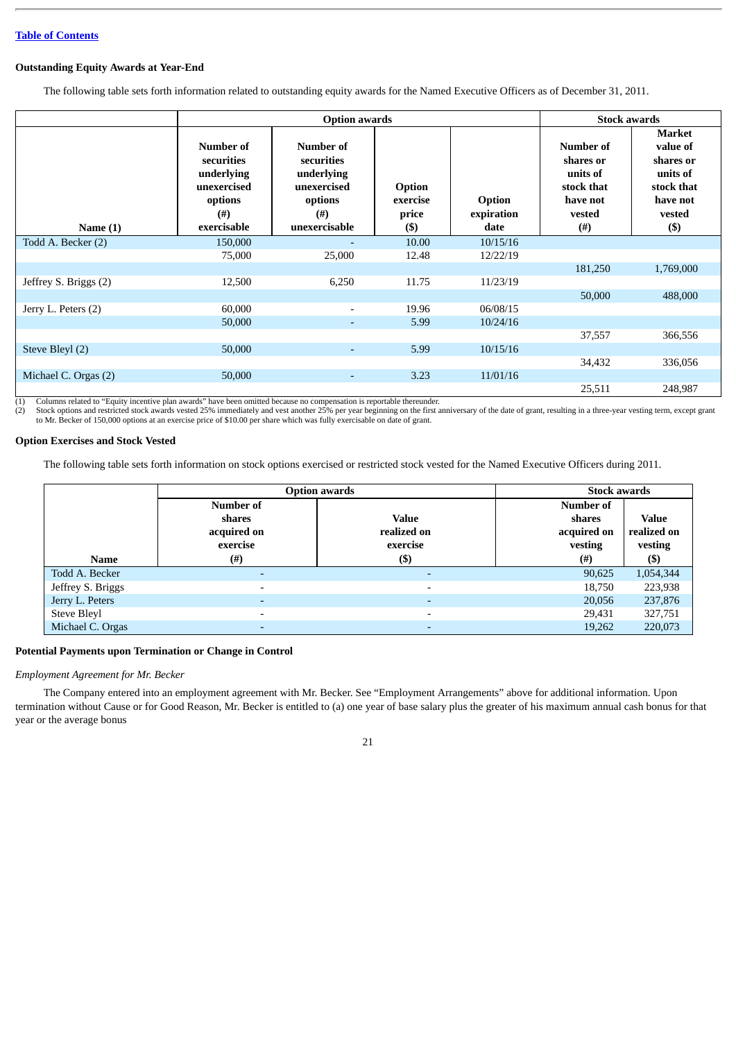**Outstanding Equity Awards at Year-End**

The following table sets forth information related to outstanding equity awards for the Named Executive Officers as of December 31, 2011.

| | Option awards | | | | Stock awards | |
|---|---|---|---|---|---|---|
| Name (1) | Number of securities underlying unexercised options (#) exercisable | Number of securities underlying unexercised options (#) unexercisable | Option exercise price ($) | Option expiration date | Number of shares or units of stock that have not vested (#) | Market value of shares or units of stock that have not vested ($) |
| Todd A. Becker (2) | 150,000 | - | 10.00 | 10/15/16 | | |
| | 75,000 | 25,000 | 12.48 | 12/22/19 | | |
| | | | | | 181,250 | 1,769,000 |
| Jeffrey S. Briggs (2) | 12,500 | 6,250 | 11.75 | 11/23/19 | | |
| | | | | | 50,000 | 488,000 |
| Jerry L. Peters (2) | 60,000 | - | 19.96 | 06/08/15 | | |
| | 50,000 | - | 5.99 | 10/24/16 | | |
| | | | | | 37,557 | 366,556 |
| Steve Bleyl (2) | 50,000 | - | 5.99 | 10/15/16 | | |
| | | | | | 34,432 | 336,056 |
| Michael C. Orgas (2) | 50,000 | - | 3.23 | 11/01/16 | | |
| | | | | | 25,511 | 248,987 |

(1) Columns related to "Equity incentive plan awards" have been omitted because no compensation is reportable thereunder.
(2) Stock options and restricted stock awards vested 25% immediately and vest another 25% per year beginning on the first anniversary of the date of grant, resulting in a three-year vesting term, except grant to Mr. Becker of 150,000 options at an exercise price of $10.00 per share which was fully exercisable on date of grant.

**Option Exercises and Stock Vested**

The following table sets forth information on stock options exercised or restricted stock vested for the Named Executive Officers during 2011.

| | Option awards | | Stock awards | |
|---|---|---|---|---|
| Name | Number of shares acquired on exercise (#) | Value realized on exercise ($) | Number of shares acquired on vesting (#) | Value realized on vesting ($) |
| Todd A. Becker | - | - | 90,625 | 1,054,344 |
| Jeffrey S. Briggs | - | - | 18,750 | 223,938 |
| Jerry L. Peters | - | - | 20,056 | 237,876 |
| Steve Bleyl | - | - | 29,431 | 327,751 |
| Michael C. Orgas | - | - | 19,262 | 220,073 |

**Potential Payments upon Termination or Change in Control**

*Employment Agreement for Mr. Becker*

The Company entered into an employment agreement with Mr. Becker. See "Employment Arrangements" above for additional information. Upon termination without Cause or for Good Reason, Mr. Becker is entitled to (a) one year of base salary plus the greater of his maximum annual cash bonus for that year or the average bonus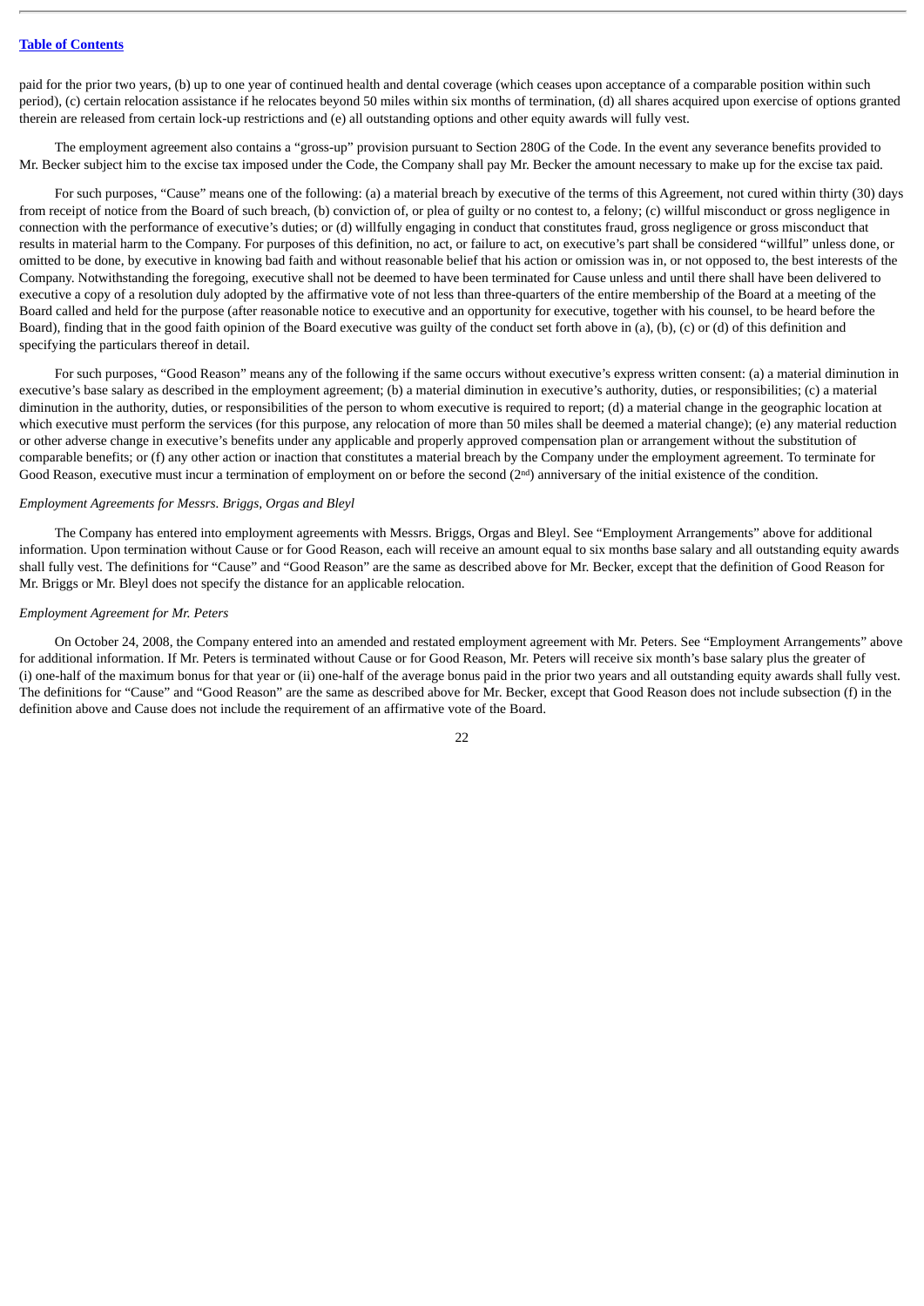paid for the prior two years, (b) up to one year of continued health and dental coverage (which ceases upon acceptance of a comparable position within such period), (c) certain relocation assistance if he relocates beyond 50 miles within six months of termination, (d) all shares acquired upon exercise of options granted therein are released from certain lock-up restrictions and (e) all outstanding options and other equity awards will fully vest.

The employment agreement also contains a "gross-up" provision pursuant to Section 280G of the Code. In the event any severance benefits provided to Mr. Becker subject him to the excise tax imposed under the Code, the Company shall pay Mr. Becker the amount necessary to make up for the excise tax paid.

For such purposes, "Cause" means one of the following: (a) a material breach by executive of the terms of this Agreement, not cured within thirty (30) days from receipt of notice from the Board of such breach, (b) conviction of, or plea of guilty or no contest to, a felony; (c) willful misconduct or gross negligence in connection with the performance of executive's duties; or (d) willfully engaging in conduct that constitutes fraud, gross negligence or gross misconduct that results in material harm to the Company. For purposes of this definition, no act, or failure to act, on executive's part shall be considered "willful" unless done, or omitted to be done, by executive in knowing bad faith and without reasonable belief that his action or omission was in, or not opposed to, the best interests of the Company. Notwithstanding the foregoing, executive shall not be deemed to have been terminated for Cause unless and until there shall have been delivered to executive a copy of a resolution duly adopted by the affirmative vote of not less than three-quarters of the entire membership of the Board at a meeting of the Board called and held for the purpose (after reasonable notice to executive and an opportunity for executive, together with his counsel, to be heard before the Board), finding that in the good faith opinion of the Board executive was guilty of the conduct set forth above in (a), (b), (c) or (d) of this definition and specifying the particulars thereof in detail.

For such purposes, "Good Reason" means any of the following if the same occurs without executive's express written consent: (a) a material diminution in executive's base salary as described in the employment agreement; (b) a material diminution in executive's authority, duties, or responsibilities; (c) a material diminution in the authority, duties, or responsibilities of the person to whom executive is required to report; (d) a material change in the geographic location at which executive must perform the services (for this purpose, any relocation of more than 50 miles shall be deemed a material change); (e) any material reduction or other adverse change in executive's benefits under any applicable and properly approved compensation plan or arrangement without the substitution of comparable benefits; or (f) any other action or inaction that constitutes a material breach by the Company under the employment agreement. To terminate for Good Reason, executive must incur a termination of employment on or before the second (2nd) anniversary of the initial existence of the condition.

*Employment Agreements for Messrs. Briggs, Orgas and Bleyl*

The Company has entered into employment agreements with Messrs. Briggs, Orgas and Bleyl. See "Employment Arrangements" above for additional information. Upon termination without Cause or for Good Reason, each will receive an amount equal to six months base salary and all outstanding equity awards shall fully vest. The definitions for "Cause" and "Good Reason" are the same as described above for Mr. Becker, except that the definition of Good Reason for Mr. Briggs or Mr. Bleyl does not specify the distance for an applicable relocation.

*Employment Agreement for Mr. Peters*

On October 24, 2008, the Company entered into an amended and restated employment agreement with Mr. Peters. See "Employment Arrangements" above for additional information. If Mr. Peters is terminated without Cause or for Good Reason, Mr. Peters will receive six month's base salary plus the greater of (i) one-half of the maximum bonus for that year or (ii) one-half of the average bonus paid in the prior two years and all outstanding equity awards shall fully vest. The definitions for "Cause" and "Good Reason" are the same as described above for Mr. Becker, except that Good Reason does not include subsection (f) in the definition above and Cause does not include the requirement of an affirmative vote of the Board.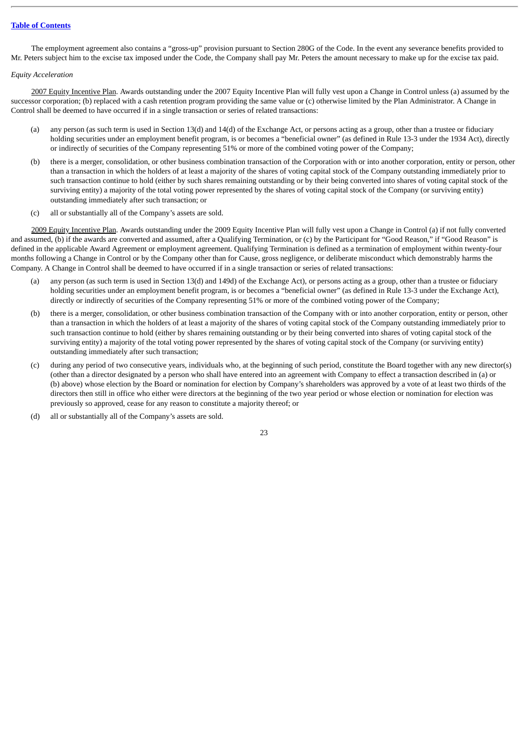The employment agreement also contains a "gross-up" provision pursuant to Section 280G of the Code. In the event any severance benefits provided to Mr. Peters subject him to the excise tax imposed under the Code, the Company shall pay Mr. Peters the amount necessary to make up for the excise tax paid.

*Equity Acceleration*

2007 Equity Incentive Plan. Awards outstanding under the 2007 Equity Incentive Plan will fully vest upon a Change in Control unless (a) assumed by the successor corporation; (b) replaced with a cash retention program providing the same value or (c) otherwise limited by the Plan Administrator. A Change in Control shall be deemed to have occurred if in a single transaction or series of related transactions:

(a) any person (as such term is used in Section 13(d) and 14(d) of the Exchange Act, or persons acting as a group, other than a trustee or fiduciary holding securities under an employment benefit program, is or becomes a "beneficial owner" (as defined in Rule 13-3 under the 1934 Act), directly or indirectly of securities of the Company representing 51% or more of the combined voting power of the Company;

(b) there is a merger, consolidation, or other business combination transaction of the Corporation with or into another corporation, entity or person, other than a transaction in which the holders of at least a majority of the shares of voting capital stock of the Company outstanding immediately prior to such transaction continue to hold (either by such shares remaining outstanding or by their being converted into shares of voting capital stock of the surviving entity) a majority of the total voting power represented by the shares of voting capital stock of the Company (or surviving entity) outstanding immediately after such transaction; or

(c) all or substantially all of the Company's assets are sold.

2009 Equity Incentive Plan. Awards outstanding under the 2009 Equity Incentive Plan will fully vest upon a Change in Control (a) if not fully converted and assumed, (b) if the awards are converted and assumed, after a Qualifying Termination, or (c) by the Participant for "Good Reason," if "Good Reason" is defined in the applicable Award Agreement or employment agreement. Qualifying Termination is defined as a termination of employment within twenty-four months following a Change in Control or by the Company other than for Cause, gross negligence, or deliberate misconduct which demonstrably harms the Company. A Change in Control shall be deemed to have occurred if in a single transaction or series of related transactions:

(a) any person (as such term is used in Section 13(d) and 149d) of the Exchange Act), or persons acting as a group, other than a trustee or fiduciary holding securities under an employment benefit program, is or becomes a "beneficial owner" (as defined in Rule 13-3 under the Exchange Act), directly or indirectly of securities of the Company representing 51% or more of the combined voting power of the Company;

(b) there is a merger, consolidation, or other business combination transaction of the Company with or into another corporation, entity or person, other than a transaction in which the holders of at least a majority of the shares of voting capital stock of the Company outstanding immediately prior to such transaction continue to hold (either by shares remaining outstanding or by their being converted into shares of voting capital stock of the surviving entity) a majority of the total voting power represented by the shares of voting capital stock of the Company (or surviving entity) outstanding immediately after such transaction;

(c) during any period of two consecutive years, individuals who, at the beginning of such period, constitute the Board together with any new director(s) (other than a director designated by a person who shall have entered into an agreement with Company to effect a transaction described in (a) or (b) above) whose election by the Board or nomination for election by Company's shareholders was approved by a vote of at least two thirds of the directors then still in office who either were directors at the beginning of the two year period or whose election or nomination for election was previously so approved, cease for any reason to constitute a majority thereof; or

(d) all or substantially all of the Company's assets are sold.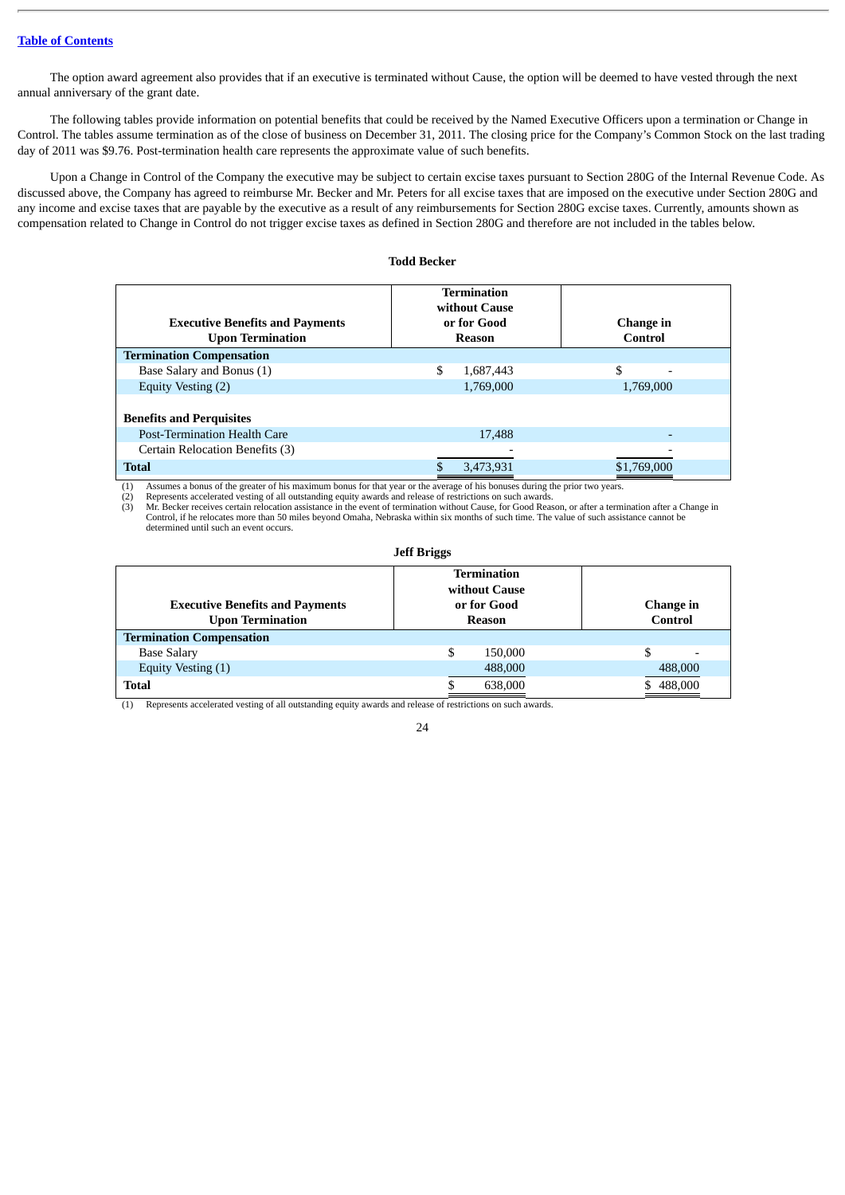The option award agreement also provides that if an executive is terminated without Cause, the option will be deemed to have vested through the next annual anniversary of the grant date.

The following tables provide information on potential benefits that could be received by the Named Executive Officers upon a termination or Change in Control. The tables assume termination as of the close of business on December 31, 2011. The closing price for the Company's Common Stock on the last trading day of 2011 was $9.76. Post-termination health care represents the approximate value of such benefits.

Upon a Change in Control of the Company the executive may be subject to certain excise taxes pursuant to Section 280G of the Internal Revenue Code. As discussed above, the Company has agreed to reimburse Mr. Becker and Mr. Peters for all excise taxes that are imposed on the executive under Section 280G and any income and excise taxes that are payable by the executive as a result of any reimbursements for Section 280G excise taxes. Currently, amounts shown as compensation related to Change in Control do not trigger excise taxes as defined in Section 280G and therefore are not included in the tables below.

**Todd Becker**

| Executive Benefits and Payments Upon Termination | Termination without Cause or for Good Reason | Change in Control |
|---|---|---|
| **Termination Compensation** | | |
| Base Salary and Bonus (1) | $ 1,687,443 | $ - |
| Equity Vesting (2) | 1,769,000 | 1,769,000 |
| **Benefits and Perquisites** | | |
| Post-Termination Health Care | 17,488 | - |
| Certain Relocation Benefits (3) | - | - |
| **Total** | $ 3,473,931 | $1,769,000 |

(1) Assumes a bonus of the greater of his maximum bonus for that year or the average of his bonuses during the prior two years.
(2) Represents accelerated vesting of all outstanding equity awards and release of restrictions on such awards.
(3) Mr. Becker receives certain relocation assistance in the event of termination without Cause, for Good Reason, or after a termination after a Change in Control, if he relocates more than 50 miles beyond Omaha, Nebraska within six months of such time. The value of such assistance cannot be determined until such an event occurs.

**Jeff Briggs**

| Executive Benefits and Payments Upon Termination | Termination without Cause or for Good Reason | Change in Control |
|---|---|---|
| **Termination Compensation** | | |
| Base Salary | $ 150,000 | $ - |
| Equity Vesting (1) | 488,000 | 488,000 |
| **Total** | $ 638,000 | $ 488,000 |

(1) Represents accelerated vesting of all outstanding equity awards and release of restrictions on such awards.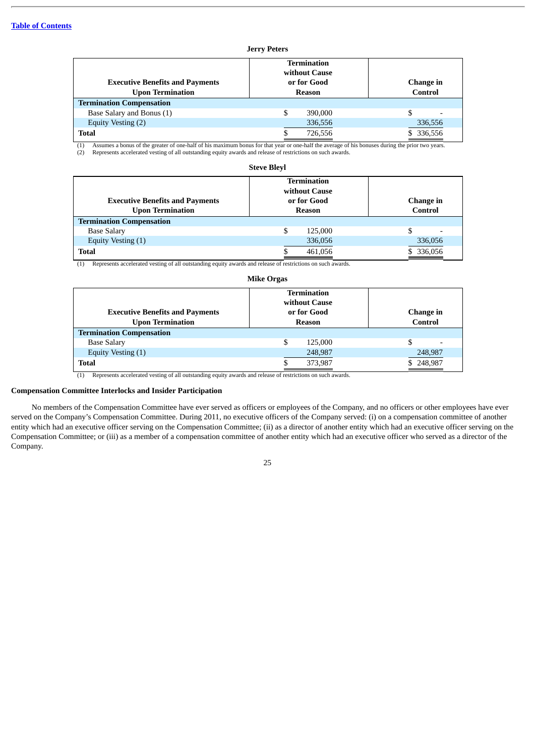[Table of Contents]

**Jerry Peters**

| Executive Benefits and Payments Upon Termination | Termination without Cause or for Good Reason | Change in Control |
|---|---|---|
| **Termination Compensation** | | |
| Base Salary and Bonus (1) | $ 390,000 | $ - |
| Equity Vesting (2) | 336,556 | 336,556 |
| **Total** | $ 726,556 | $ 336,556 |

(1) Assumes a bonus of the greater of one-half of his maximum bonus for that year or one-half the average of his bonuses during the prior two years.
(2) Represents accelerated vesting of all outstanding equity awards and release of restrictions on such awards.

**Steve Bleyl**

| Executive Benefits and Payments Upon Termination | Termination without Cause or for Good Reason | Change in Control |
|---|---|---|
| **Termination Compensation** | | |
| Base Salary | $ 125,000 | $ - |
| Equity Vesting (1) | 336,056 | 336,056 |
| **Total** | $ 461,056 | $ 336,056 |

(1) Represents accelerated vesting of all outstanding equity awards and release of restrictions on such awards.

**Mike Orgas**

| Executive Benefits and Payments Upon Termination | Termination without Cause or for Good Reason | Change in Control |
|---|---|---|
| **Termination Compensation** | | |
| Base Salary | $ 125,000 | $ - |
| Equity Vesting (1) | 248,987 | 248,987 |
| **Total** | $ 373,987 | $ 248,987 |

(1) Represents accelerated vesting of all outstanding equity awards and release of restrictions on such awards.

**Compensation Committee Interlocks and Insider Participation**

No members of the Compensation Committee have ever served as officers or employees of the Company, and no officers or other employees have ever served on the Company's Compensation Committee. During 2011, no executive officers of the Company served: (i) on a compensation committee of another entity which had an executive officer serving on the Compensation Committee; (ii) as a director of another entity which had an executive officer serving on the Compensation Committee; or (iii) as a member of a compensation committee of another entity which had an executive officer who served as a director of the Company.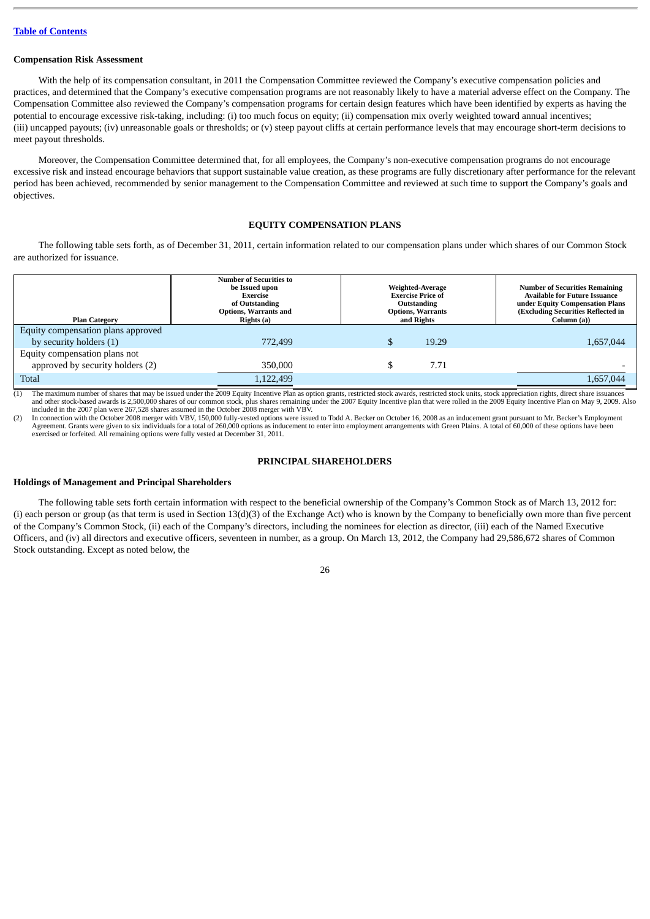[Table of Contents](#)

**Compensation Risk Assessment**

With the help of its compensation consultant, in 2011 the Compensation Committee reviewed the Company's executive compensation policies and practices, and determined that the Company's executive compensation programs are not reasonably likely to have a material adverse effect on the Company. The Compensation Committee also reviewed the Company's compensation programs for certain design features which have been identified by experts as having the potential to encourage excessive risk-taking, including: (i) too much focus on equity; (ii) compensation mix overly weighted toward annual incentives; (iii) uncapped payouts; (iv) unreasonable goals or thresholds; or (v) steep payout cliffs at certain performance levels that may encourage short-term decisions to meet payout thresholds.

Moreover, the Compensation Committee determined that, for all employees, the Company's non-executive compensation programs do not encourage excessive risk and instead encourage behaviors that support sustainable value creation, as these programs are fully discretionary after performance for the relevant period has been achieved, recommended by senior management to the Compensation Committee and reviewed at such time to support the Company's goals and objectives.

## EQUITY COMPENSATION PLANS

The following table sets forth, as of December 31, 2011, certain information related to our compensation plans under which shares of our Common Stock are authorized for issuance.

| Plan Category | Number of Securities to be Issued upon Exercise of Outstanding Options, Warrants and Rights (a) | Weighted-Average Exercise Price of Outstanding Options, Warrants and Rights | Number of Securities Remaining Available for Future Issuance under Equity Compensation Plans (Excluding Securities Reflected in Column (a)) |
|---|---|---|---|
| Equity compensation plans approved by security holders (1) | 772,499 | $ 19.29 | 1,657,044 |
| Equity compensation plans not approved by security holders (2) | 350,000 | $ 7.71 | - |
| Total | 1,122,499 | | 1,657,044 |

(1) The maximum number of shares that may be issued under the 2009 Equity Incentive Plan as option grants, restricted stock awards, restricted stock units, stock appreciation rights, direct share issuances and other stock-based awards is 2,500,000 shares of our common stock, plus shares remaining under the 2007 Equity Incentive plan that were rolled in the 2009 Equity Incentive Plan on May 9, 2009. Also included in the 2007 plan were 267,528 shares assumed in the October 2008 merger with VBV.

(2) In connection with the October 2008 merger with VBV, 150,000 fully-vested options were issued to Todd A. Becker on October 16, 2008 as an inducement grant pursuant to Mr. Becker's Employment Agreement. Grants were given to six individuals for a total of 260,000 options as inducement to enter into employment arrangements with Green Plains. A total of 60,000 of these options have been exercised or forfeited. All remaining options were fully vested at December 31, 2011.

## PRINCIPAL SHAREHOLDERS

**Holdings of Management and Principal Shareholders**

The following table sets forth certain information with respect to the beneficial ownership of the Company's Common Stock as of March 13, 2012 for: (i) each person or group (as that term is used in Section 13(d)(3) of the Exchange Act) who is known by the Company to beneficially own more than five percent of the Company's Common Stock, (ii) each of the Company's directors, including the nominees for election as director, (iii) each of the Named Executive Officers, and (iv) all directors and executive officers, seventeen in number, as a group. On March 13, 2012, the Company had 29,586,672 shares of Common Stock outstanding. Except as noted below, the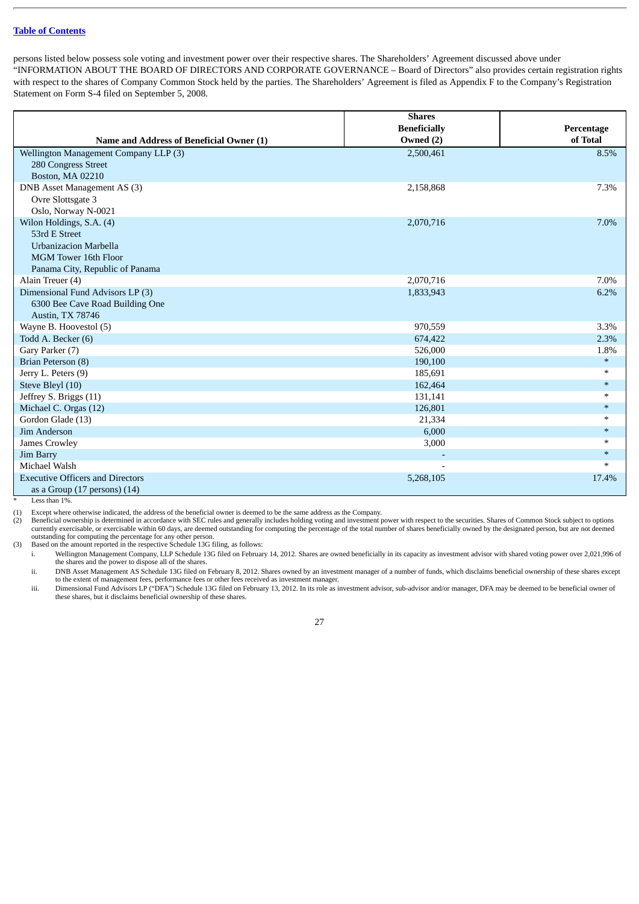[Table of Contents](#)

persons listed below possess sole voting and investment power over their respective shares. The Shareholders' Agreement discussed above under "INFORMATION ABOUT THE BOARD OF DIRECTORS AND CORPORATE GOVERNANCE – Board of Directors" also provides certain registration rights with respect to the shares of Company Common Stock held by the parties. The Shareholders' Agreement is filed as Appendix F to the Company's Registration Statement on Form S-4 filed on September 5, 2008.

| Name and Address of Beneficial Owner (1) | Shares Beneficially Owned (2) | Percentage of Total |
|---|---|---|
| Wellington Management Company LLP (3)<br>280 Congress Street<br>Boston, MA 02210 | 2,500,461 | 8.5% |
| DNB Asset Management AS (3)<br>Ovre Slottsgate 3<br>Oslo, Norway N-0021 | 2,158,868 | 7.3% |
| Wilon Holdings, S.A. (4)<br>53rd E Street<br>Urbanizacion Marbella<br>MGM Tower 16th Floor<br>Panama City, Republic of Panama | 2,070,716 | 7.0% |
| Alain Treuer (4) | 2,070,716 | 7.0% |
| Dimensional Fund Advisors LP (3)<br>6300 Bee Cave Road Building One<br>Austin, TX 78746 | 1,833,943 | 6.2% |
| Wayne B. Hoovestol (5) | 970,559 | 3.3% |
| Todd A. Becker (6) | 674,422 | 2.3% |
| Gary Parker (7) | 526,000 | 1.8% |
| Brian Peterson (8) | 190,100 | * |
| Jerry L. Peters (9) | 185,691 | * |
| Steve Bleyl (10) | 162,464 | * |
| Jeffrey S. Briggs (11) | 131,141 | * |
| Michael C. Orgas (12) | 126,801 | * |
| Gordon Glade (13) | 21,334 | * |
| Jim Anderson | 6,000 | * |
| James Crowley | 3,000 | * |
| Jim Barry | - | * |
| Michael Walsh | - | * |
| Executive Officers and Directors as a Group (17 persons) (14) | 5,268,105 | 17.4% |

\* Less than 1%.

(1) Except where otherwise indicated, the address of the beneficial owner is deemed to be the same address as the Company.

(2) Beneficial ownership is determined in accordance with SEC rules and generally includes holding voting and investment power with respect to the securities. Shares of Common Stock subject to options currently exercisable, or exercisable within 60 days, are deemed outstanding for computing the percentage of the total number of shares beneficially owned by the designated person, but are not deemed outstanding for computing the percentage for any other person.

(3) Based on the amount reported in the respective Schedule 13G filing, as follows:

i. Wellington Management Company, LLP Schedule 13G filed on February 14, 2012. Shares are owned beneficially in its capacity as investment advisor with shared voting power over 2,021,996 of the shares and the power to dispose all of the shares.

ii. DNB Asset Management AS Schedule 13G filed on February 8, 2012. Shares owned by an investment manager of a number of funds, which disclaims beneficial ownership of these shares except to the extent of management fees, performance fees or other fees received as investment manager.

iii. Dimensional Fund Advisors LP ("DFA") Schedule 13G filed on February 13, 2012. In its role as investment advisor, sub-advisor and/or manager, DFA may be deemed to be beneficial owner of these shares, but it disclaims beneficial ownership of these shares.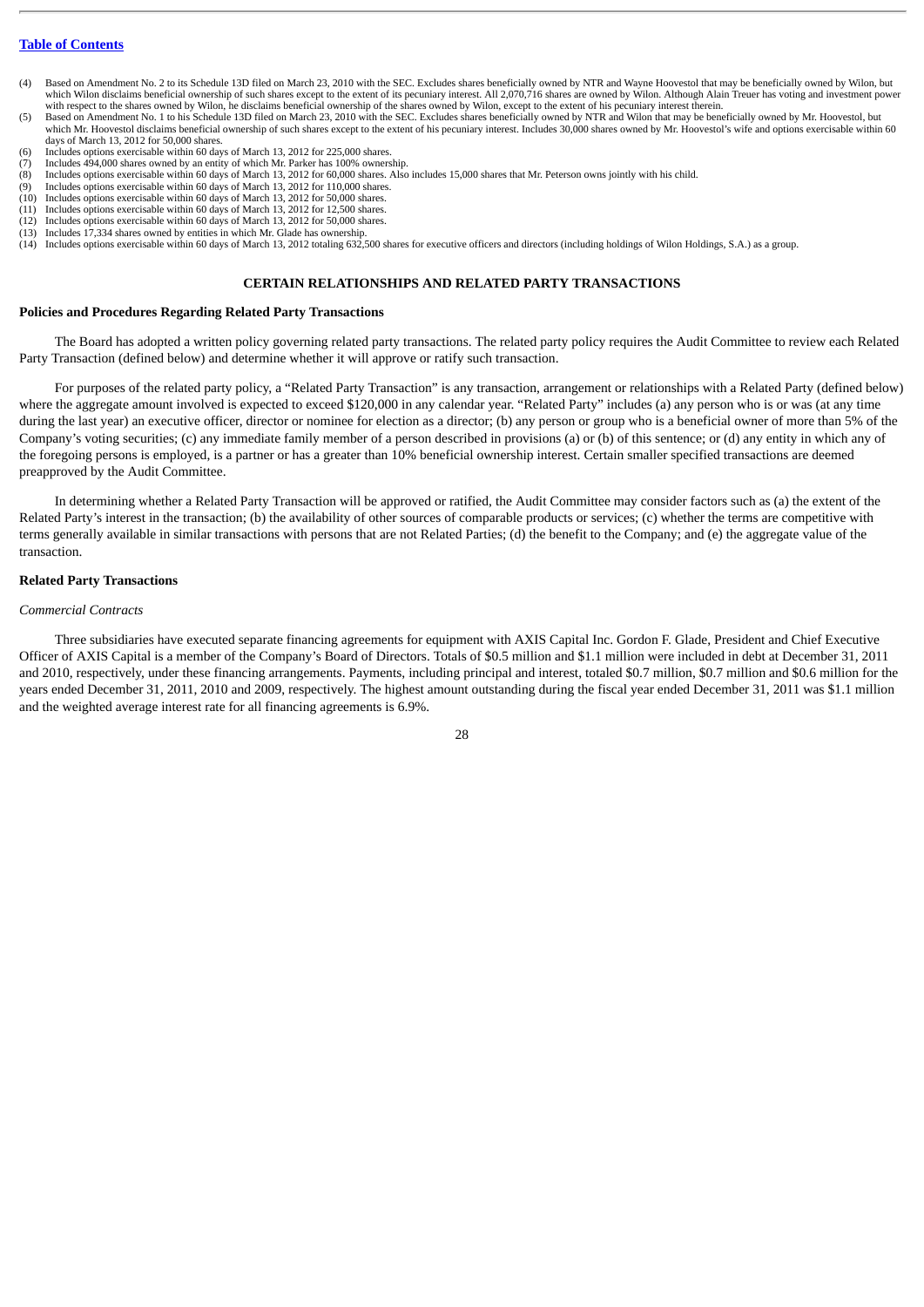(4) Based on Amendment No. 2 to its Schedule 13D filed on March 23, 2010 with the SEC. Excludes shares beneficially owned by NTR and Wayne Hoovestol that may be beneficially owned by Wilon, but which Wilon disclaims beneficial ownership of such shares except to the extent of its pecuniary interest. All 2,070,716 shares are owned by Wilon. Although Alain Treuer has voting and investment power with respect to the shares owned by Wilon, he disclaims beneficial ownership of the shares owned by Wilon, except to the extent of his pecuniary interest therein.

(5) Based on Amendment No. 1 to his Schedule 13D filed on March 23, 2010 with the SEC. Excludes shares beneficially owned by NTR and Wilon that may be beneficially owned by Mr. Hoovestol, but which Mr. Hoovestol disclaims beneficial ownership of such shares except to the extent of his pecuniary interest. Includes 30,000 shares owned by Mr. Hoovestol's wife and options exercisable within 60 days of March 13, 2012 for 50,000 shares.

(6) Includes options exercisable within 60 days of March 13, 2012 for 225,000 shares.

(7) Includes 494,000 shares owned by an entity of which Mr. Parker has 100% ownership.

(8) Includes options exercisable within 60 days of March 13, 2012 for 60,000 shares. Also includes 15,000 shares that Mr. Peterson owns jointly with his child.

(9) Includes options exercisable within 60 days of March 13, 2012 for 110,000 shares.

(10) Includes options exercisable within 60 days of March 13, 2012 for 50,000 shares.

(11) Includes options exercisable within 60 days of March 13, 2012 for 12,500 shares.

(12) Includes options exercisable within 60 days of March 13, 2012 for 50,000 shares.

(13) Includes 17,334 shares owned by entities in which Mr. Glade has ownership.

(14) Includes options exercisable within 60 days of March 13, 2012 totaling 632,500 shares for executive officers and directors (including holdings of Wilon Holdings, S.A.) as a group.

## CERTAIN RELATIONSHIPS AND RELATED PARTY TRANSACTIONS

### Policies and Procedures Regarding Related Party Transactions

The Board has adopted a written policy governing related party transactions. The related party policy requires the Audit Committee to review each Related Party Transaction (defined below) and determine whether it will approve or ratify such transaction.

For purposes of the related party policy, a "Related Party Transaction" is any transaction, arrangement or relationships with a Related Party (defined below) where the aggregate amount involved is expected to exceed $120,000 in any calendar year. "Related Party" includes (a) any person who is or was (at any time during the last year) an executive officer, director or nominee for election as a director; (b) any person or group who is a beneficial owner of more than 5% of the Company's voting securities; (c) any immediate family member of a person described in provisions (a) or (b) of this sentence; or (d) any entity in which any of the foregoing persons is employed, is a partner or has a greater than 10% beneficial ownership interest. Certain smaller specified transactions are deemed preapproved by the Audit Committee.

In determining whether a Related Party Transaction will be approved or ratified, the Audit Committee may consider factors such as (a) the extent of the Related Party's interest in the transaction; (b) the availability of other sources of comparable products or services; (c) whether the terms are competitive with terms generally available in similar transactions with persons that are not Related Parties; (d) the benefit to the Company; and (e) the aggregate value of the transaction.

### Related Party Transactions

*Commercial Contracts*

Three subsidiaries have executed separate financing agreements for equipment with AXIS Capital Inc. Gordon F. Glade, President and Chief Executive Officer of AXIS Capital is a member of the Company's Board of Directors. Totals of $0.5 million and $1.1 million were included in debt at December 31, 2011 and 2010, respectively, under these financing arrangements. Payments, including principal and interest, totaled $0.7 million, $0.7 million and $0.6 million for the years ended December 31, 2011, 2010 and 2009, respectively. The highest amount outstanding during the fiscal year ended December 31, 2011 was $1.1 million and the weighted average interest rate for all financing agreements is 6.9%.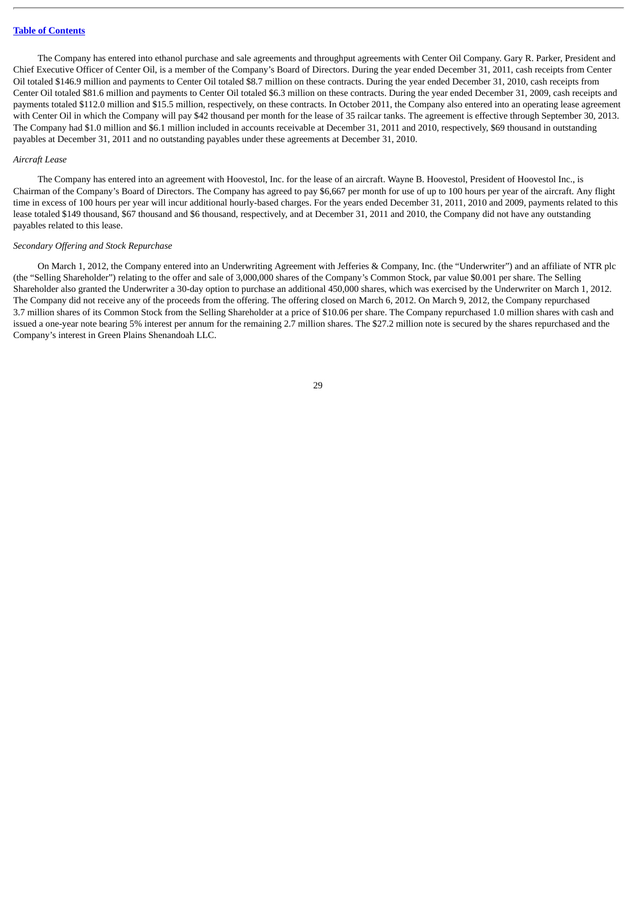The Company has entered into ethanol purchase and sale agreements and throughput agreements with Center Oil Company. Gary R. Parker, President and Chief Executive Officer of Center Oil, is a member of the Company's Board of Directors. During the year ended December 31, 2011, cash receipts from Center Oil totaled $146.9 million and payments to Center Oil totaled $8.7 million on these contracts. During the year ended December 31, 2010, cash receipts from Center Oil totaled $81.6 million and payments to Center Oil totaled $6.3 million on these contracts. During the year ended December 31, 2009, cash receipts and payments totaled $112.0 million and $15.5 million, respectively, on these contracts. In October 2011, the Company also entered into an operating lease agreement with Center Oil in which the Company will pay $42 thousand per month for the lease of 35 railcar tanks. The agreement is effective through September 30, 2013. The Company had $1.0 million and $6.1 million included in accounts receivable at December 31, 2011 and 2010, respectively, $69 thousand in outstanding payables at December 31, 2011 and no outstanding payables under these agreements at December 31, 2010.

*Aircraft Lease*

The Company has entered into an agreement with Hoovestol, Inc. for the lease of an aircraft. Wayne B. Hoovestol, President of Hoovestol Inc., is Chairman of the Company's Board of Directors. The Company has agreed to pay $6,667 per month for use of up to 100 hours per year of the aircraft. Any flight time in excess of 100 hours per year will incur additional hourly-based charges. For the years ended December 31, 2011, 2010 and 2009, payments related to this lease totaled $149 thousand, $67 thousand and $6 thousand, respectively, and at December 31, 2011 and 2010, the Company did not have any outstanding payables related to this lease.

*Secondary Offering and Stock Repurchase*

On March 1, 2012, the Company entered into an Underwriting Agreement with Jefferies & Company, Inc. (the "Underwriter") and an affiliate of NTR plc (the "Selling Shareholder") relating to the offer and sale of 3,000,000 shares of the Company's Common Stock, par value $0.001 per share. The Selling Shareholder also granted the Underwriter a 30-day option to purchase an additional 450,000 shares, which was exercised by the Underwriter on March 1, 2012. The Company did not receive any of the proceeds from the offering. The offering closed on March 6, 2012. On March 9, 2012, the Company repurchased 3.7 million shares of its Common Stock from the Selling Shareholder at a price of $10.06 per share. The Company repurchased 1.0 million shares with cash and issued a one-year note bearing 5% interest per annum for the remaining 2.7 million shares. The $27.2 million note is secured by the shares repurchased and the Company's interest in Green Plains Shenandoah LLC.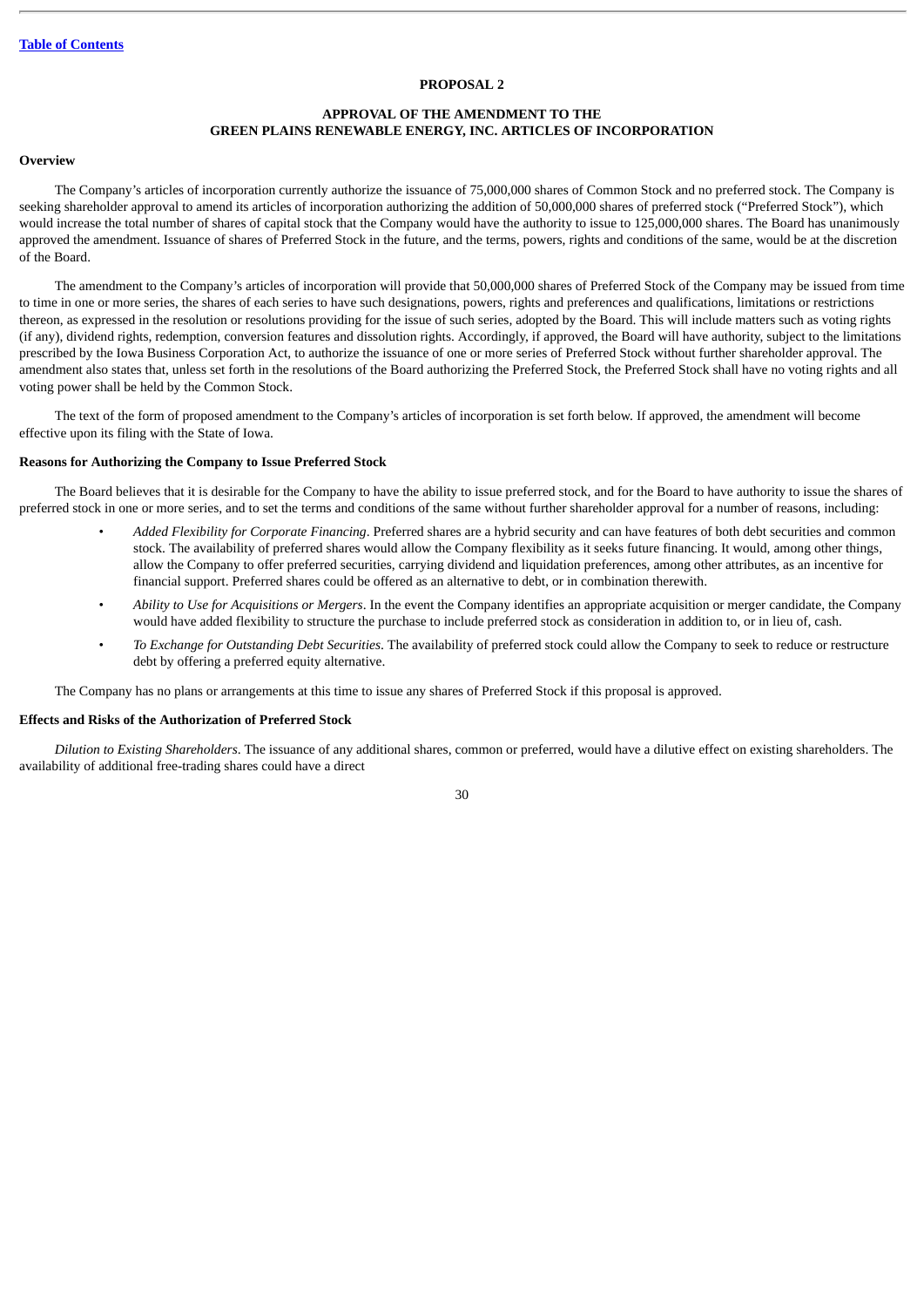## PROPOSAL 2

## APPROVAL OF THE AMENDMENT TO THE GREEN PLAINS RENEWABLE ENERGY, INC. ARTICLES OF INCORPORATION

### Overview

The Company's articles of incorporation currently authorize the issuance of 75,000,000 shares of Common Stock and no preferred stock. The Company is seeking shareholder approval to amend its articles of incorporation authorizing the addition of 50,000,000 shares of preferred stock ("Preferred Stock"), which would increase the total number of shares of capital stock that the Company would have the authority to issue to 125,000,000 shares. The Board has unanimously approved the amendment. Issuance of shares of Preferred Stock in the future, and the terms, powers, rights and conditions of the same, would be at the discretion of the Board.

The amendment to the Company's articles of incorporation will provide that 50,000,000 shares of Preferred Stock of the Company may be issued from time to time in one or more series, the shares of each series to have such designations, powers, rights and preferences and qualifications, limitations or restrictions thereon, as expressed in the resolution or resolutions providing for the issue of such series, adopted by the Board. This will include matters such as voting rights (if any), dividend rights, redemption, conversion features and dissolution rights. Accordingly, if approved, the Board will have authority, subject to the limitations prescribed by the Iowa Business Corporation Act, to authorize the issuance of one or more series of Preferred Stock without further shareholder approval. The amendment also states that, unless set forth in the resolutions of the Board authorizing the Preferred Stock, the Preferred Stock shall have no voting rights and all voting power shall be held by the Common Stock.

The text of the form of proposed amendment to the Company's articles of incorporation is set forth below. If approved, the amendment will become effective upon its filing with the State of Iowa.

### Reasons for Authorizing the Company to Issue Preferred Stock

The Board believes that it is desirable for the Company to have the ability to issue preferred stock, and for the Board to have authority to issue the shares of preferred stock in one or more series, and to set the terms and conditions of the same without further shareholder approval for a number of reasons, including:

- *Added Flexibility for Corporate Financing*. Preferred shares are a hybrid security and can have features of both debt securities and common stock. The availability of preferred shares would allow the Company flexibility as it seeks future financing. It would, among other things, allow the Company to offer preferred securities, carrying dividend and liquidation preferences, among other attributes, as an incentive for financial support. Preferred shares could be offered as an alternative to debt, or in combination therewith.
- *Ability to Use for Acquisitions or Mergers*. In the event the Company identifies an appropriate acquisition or merger candidate, the Company would have added flexibility to structure the purchase to include preferred stock as consideration in addition to, or in lieu of, cash.
- *To Exchange for Outstanding Debt Securities*. The availability of preferred stock could allow the Company to seek to reduce or restructure debt by offering a preferred equity alternative.

The Company has no plans or arrangements at this time to issue any shares of Preferred Stock if this proposal is approved.

### Effects and Risks of the Authorization of Preferred Stock

*Dilution to Existing Shareholders*. The issuance of any additional shares, common or preferred, would have a dilutive effect on existing shareholders. The availability of additional free-trading shares could have a direct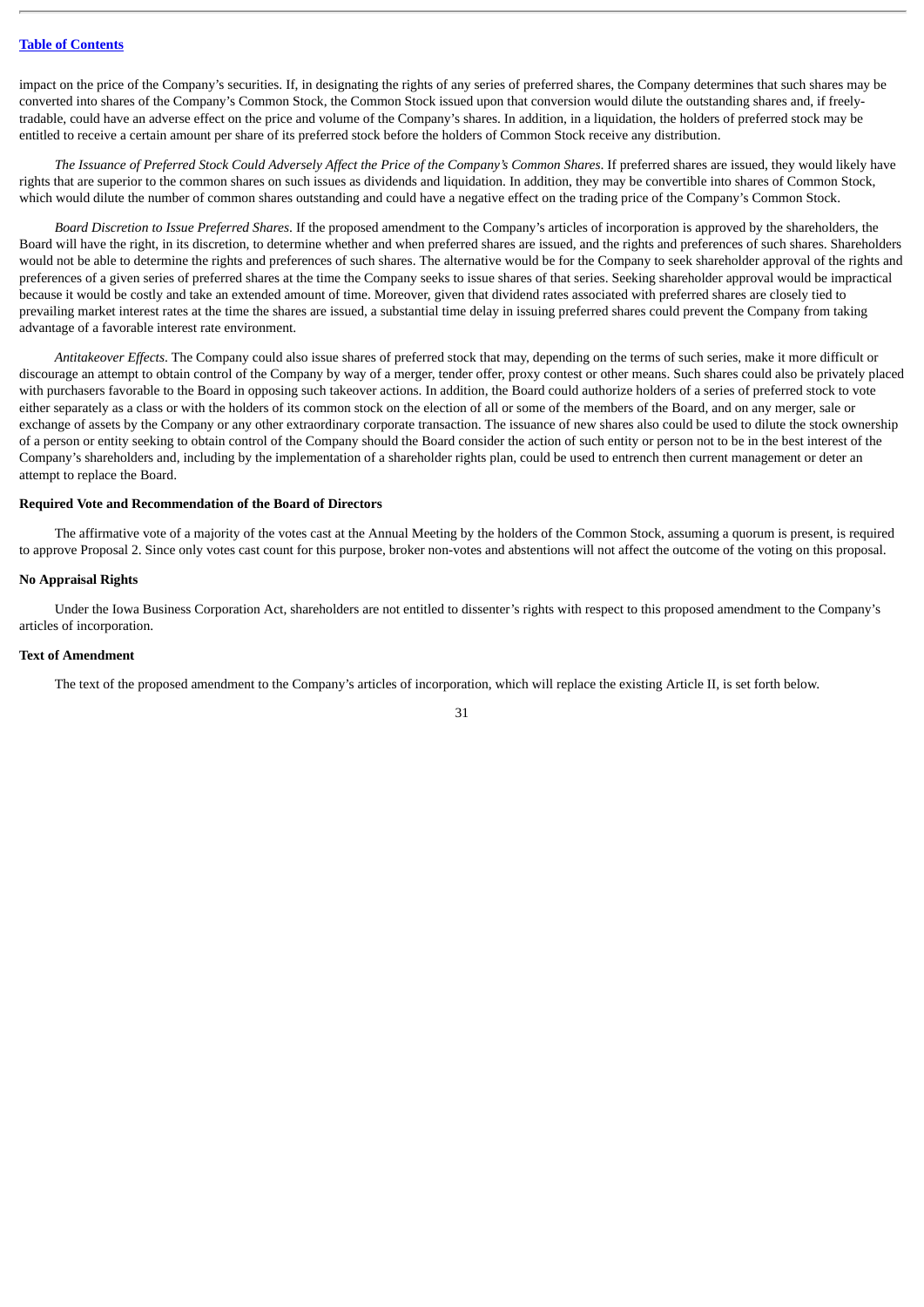impact on the price of the Company's securities. If, in designating the rights of any series of preferred shares, the Company determines that such shares may be converted into shares of the Company's Common Stock, the Common Stock issued upon that conversion would dilute the outstanding shares and, if freely-tradable, could have an adverse effect on the price and volume of the Company's shares. In addition, in a liquidation, the holders of preferred stock may be entitled to receive a certain amount per share of its preferred stock before the holders of Common Stock receive any distribution.

*The Issuance of Preferred Stock Could Adversely Affect the Price of the Company's Common Shares*. If preferred shares are issued, they would likely have rights that are superior to the common shares on such issues as dividends and liquidation. In addition, they may be convertible into shares of Common Stock, which would dilute the number of common shares outstanding and could have a negative effect on the trading price of the Company's Common Stock.

*Board Discretion to Issue Preferred Shares*. If the proposed amendment to the Company's articles of incorporation is approved by the shareholders, the Board will have the right, in its discretion, to determine whether and when preferred shares are issued, and the rights and preferences of such shares. Shareholders would not be able to determine the rights and preferences of such shares. The alternative would be for the Company to seek shareholder approval of the rights and preferences of a given series of preferred shares at the time the Company seeks to issue shares of that series. Seeking shareholder approval would be impractical because it would be costly and take an extended amount of time. Moreover, given that dividend rates associated with preferred shares are closely tied to prevailing market interest rates at the time the shares are issued, a substantial time delay in issuing preferred shares could prevent the Company from taking advantage of a favorable interest rate environment.

*Antitakeover Effects*. The Company could also issue shares of preferred stock that may, depending on the terms of such series, make it more difficult or discourage an attempt to obtain control of the Company by way of a merger, tender offer, proxy contest or other means. Such shares could also be privately placed with purchasers favorable to the Board in opposing such takeover actions. In addition, the Board could authorize holders of a series of preferred stock to vote either separately as a class or with the holders of its common stock on the election of all or some of the members of the Board, and on any merger, sale or exchange of assets by the Company or any other extraordinary corporate transaction. The issuance of new shares also could be used to dilute the stock ownership of a person or entity seeking to obtain control of the Company should the Board consider the action of such entity or person not to be in the best interest of the Company's shareholders and, including by the implementation of a shareholder rights plan, could be used to entrench then current management or deter an attempt to replace the Board.

**Required Vote and Recommendation of the Board of Directors**

The affirmative vote of a majority of the votes cast at the Annual Meeting by the holders of the Common Stock, assuming a quorum is present, is required to approve Proposal 2. Since only votes cast count for this purpose, broker non-votes and abstentions will not affect the outcome of the voting on this proposal.

**No Appraisal Rights**

Under the Iowa Business Corporation Act, shareholders are not entitled to dissenter's rights with respect to this proposed amendment to the Company's articles of incorporation.

**Text of Amendment**

The text of the proposed amendment to the Company's articles of incorporation, which will replace the existing Article II, is set forth below.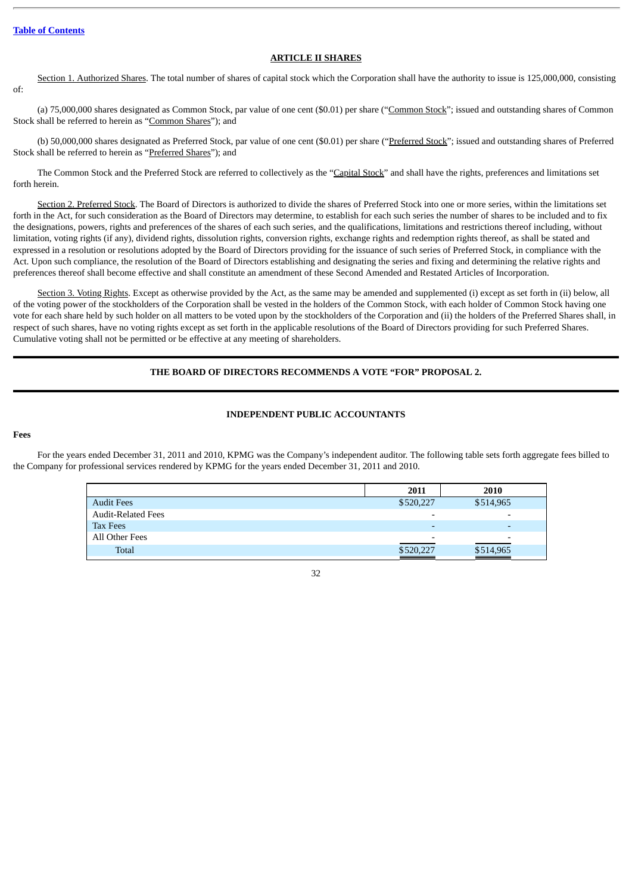## ARTICLE II SHARES

Section 1. Authorized Shares. The total number of shares of capital stock which the Corporation shall have the authority to issue is 125,000,000, consisting of:

(a) 75,000,000 shares designated as Common Stock, par value of one cent ($0.01) per share ("Common Stock"; issued and outstanding shares of Common Stock shall be referred to herein as "Common Shares"); and

(b) 50,000,000 shares designated as Preferred Stock, par value of one cent ($0.01) per share ("Preferred Stock"; issued and outstanding shares of Preferred Stock shall be referred to herein as "Preferred Shares"); and

The Common Stock and the Preferred Stock are referred to collectively as the "Capital Stock" and shall have the rights, preferences and limitations set forth herein.

Section 2. Preferred Stock. The Board of Directors is authorized to divide the shares of Preferred Stock into one or more series, within the limitations set forth in the Act, for such consideration as the Board of Directors may determine, to establish for each such series the number of shares to be included and to fix the designations, powers, rights and preferences of the shares of each such series, and the qualifications, limitations and restrictions thereof including, without limitation, voting rights (if any), dividend rights, dissolution rights, conversion rights, exchange rights and redemption rights thereof, as shall be stated and expressed in a resolution or resolutions adopted by the Board of Directors providing for the issuance of such series of Preferred Stock, in compliance with the Act. Upon such compliance, the resolution of the Board of Directors establishing and designating the series and fixing and determining the relative rights and preferences thereof shall become effective and shall constitute an amendment of these Second Amended and Restated Articles of Incorporation.

Section 3. Voting Rights. Except as otherwise provided by the Act, as the same may be amended and supplemented (i) except as set forth in (ii) below, all of the voting power of the stockholders of the Corporation shall be vested in the holders of the Common Stock, with each holder of Common Stock having one vote for each share held by such holder on all matters to be voted upon by the stockholders of the Corporation and (ii) the holders of the Preferred Shares shall, in respect of such shares, have no voting rights except as set forth in the applicable resolutions of the Board of Directors providing for such Preferred Shares. Cumulative voting shall not be permitted or be effective at any meeting of shareholders.

**THE BOARD OF DIRECTORS RECOMMENDS A VOTE "FOR" PROPOSAL 2.**

## INDEPENDENT PUBLIC ACCOUNTANTS

### Fees

For the years ended December 31, 2011 and 2010, KPMG was the Company's independent auditor. The following table sets forth aggregate fees billed to the Company for professional services rendered by KPMG for the years ended December 31, 2011 and 2010.

| | 2011 | 2010 |
|---|---|---|
| Audit Fees | $520,227 | $514,965 |
| Audit-Related Fees | - | - |
| Tax Fees | - | - |
| All Other Fees | - | - |
| Total | $520,227 | $514,965 |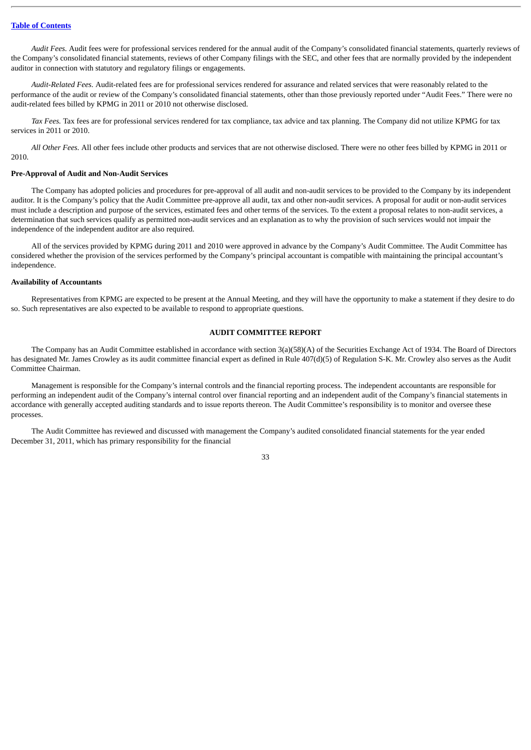*Audit Fees.* Audit fees were for professional services rendered for the annual audit of the Company's consolidated financial statements, quarterly reviews of the Company's consolidated financial statements, reviews of other Company filings with the SEC, and other fees that are normally provided by the independent auditor in connection with statutory and regulatory filings or engagements.

*Audit-Related Fees.* Audit-related fees are for professional services rendered for assurance and related services that were reasonably related to the performance of the audit or review of the Company's consolidated financial statements, other than those previously reported under "Audit Fees." There were no audit-related fees billed by KPMG in 2011 or 2010 not otherwise disclosed.

*Tax Fees.* Tax fees are for professional services rendered for tax compliance, tax advice and tax planning. The Company did not utilize KPMG for tax services in 2011 or 2010.

*All Other Fees.* All other fees include other products and services that are not otherwise disclosed. There were no other fees billed by KPMG in 2011 or 2010.

**Pre-Approval of Audit and Non-Audit Services**

The Company has adopted policies and procedures for pre-approval of all audit and non-audit services to be provided to the Company by its independent auditor. It is the Company's policy that the Audit Committee pre-approve all audit, tax and other non-audit services. A proposal for audit or non-audit services must include a description and purpose of the services, estimated fees and other terms of the services. To the extent a proposal relates to non-audit services, a determination that such services qualify as permitted non-audit services and an explanation as to why the provision of such services would not impair the independence of the independent auditor are also required.

All of the services provided by KPMG during 2011 and 2010 were approved in advance by the Company's Audit Committee. The Audit Committee has considered whether the provision of the services performed by the Company's principal accountant is compatible with maintaining the principal accountant's independence.

**Availability of Accountants**

Representatives from KPMG are expected to be present at the Annual Meeting, and they will have the opportunity to make a statement if they desire to do so. Such representatives are also expected to be available to respond to appropriate questions.

## AUDIT COMMITTEE REPORT

The Company has an Audit Committee established in accordance with section 3(a)(58)(A) of the Securities Exchange Act of 1934. The Board of Directors has designated Mr. James Crowley as its audit committee financial expert as defined in Rule 407(d)(5) of Regulation S-K. Mr. Crowley also serves as the Audit Committee Chairman.

Management is responsible for the Company's internal controls and the financial reporting process. The independent accountants are responsible for performing an independent audit of the Company's internal control over financial reporting and an independent audit of the Company's financial statements in accordance with generally accepted auditing standards and to issue reports thereon. The Audit Committee's responsibility is to monitor and oversee these processes.

The Audit Committee has reviewed and discussed with management the Company's audited consolidated financial statements for the year ended December 31, 2011, which has primary responsibility for the financial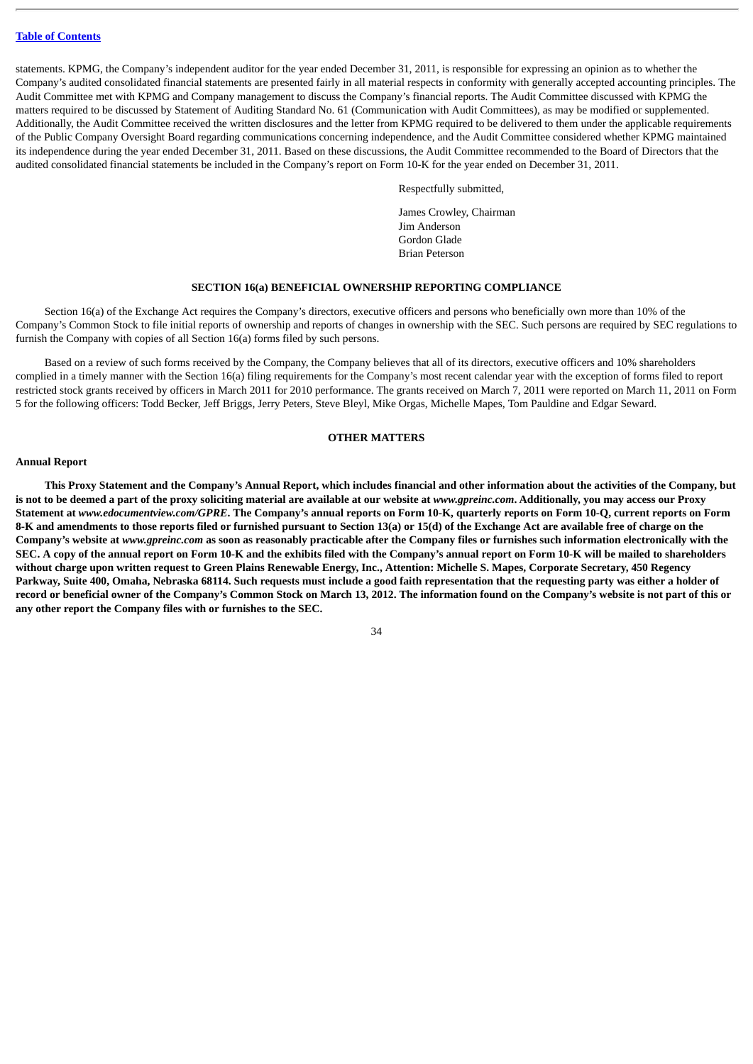statements. KPMG, the Company's independent auditor for the year ended December 31, 2011, is responsible for expressing an opinion as to whether the Company's audited consolidated financial statements are presented fairly in all material respects in conformity with generally accepted accounting principles. The Audit Committee met with KPMG and Company management to discuss the Company's financial reports. The Audit Committee discussed with KPMG the matters required to be discussed by Statement of Auditing Standard No. 61 (Communication with Audit Committees), as may be modified or supplemented. Additionally, the Audit Committee received the written disclosures and the letter from KPMG required to be delivered to them under the applicable requirements of the Public Company Oversight Board regarding communications concerning independence, and the Audit Committee considered whether KPMG maintained its independence during the year ended December 31, 2011. Based on these discussions, the Audit Committee recommended to the Board of Directors that the audited consolidated financial statements be included in the Company's report on Form 10-K for the year ended on December 31, 2011.

Respectfully submitted,

James Crowley, Chairman
Jim Anderson
Gordon Glade
Brian Peterson

## SECTION 16(a) BENEFICIAL OWNERSHIP REPORTING COMPLIANCE

Section 16(a) of the Exchange Act requires the Company's directors, executive officers and persons who beneficially own more than 10% of the Company's Common Stock to file initial reports of ownership and reports of changes in ownership with the SEC. Such persons are required by SEC regulations to furnish the Company with copies of all Section 16(a) forms filed by such persons.

Based on a review of such forms received by the Company, the Company believes that all of its directors, executive officers and 10% shareholders complied in a timely manner with the Section 16(a) filing requirements for the Company's most recent calendar year with the exception of forms filed to report restricted stock grants received by officers in March 2011 for 2010 performance. The grants received on March 7, 2011 were reported on March 11, 2011 on Form 5 for the following officers: Todd Becker, Jeff Briggs, Jerry Peters, Steve Bleyl, Mike Orgas, Michelle Mapes, Tom Pauldine and Edgar Seward.

## OTHER MATTERS

### Annual Report

**This Proxy Statement and the Company's Annual Report, which includes financial and other information about the activities of the Company, but is not to be deemed a part of the proxy soliciting material are available at our website at *www.gpreinc.com*. Additionally, you may access our Proxy Statement at *www.edocumentview.com/GPRE*. The Company's annual reports on Form 10-K, quarterly reports on Form 10-Q, current reports on Form 8-K and amendments to those reports filed or furnished pursuant to Section 13(a) or 15(d) of the Exchange Act are available free of charge on the Company's website at *www.gpreinc.com* as soon as reasonably practicable after the Company files or furnishes such information electronically with the SEC. A copy of the annual report on Form 10-K and the exhibits filed with the Company's annual report on Form 10-K will be mailed to shareholders without charge upon written request to Green Plains Renewable Energy, Inc., Attention: Michelle S. Mapes, Corporate Secretary, 450 Regency Parkway, Suite 400, Omaha, Nebraska 68114. Such requests must include a good faith representation that the requesting party was either a holder of record or beneficial owner of the Company's Common Stock on March 13, 2012. The information found on the Company's website is not part of this or any other report the Company files with or furnishes to the SEC.**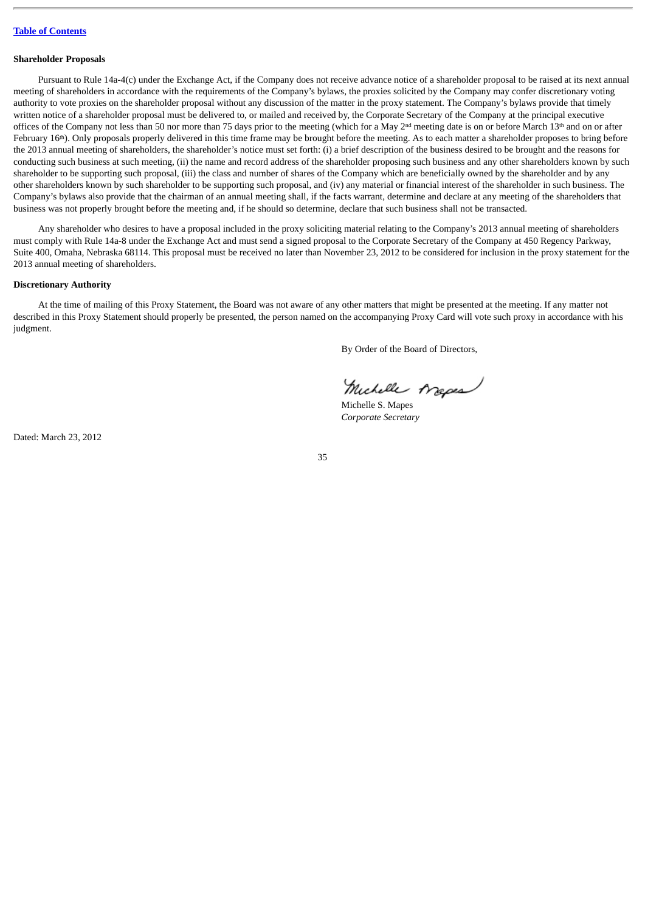**Shareholder Proposals**

Pursuant to Rule 14a-4(c) under the Exchange Act, if the Company does not receive advance notice of a shareholder proposal to be raised at its next annual meeting of shareholders in accordance with the requirements of the Company's bylaws, the proxies solicited by the Company may confer discretionary voting authority to vote proxies on the shareholder proposal without any discussion of the matter in the proxy statement. The Company's bylaws provide that timely written notice of a shareholder proposal must be delivered to, or mailed and received by, the Corporate Secretary of the Company at the principal executive offices of the Company not less than 50 nor more than 75 days prior to the meeting (which for a May 2nd meeting date is on or before March 13th and on or after February 16th). Only proposals properly delivered in this time frame may be brought before the meeting. As to each matter a shareholder proposes to bring before the 2013 annual meeting of shareholders, the shareholder's notice must set forth: (i) a brief description of the business desired to be brought and the reasons for conducting such business at such meeting, (ii) the name and record address of the shareholder proposing such business and any other shareholders known by such shareholder to be supporting such proposal, (iii) the class and number of shares of the Company which are beneficially owned by the shareholder and by any other shareholders known by such shareholder to be supporting such proposal, and (iv) any material or financial interest of the shareholder in such business. The Company's bylaws also provide that the chairman of an annual meeting shall, if the facts warrant, determine and declare at any meeting of the shareholders that business was not properly brought before the meeting and, if he should so determine, declare that such business shall not be transacted.

Any shareholder who desires to have a proposal included in the proxy soliciting material relating to the Company's 2013 annual meeting of shareholders must comply with Rule 14a-8 under the Exchange Act and must send a signed proposal to the Corporate Secretary of the Company at 450 Regency Parkway, Suite 400, Omaha, Nebraska 68114. This proposal must be received no later than November 23, 2012 to be considered for inclusion in the proxy statement for the 2013 annual meeting of shareholders.

**Discretionary Authority**

At the time of mailing of this Proxy Statement, the Board was not aware of any other matters that might be presented at the meeting. If any matter not described in this Proxy Statement should properly be presented, the person named on the accompanying Proxy Card will vote such proxy in accordance with his judgment.

By Order of the Board of Directors,

Michelle S. Mapes
*Corporate Secretary*

Dated: March 23, 2012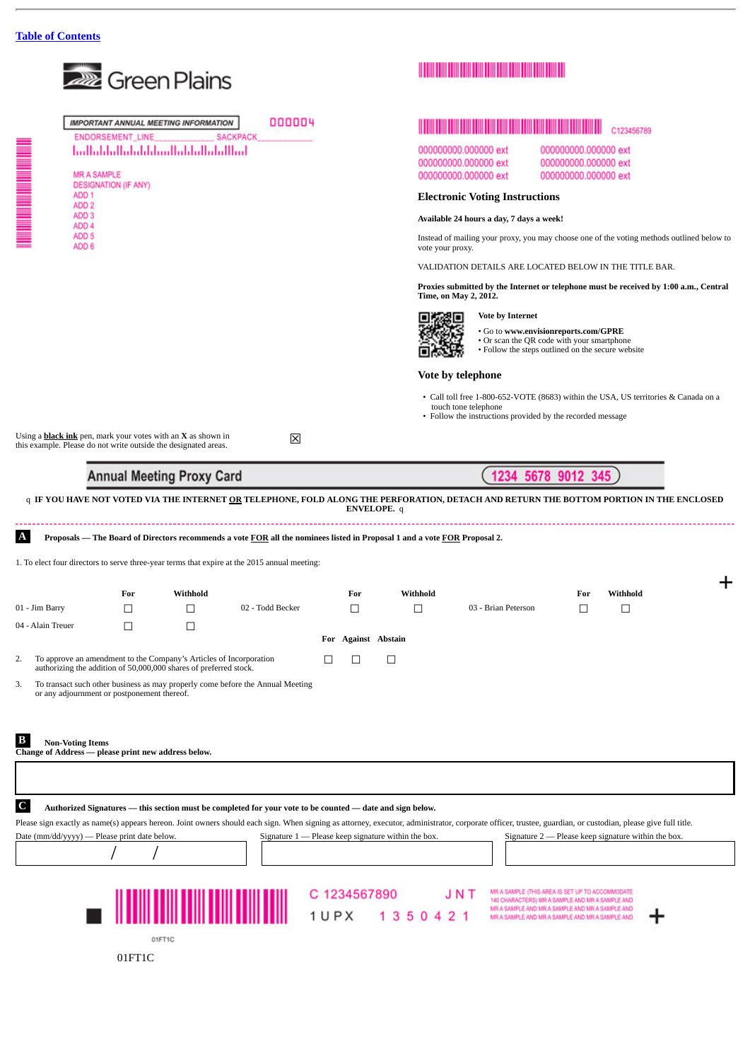[Table of Contents](#)

Green Plains

IMPORTANT ANNUAL MEETING INFORMATION

000004

ENDORSEMENT_LINE______________ SACKPACK_______________

MR A SAMPLE
DESIGNATION (IF ANY)
ADD 1
ADD 2
ADD 3
ADD 4
ADD 5
ADD 6

C123456789

000000000.000000 ext 000000000.000000 ext
000000000.000000 ext 000000000.000000 ext
000000000.000000 ext 000000000.000000 ext

## Electronic Voting Instructions

**Available 24 hours a day, 7 days a week!**

Instead of mailing your proxy, you may choose one of the voting methods outlined below to vote your proxy.

VALIDATION DETAILS ARE LOCATED BELOW IN THE TITLE BAR.

**Proxies submitted by the Internet or telephone must be received by 1:00 a.m., Central Time, on May 2, 2012.**

**Vote by Internet**

- Go to **www.envisionreports.com/GPRE**
- Or scan the QR code with your smartphone
- Follow the steps outlined on the secure website

## Vote by telephone

- Call toll free 1-800-652-VOTE (8683) within the USA, US territories & Canada on a touch tone telephone
- Follow the instructions provided by the recorded message

Using a **black ink** pen, mark your votes with an **X** as shown in this example. Please do not write outside the designated areas. ☒

## Annual Meeting Proxy Card

1234 5678 9012 345

q **IF YOU HAVE NOT VOTED VIA THE INTERNET OR TELEPHONE, FOLD ALONG THE PERFORATION, DETACH AND RETURN THE BOTTOM PORTION IN THE ENCLOSED ENVELOPE.** q

**A** **Proposals — The Board of Directors recommends a vote FOR all the nominees listed in Proposal 1 and a vote FOR Proposal 2.**

1. To elect four directors to serve three-year terms that expire at the 2015 annual meeting:

| | For | Withhold | | For | Withhold | | For | Withhold |
|---|---|---|---|---|---|---|---|---|
| 01 - Jim Barry | ☐ | ☐ | 02 - Todd Becker | ☐ | ☐ | 03 - Brian Peterson | ☐ | ☐ |
| 04 - Alain Treuer | ☐ | ☐ | | | | | | |

| | For | Against | Abstain |
|---|---|---|---|
| 2. To approve an amendment to the Company's Articles of Incorporation authorizing the addition of 50,000,000 shares of preferred stock. | ☐ | ☐ | ☐ |

3. To transact such other business as may properly come before the Annual Meeting or any adjournment or postponement thereof.

**B** **Non-Voting Items**

**Change of Address — please print new address below.**

**C** **Authorized Signatures — this section must be completed for your vote to be counted — date and sign below.**

Please sign exactly as name(s) appears hereon. Joint owners should each sign. When signing as attorney, executor, administrator, corporate officer, trustee, guardian, or custodian, please give full title.

| Date (mm/dd/yyyy) — Please print date below. | Signature 1 — Please keep signature within the box. | Signature 2 — Please keep signature within the box. |
|---|---|---|
| / / | | |

C 1234567890 JNT

1 U P X 1 3 5 0 4 2 1

MR A SAMPLE (THIS AREA IS SET UP TO ACCOMMODATE 140 CHARACTERS) MR A SAMPLE AND MR A SAMPLE AND MR A SAMPLE AND MR A SAMPLE AND MR A SAMPLE AND MR A SAMPLE AND MR A SAMPLE AND MR A SAMPLE AND

01FT1C

01FT1C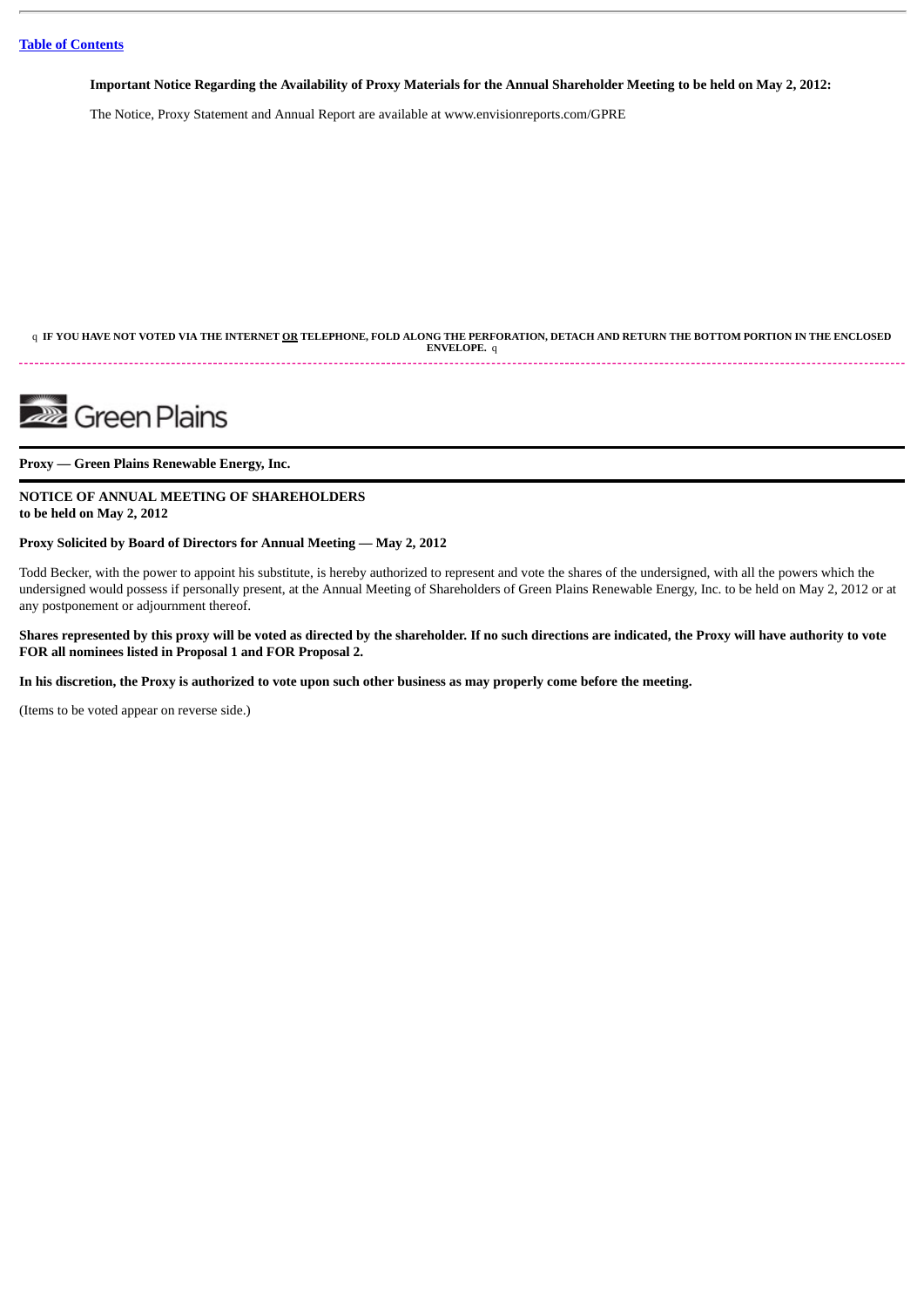Table of Contents

**Important Notice Regarding the Availability of Proxy Materials for the Annual Shareholder Meeting to be held on May 2, 2012:**

The Notice, Proxy Statement and Annual Report are available at www.envisionreports.com/GPRE

q **IF YOU HAVE NOT VOTED VIA THE INTERNET OR TELEPHONE, FOLD ALONG THE PERFORATION, DETACH AND RETURN THE BOTTOM PORTION IN THE ENCLOSED ENVELOPE.** q

Green Plains

**Proxy — Green Plains Renewable Energy, Inc.**

**NOTICE OF ANNUAL MEETING OF SHAREHOLDERS**
**to be held on May 2, 2012**

**Proxy Solicited by Board of Directors for Annual Meeting — May 2, 2012**

Todd Becker, with the power to appoint his substitute, is hereby authorized to represent and vote the shares of the undersigned, with all the powers which the undersigned would possess if personally present, at the Annual Meeting of Shareholders of Green Plains Renewable Energy, Inc. to be held on May 2, 2012 or at any postponement or adjournment thereof.

**Shares represented by this proxy will be voted as directed by the shareholder. If no such directions are indicated, the Proxy will have authority to vote FOR all nominees listed in Proposal 1 and FOR Proposal 2.**

**In his discretion, the Proxy is authorized to vote upon such other business as may properly come before the meeting.**

(Items to be voted appear on reverse side.)